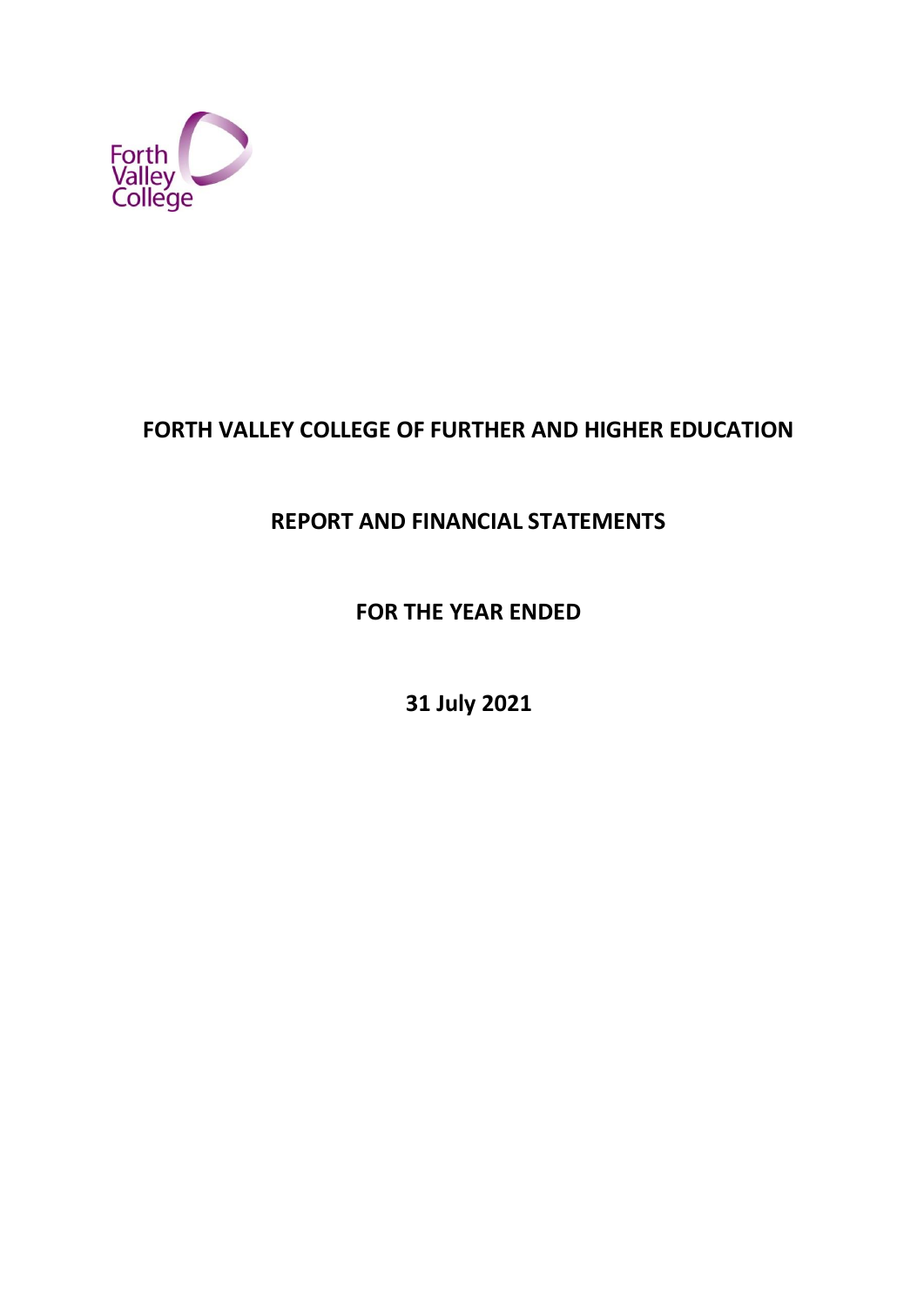Forth Valley College

# FORTH VALLEY COLLEGE OF FURTHER AND HIGHER EDUCATION

## REPORT AND FINANCIAL STATEMENTS

## FOR THE YEAR ENDED

## 31 July 2021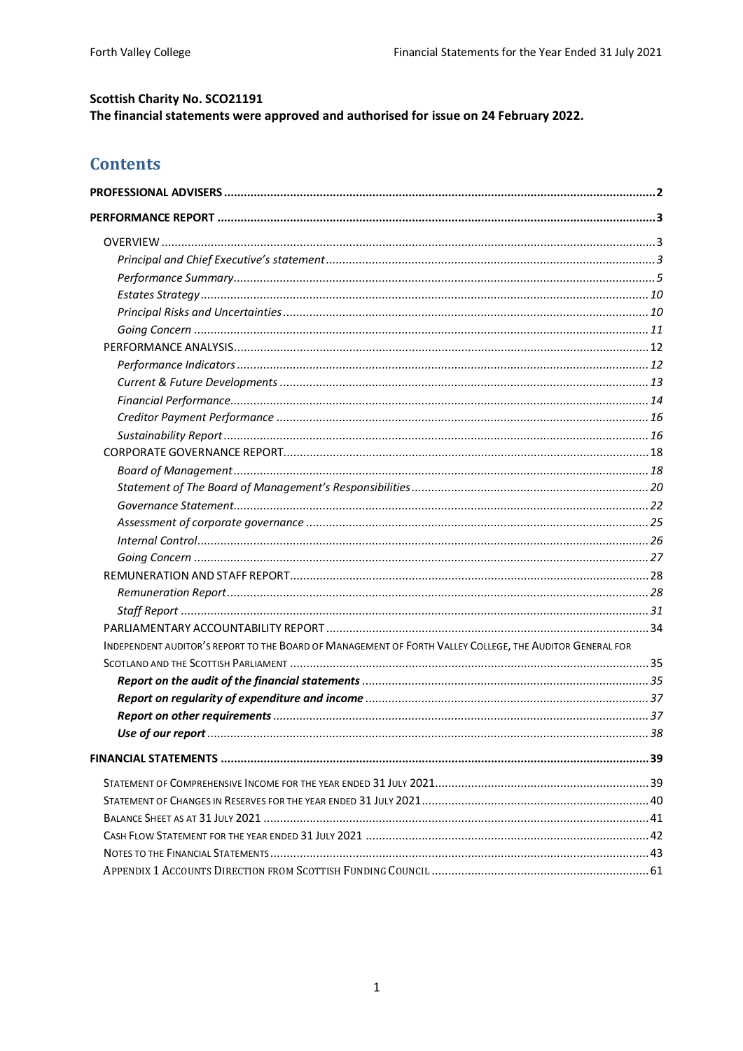**Scottish Charity No. SCO21191**
**The financial statements were approved and authorised for issue on 24 February 2022.**

## Contents

**PROFESSIONAL ADVISERS** ..... 2

**PERFORMANCE REPORT** ..... 3

- OVERVIEW ..... 3
  - *Principal and Chief Executive's statement* ..... 3
  - *Performance Summary* ..... 5
  - *Estates Strategy* ..... 10
  - *Principal Risks and Uncertainties* ..... 10
  - *Going Concern* ..... 11
- PERFORMANCE ANALYSIS ..... 12
  - *Performance Indicators* ..... 12
  - *Current & Future Developments* ..... 13
  - *Financial Performance* ..... 14
  - *Creditor Payment Performance* ..... 16
  - *Sustainability Report* ..... 16
- CORPORATE GOVERNANCE REPORT ..... 18
  - *Board of Management* ..... 18
  - *Statement of The Board of Management's Responsibilities* ..... 20
  - *Governance Statement* ..... 22
  - *Assessment of corporate governance* ..... 25
  - *Internal Control* ..... 26
  - *Going Concern* ..... 27
- REMUNERATION AND STAFF REPORT ..... 28
  - *Remuneration Report* ..... 28
  - *Staff Report* ..... 31
- PARLIAMENTARY ACCOUNTABILITY REPORT ..... 34
- INDEPENDENT AUDITOR'S REPORT TO THE BOARD OF MANAGEMENT OF FORTH VALLEY COLLEGE, THE AUDITOR GENERAL FOR SCOTLAND AND THE SCOTTISH PARLIAMENT ..... 35
  - ***Report on the audit of the financial statements*** ..... 35
  - ***Report on regularity of expenditure and income*** ..... 37
  - ***Report on other requirements*** ..... 37
  - ***Use of our report*** ..... 38

**FINANCIAL STATEMENTS** ..... 39

- STATEMENT OF COMPREHENSIVE INCOME FOR THE YEAR ENDED 31 JULY 2021 ..... 39
- STATEMENT OF CHANGES IN RESERVES FOR THE YEAR ENDED 31 JULY 2021 ..... 40
- BALANCE SHEET AS AT 31 JULY 2021 ..... 41
- CASH FLOW STATEMENT FOR THE YEAR ENDED 31 JULY 2021 ..... 42
- NOTES TO THE FINANCIAL STATEMENTS ..... 43
- APPENDIX 1 ACCOUNTS DIRECTION FROM SCOTTISH FUNDING COUNCIL ..... 61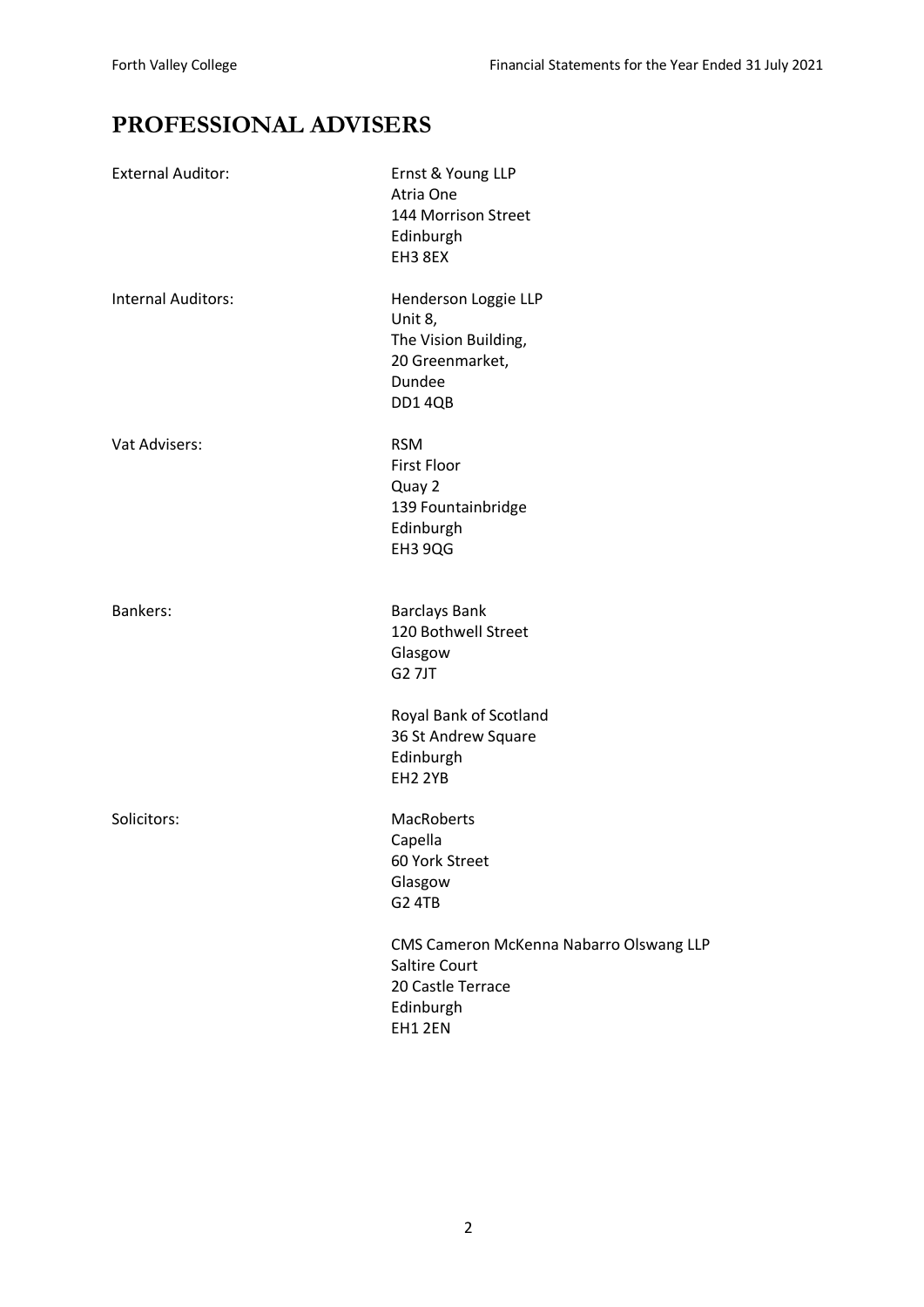# PROFESSIONAL ADVISERS

| | |
|---|---|
| External Auditor: | Ernst & Young LLP<br>Atria One<br>144 Morrison Street<br>Edinburgh<br>EH3 8EX |
| Internal Auditors: | Henderson Loggie LLP<br>Unit 8,<br>The Vision Building,<br>20 Greenmarket,<br>Dundee<br>DD1 4QB |
| Vat Advisers: | RSM<br>First Floor<br>Quay 2<br>139 Fountainbridge<br>Edinburgh<br>EH3 9QG |
| Bankers: | Barclays Bank<br>120 Bothwell Street<br>Glasgow<br>G2 7JT |
| | Royal Bank of Scotland<br>36 St Andrew Square<br>Edinburgh<br>EH2 2YB |
| Solicitors: | MacRoberts<br>Capella<br>60 York Street<br>Glasgow<br>G2 4TB |
| | CMS Cameron McKenna Nabarro Olswang LLP<br>Saltire Court<br>20 Castle Terrace<br>Edinburgh<br>EH1 2EN |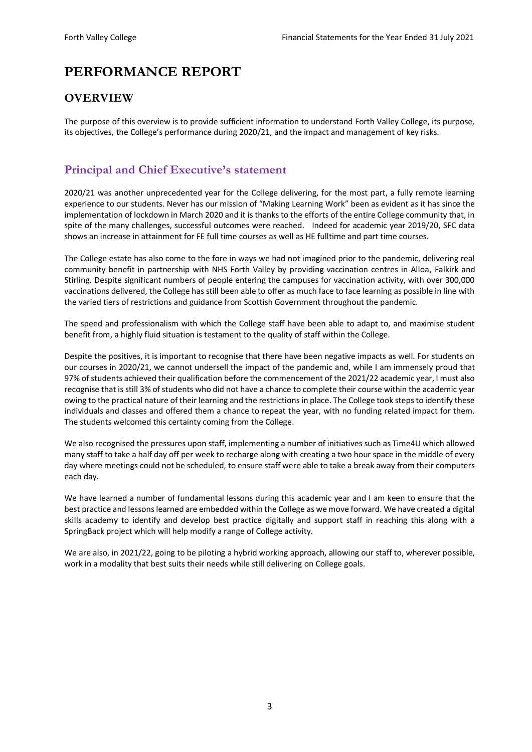# PERFORMANCE REPORT

## OVERVIEW

The purpose of this overview is to provide sufficient information to understand Forth Valley College, its purpose, its objectives, the College's performance during 2020/21, and the impact and management of key risks.

### Principal and Chief Executive's statement

2020/21 was another unprecedented year for the College delivering, for the most part, a fully remote learning experience to our students. Never has our mission of "Making Learning Work" been as evident as it has since the implementation of lockdown in March 2020 and it is thanks to the efforts of the entire College community that, in spite of the many challenges, successful outcomes were reached. Indeed for academic year 2019/20, SFC data shows an increase in attainment for FE full time courses as well as HE fulltime and part time courses.

The College estate has also come to the fore in ways we had not imagined prior to the pandemic, delivering real community benefit in partnership with NHS Forth Valley by providing vaccination centres in Alloa, Falkirk and Stirling. Despite significant numbers of people entering the campuses for vaccination activity, with over 300,000 vaccinations delivered, the College has still been able to offer as much face to face learning as possible in line with the varied tiers of restrictions and guidance from Scottish Government throughout the pandemic.

The speed and professionalism with which the College staff have been able to adapt to, and maximise student benefit from, a highly fluid situation is testament to the quality of staff within the College.

Despite the positives, it is important to recognise that there have been negative impacts as well. For students on our courses in 2020/21, we cannot undersell the impact of the pandemic and, while I am immensely proud that 97% of students achieved their qualification before the commencement of the 2021/22 academic year, I must also recognise that is still 3% of students who did not have a chance to complete their course within the academic year owing to the practical nature of their learning and the restrictions in place. The College took steps to identify these individuals and classes and offered them a chance to repeat the year, with no funding related impact for them. The students welcomed this certainty coming from the College.

We also recognised the pressures upon staff, implementing a number of initiatives such as Time4U which allowed many staff to take a half day off per week to recharge along with creating a two hour space in the middle of every day where meetings could not be scheduled, to ensure staff were able to take a break away from their computers each day.

We have learned a number of fundamental lessons during this academic year and I am keen to ensure that the best practice and lessons learned are embedded within the College as we move forward. We have created a digital skills academy to identify and develop best practice digitally and support staff in reaching this along with a SpringBack project which will help modify a range of College activity.

We are also, in 2021/22, going to be piloting a hybrid working approach, allowing our staff to, wherever possible, work in a modality that best suits their needs while still delivering on College goals.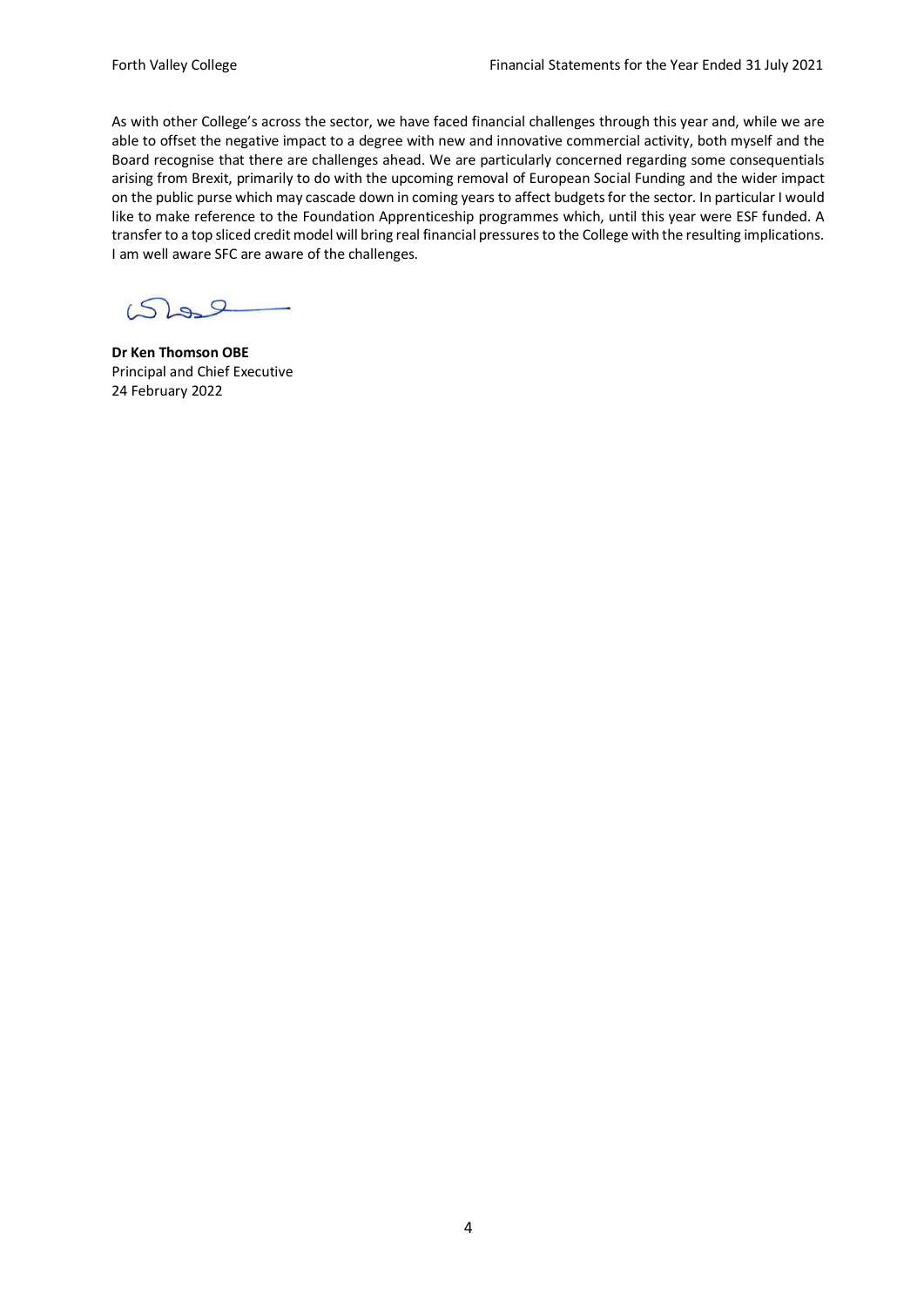As with other College's across the sector, we have faced financial challenges through this year and, while we are able to offset the negative impact to a degree with new and innovative commercial activity, both myself and the Board recognise that there are challenges ahead. We are particularly concerned regarding some consequentials arising from Brexit, primarily to do with the upcoming removal of European Social Funding and the wider impact on the public purse which may cascade down in coming years to affect budgets for the sector. In particular I would like to make reference to the Foundation Apprenticeship programmes which, until this year were ESF funded. A transfer to a top sliced credit model will bring real financial pressures to the College with the resulting implications. I am well aware SFC are aware of the challenges.

**Dr Ken Thomson OBE**
Principal and Chief Executive
24 February 2022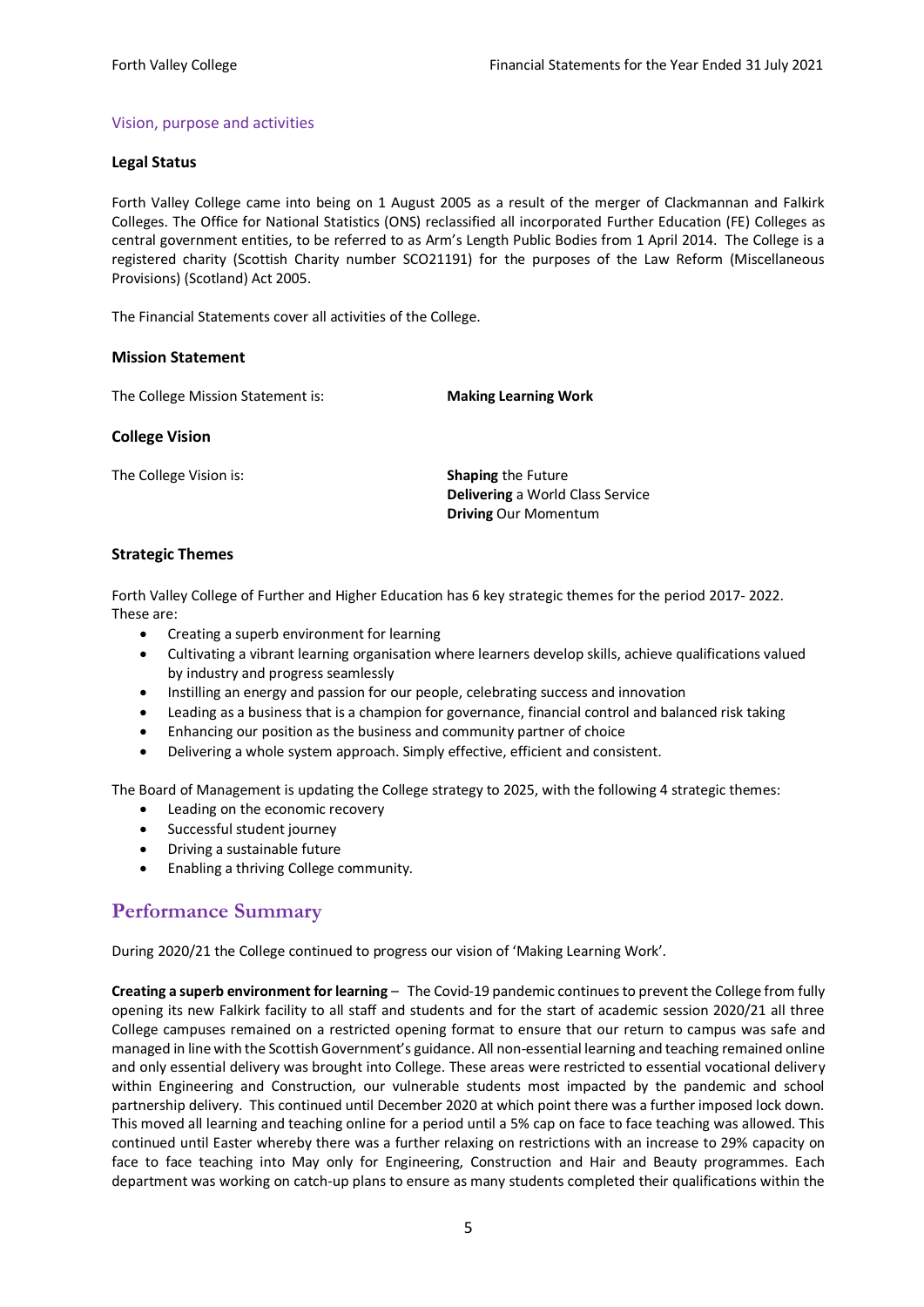## Vision, purpose and activities

### Legal Status

Forth Valley College came into being on 1 August 2005 as a result of the merger of Clackmannan and Falkirk Colleges. The Office for National Statistics (ONS) reclassified all incorporated Further Education (FE) Colleges as central government entities, to be referred to as Arm's Length Public Bodies from 1 April 2014. The College is a registered charity (Scottish Charity number SCO21191) for the purposes of the Law Reform (Miscellaneous Provisions) (Scotland) Act 2005.

The Financial Statements cover all activities of the College.

### Mission Statement

The College Mission Statement is: **Making Learning Work**

### College Vision

The College Vision is:

**Shaping** the Future
**Delivering** a World Class Service
**Driving** Our Momentum

### Strategic Themes

Forth Valley College of Further and Higher Education has 6 key strategic themes for the period 2017- 2022. These are:

- Creating a superb environment for learning
- Cultivating a vibrant learning organisation where learners develop skills, achieve qualifications valued by industry and progress seamlessly
- Instilling an energy and passion for our people, celebrating success and innovation
- Leading as a business that is a champion for governance, financial control and balanced risk taking
- Enhancing our position as the business and community partner of choice
- Delivering a whole system approach. Simply effective, efficient and consistent.

The Board of Management is updating the College strategy to 2025, with the following 4 strategic themes:

- Leading on the economic recovery
- Successful student journey
- Driving a sustainable future
- Enabling a thriving College community.

## Performance Summary

During 2020/21 the College continued to progress our vision of 'Making Learning Work'.

**Creating a superb environment for learning** – The Covid-19 pandemic continues to prevent the College from fully opening its new Falkirk facility to all staff and students and for the start of academic session 2020/21 all three College campuses remained on a restricted opening format to ensure that our return to campus was safe and managed in line with the Scottish Government's guidance. All non-essential learning and teaching remained online and only essential delivery was brought into College. These areas were restricted to essential vocational delivery within Engineering and Construction, our vulnerable students most impacted by the pandemic and school partnership delivery. This continued until December 2020 at which point there was a further imposed lock down. This moved all learning and teaching online for a period until a 5% cap on face to face teaching was allowed. This continued until Easter whereby there was a further relaxing on restrictions with an increase to 29% capacity on face to face teaching into May only for Engineering, Construction and Hair and Beauty programmes. Each department was working on catch-up plans to ensure as many students completed their qualifications within the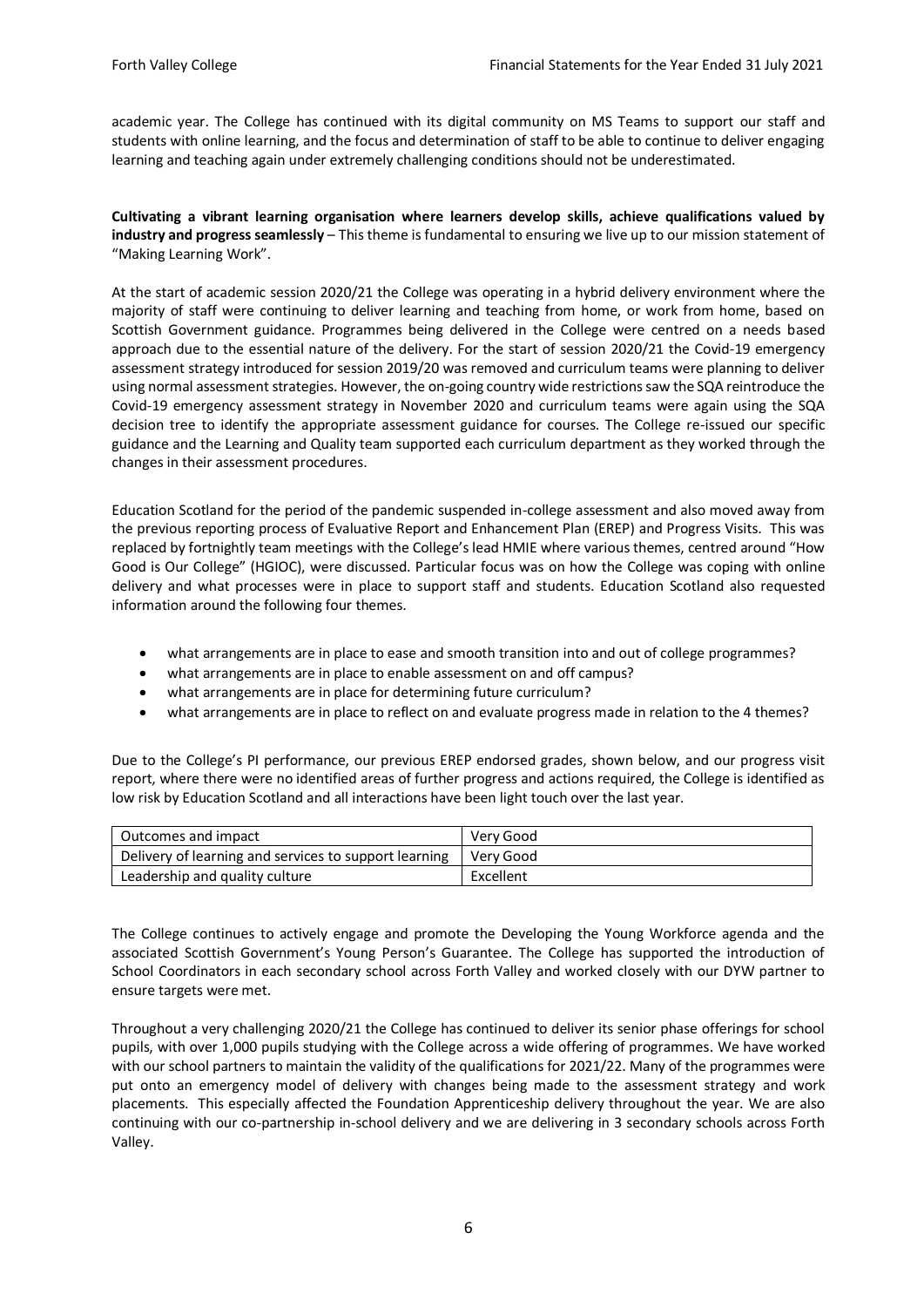academic year. The College has continued with its digital community on MS Teams to support our staff and students with online learning, and the focus and determination of staff to be able to continue to deliver engaging learning and teaching again under extremely challenging conditions should not be underestimated.

**Cultivating a vibrant learning organisation where learners develop skills, achieve qualifications valued by industry and progress seamlessly** – This theme is fundamental to ensuring we live up to our mission statement of "Making Learning Work".

At the start of academic session 2020/21 the College was operating in a hybrid delivery environment where the majority of staff were continuing to deliver learning and teaching from home, or work from home, based on Scottish Government guidance. Programmes being delivered in the College were centred on a needs based approach due to the essential nature of the delivery. For the start of session 2020/21 the Covid-19 emergency assessment strategy introduced for session 2019/20 was removed and curriculum teams were planning to deliver using normal assessment strategies. However, the on-going country wide restrictions saw the SQA reintroduce the Covid-19 emergency assessment strategy in November 2020 and curriculum teams were again using the SQA decision tree to identify the appropriate assessment guidance for courses. The College re-issued our specific guidance and the Learning and Quality team supported each curriculum department as they worked through the changes in their assessment procedures.

Education Scotland for the period of the pandemic suspended in-college assessment and also moved away from the previous reporting process of Evaluative Report and Enhancement Plan (EREP) and Progress Visits. This was replaced by fortnightly team meetings with the College's lead HMIE where various themes, centred around "How Good is Our College" (HGIOC), were discussed. Particular focus was on how the College was coping with online delivery and what processes were in place to support staff and students. Education Scotland also requested information around the following four themes.

- what arrangements are in place to ease and smooth transition into and out of college programmes?
- what arrangements are in place to enable assessment on and off campus?
- what arrangements are in place for determining future curriculum?
- what arrangements are in place to reflect on and evaluate progress made in relation to the 4 themes?

Due to the College's PI performance, our previous EREP endorsed grades, shown below, and our progress visit report, where there were no identified areas of further progress and actions required, the College is identified as low risk by Education Scotland and all interactions have been light touch over the last year.

| | |
|---|---|
| Outcomes and impact | Very Good |
| Delivery of learning and services to support learning | Very Good |
| Leadership and quality culture | Excellent |

The College continues to actively engage and promote the Developing the Young Workforce agenda and the associated Scottish Government's Young Person's Guarantee. The College has supported the introduction of School Coordinators in each secondary school across Forth Valley and worked closely with our DYW partner to ensure targets were met.

Throughout a very challenging 2020/21 the College has continued to deliver its senior phase offerings for school pupils, with over 1,000 pupils studying with the College across a wide offering of programmes. We have worked with our school partners to maintain the validity of the qualifications for 2021/22. Many of the programmes were put onto an emergency model of delivery with changes being made to the assessment strategy and work placements. This especially affected the Foundation Apprenticeship delivery throughout the year. We are also continuing with our co-partnership in-school delivery and we are delivering in 3 secondary schools across Forth Valley.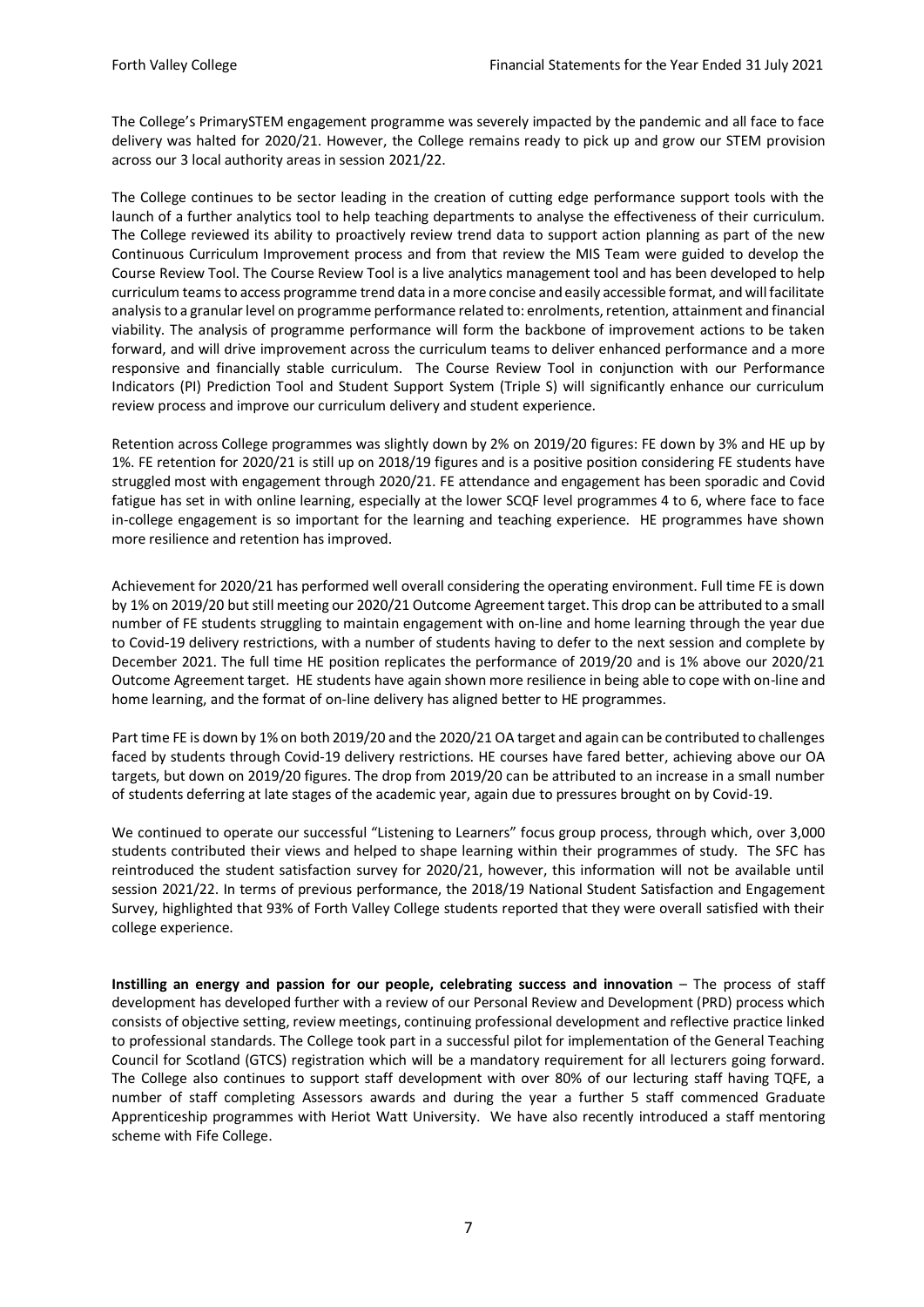The College's PrimarySTEM engagement programme was severely impacted by the pandemic and all face to face delivery was halted for 2020/21. However, the College remains ready to pick up and grow our STEM provision across our 3 local authority areas in session 2021/22.

The College continues to be sector leading in the creation of cutting edge performance support tools with the launch of a further analytics tool to help teaching departments to analyse the effectiveness of their curriculum. The College reviewed its ability to proactively review trend data to support action planning as part of the new Continuous Curriculum Improvement process and from that review the MIS Team were guided to develop the Course Review Tool. The Course Review Tool is a live analytics management tool and has been developed to help curriculum teams to access programme trend data in a more concise and easily accessible format, and will facilitate analysis to a granular level on programme performance related to: enrolments, retention, attainment and financial viability. The analysis of programme performance will form the backbone of improvement actions to be taken forward, and will drive improvement across the curriculum teams to deliver enhanced performance and a more responsive and financially stable curriculum. The Course Review Tool in conjunction with our Performance Indicators (PI) Prediction Tool and Student Support System (Triple S) will significantly enhance our curriculum review process and improve our curriculum delivery and student experience.

Retention across College programmes was slightly down by 2% on 2019/20 figures: FE down by 3% and HE up by 1%. FE retention for 2020/21 is still up on 2018/19 figures and is a positive position considering FE students have struggled most with engagement through 2020/21. FE attendance and engagement has been sporadic and Covid fatigue has set in with online learning, especially at the lower SCQF level programmes 4 to 6, where face to face in-college engagement is so important for the learning and teaching experience. HE programmes have shown more resilience and retention has improved.

Achievement for 2020/21 has performed well overall considering the operating environment. Full time FE is down by 1% on 2019/20 but still meeting our 2020/21 Outcome Agreement target. This drop can be attributed to a small number of FE students struggling to maintain engagement with on-line and home learning through the year due to Covid-19 delivery restrictions, with a number of students having to defer to the next session and complete by December 2021. The full time HE position replicates the performance of 2019/20 and is 1% above our 2020/21 Outcome Agreement target. HE students have again shown more resilience in being able to cope with on-line and home learning, and the format of on-line delivery has aligned better to HE programmes.

Part time FE is down by 1% on both 2019/20 and the 2020/21 OA target and again can be contributed to challenges faced by students through Covid-19 delivery restrictions. HE courses have fared better, achieving above our OA targets, but down on 2019/20 figures. The drop from 2019/20 can be attributed to an increase in a small number of students deferring at late stages of the academic year, again due to pressures brought on by Covid-19.

We continued to operate our successful "Listening to Learners" focus group process, through which, over 3,000 students contributed their views and helped to shape learning within their programmes of study. The SFC has reintroduced the student satisfaction survey for 2020/21, however, this information will not be available until session 2021/22. In terms of previous performance, the 2018/19 National Student Satisfaction and Engagement Survey, highlighted that 93% of Forth Valley College students reported that they were overall satisfied with their college experience.

**Instilling an energy and passion for our people, celebrating success and innovation** – The process of staff development has developed further with a review of our Personal Review and Development (PRD) process which consists of objective setting, review meetings, continuing professional development and reflective practice linked to professional standards. The College took part in a successful pilot for implementation of the General Teaching Council for Scotland (GTCS) registration which will be a mandatory requirement for all lecturers going forward. The College also continues to support staff development with over 80% of our lecturing staff having TQFE, a number of staff completing Assessors awards and during the year a further 5 staff commenced Graduate Apprenticeship programmes with Heriot Watt University. We have also recently introduced a staff mentoring scheme with Fife College.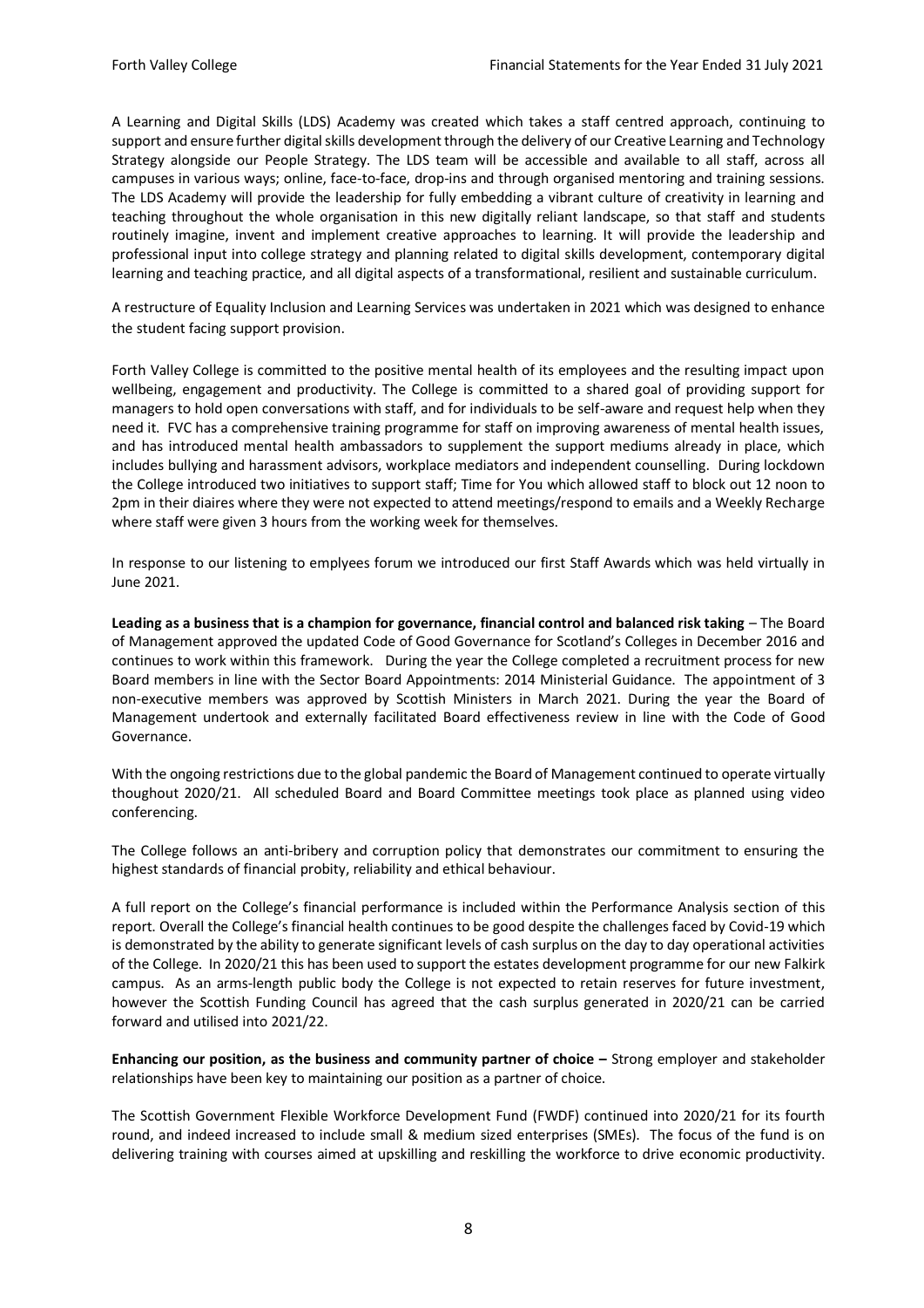A Learning and Digital Skills (LDS) Academy was created which takes a staff centred approach, continuing to support and ensure further digital skills development through the delivery of our Creative Learning and Technology Strategy alongside our People Strategy. The LDS team will be accessible and available to all staff, across all campuses in various ways; online, face-to-face, drop-ins and through organised mentoring and training sessions. The LDS Academy will provide the leadership for fully embedding a vibrant culture of creativity in learning and teaching throughout the whole organisation in this new digitally reliant landscape, so that staff and students routinely imagine, invent and implement creative approaches to learning. It will provide the leadership and professional input into college strategy and planning related to digital skills development, contemporary digital learning and teaching practice, and all digital aspects of a transformational, resilient and sustainable curriculum.

A restructure of Equality Inclusion and Learning Services was undertaken in 2021 which was designed to enhance the student facing support provision.

Forth Valley College is committed to the positive mental health of its employees and the resulting impact upon wellbeing, engagement and productivity. The College is committed to a shared goal of providing support for managers to hold open conversations with staff, and for individuals to be self-aware and request help when they need it. FVC has a comprehensive training programme for staff on improving awareness of mental health issues, and has introduced mental health ambassadors to supplement the support mediums already in place, which includes bullying and harassment advisors, workplace mediators and independent counselling. During lockdown the College introduced two initiatives to support staff; Time for You which allowed staff to block out 12 noon to 2pm in their diaires where they were not expected to attend meetings/respond to emails and a Weekly Recharge where staff were given 3 hours from the working week for themselves.

In response to our listening to emplyees forum we introduced our first Staff Awards which was held virtually in June 2021.

**Leading as a business that is a champion for governance, financial control and balanced risk taking** – The Board of Management approved the updated Code of Good Governance for Scotland's Colleges in December 2016 and continues to work within this framework. During the year the College completed a recruitment process for new Board members in line with the Sector Board Appointments: 2014 Ministerial Guidance. The appointment of 3 non-executive members was approved by Scottish Ministers in March 2021. During the year the Board of Management undertook and externally facilitated Board effectiveness review in line with the Code of Good Governance.

With the ongoing restrictions due to the global pandemic the Board of Management continued to operate virtually thoughout 2020/21. All scheduled Board and Board Committee meetings took place as planned using video conferencing.

The College follows an anti-bribery and corruption policy that demonstrates our commitment to ensuring the highest standards of financial probity, reliability and ethical behaviour.

A full report on the College's financial performance is included within the Performance Analysis section of this report. Overall the College's financial health continues to be good despite the challenges faced by Covid-19 which is demonstrated by the ability to generate significant levels of cash surplus on the day to day operational activities of the College. In 2020/21 this has been used to support the estates development programme for our new Falkirk campus. As an arms-length public body the College is not expected to retain reserves for future investment, however the Scottish Funding Council has agreed that the cash surplus generated in 2020/21 can be carried forward and utilised into 2021/22.

**Enhancing our position, as the business and community partner of choice –** Strong employer and stakeholder relationships have been key to maintaining our position as a partner of choice.

The Scottish Government Flexible Workforce Development Fund (FWDF) continued into 2020/21 for its fourth round, and indeed increased to include small & medium sized enterprises (SMEs). The focus of the fund is on delivering training with courses aimed at upskilling and reskilling the workforce to drive economic productivity.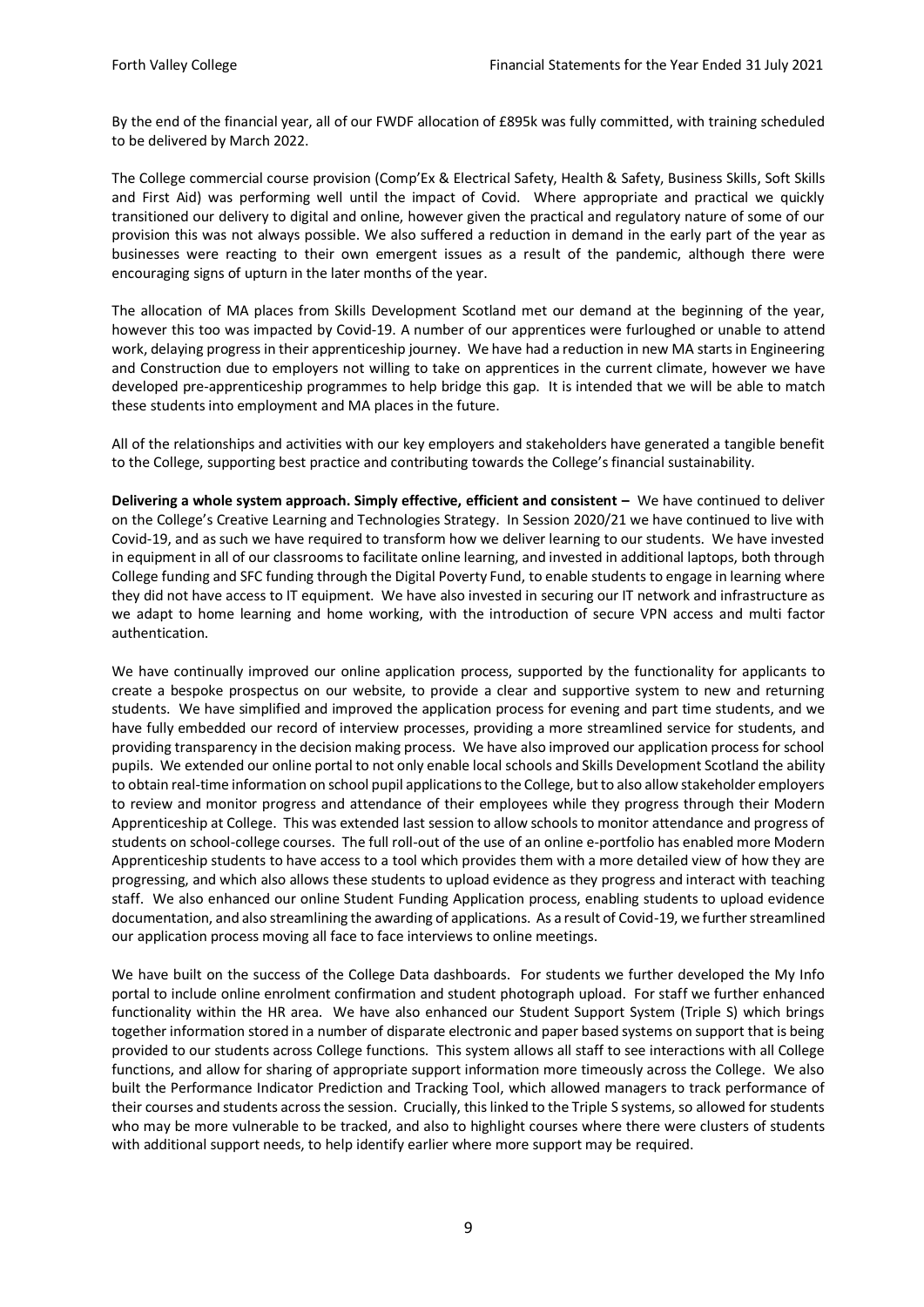By the end of the financial year, all of our FWDF allocation of £895k was fully committed, with training scheduled to be delivered by March 2022.

The College commercial course provision (Comp'Ex & Electrical Safety, Health & Safety, Business Skills, Soft Skills and First Aid) was performing well until the impact of Covid. Where appropriate and practical we quickly transitioned our delivery to digital and online, however given the practical and regulatory nature of some of our provision this was not always possible. We also suffered a reduction in demand in the early part of the year as businesses were reacting to their own emergent issues as a result of the pandemic, although there were encouraging signs of upturn in the later months of the year.

The allocation of MA places from Skills Development Scotland met our demand at the beginning of the year, however this too was impacted by Covid-19. A number of our apprentices were furloughed or unable to attend work, delaying progress in their apprenticeship journey. We have had a reduction in new MA starts in Engineering and Construction due to employers not willing to take on apprentices in the current climate, however we have developed pre-apprenticeship programmes to help bridge this gap. It is intended that we will be able to match these students into employment and MA places in the future.

All of the relationships and activities with our key employers and stakeholders have generated a tangible benefit to the College, supporting best practice and contributing towards the College's financial sustainability.

**Delivering a whole system approach. Simply effective, efficient and consistent –** We have continued to deliver on the College's Creative Learning and Technologies Strategy. In Session 2020/21 we have continued to live with Covid-19, and as such we have required to transform how we deliver learning to our students. We have invested in equipment in all of our classrooms to facilitate online learning, and invested in additional laptops, both through College funding and SFC funding through the Digital Poverty Fund, to enable students to engage in learning where they did not have access to IT equipment. We have also invested in securing our IT network and infrastructure as we adapt to home learning and home working, with the introduction of secure VPN access and multi factor authentication.

We have continually improved our online application process, supported by the functionality for applicants to create a bespoke prospectus on our website, to provide a clear and supportive system to new and returning students. We have simplified and improved the application process for evening and part time students, and we have fully embedded our record of interview processes, providing a more streamlined service for students, and providing transparency in the decision making process. We have also improved our application process for school pupils. We extended our online portal to not only enable local schools and Skills Development Scotland the ability to obtain real-time information on school pupil applications to the College, but to also allow stakeholder employers to review and monitor progress and attendance of their employees while they progress through their Modern Apprenticeship at College. This was extended last session to allow schools to monitor attendance and progress of students on school-college courses. The full roll-out of the use of an online e-portfolio has enabled more Modern Apprenticeship students to have access to a tool which provides them with a more detailed view of how they are progressing, and which also allows these students to upload evidence as they progress and interact with teaching staff. We also enhanced our online Student Funding Application process, enabling students to upload evidence documentation, and also streamlining the awarding of applications. As a result of Covid-19, we further streamlined our application process moving all face to face interviews to online meetings.

We have built on the success of the College Data dashboards. For students we further developed the My Info portal to include online enrolment confirmation and student photograph upload. For staff we further enhanced functionality within the HR area. We have also enhanced our Student Support System (Triple S) which brings together information stored in a number of disparate electronic and paper based systems on support that is being provided to our students across College functions. This system allows all staff to see interactions with all College functions, and allow for sharing of appropriate support information more timeously across the College. We also built the Performance Indicator Prediction and Tracking Tool, which allowed managers to track performance of their courses and students across the session. Crucially, this linked to the Triple S systems, so allowed for students who may be more vulnerable to be tracked, and also to highlight courses where there were clusters of students with additional support needs, to help identify earlier where more support may be required.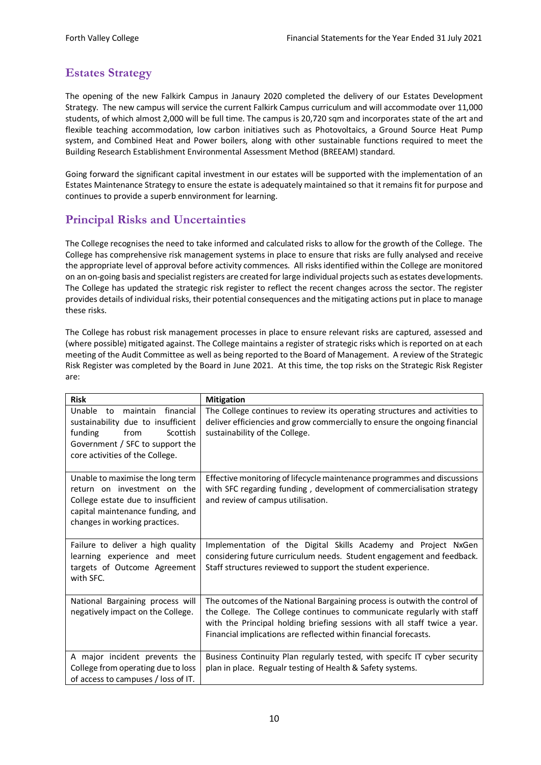## Estates Strategy

The opening of the new Falkirk Campus in Janaury 2020 completed the delivery of our Estates Development Strategy. The new campus will service the current Falkirk Campus curriculum and will accommodate over 11,000 students, of which almost 2,000 will be full time. The campus is 20,720 sqm and incorporates state of the art and flexible teaching accommodation, low carbon initiatives such as Photovoltaics, a Ground Source Heat Pump system, and Combined Heat and Power boilers, along with other sustainable functions required to meet the Building Research Establishment Environmental Assessment Method (BREEAM) standard.

Going forward the significant capital investment in our estates will be supported with the implementation of an Estates Maintenance Strategy to ensure the estate is adequately maintained so that it remains fit for purpose and continues to provide a superb ennvironment for learning.

## Principal Risks and Uncertainties

The College recognises the need to take informed and calculated risks to allow for the growth of the College. The College has comprehensive risk management systems in place to ensure that risks are fully analysed and receive the appropriate level of approval before activity commences. All risks identified within the College are monitored on an on-going basis and specialist registers are created for large individual projects such as estates developments. The College has updated the strategic risk register to reflect the recent changes across the sector. The register provides details of individual risks, their potential consequences and the mitigating actions put in place to manage these risks.

The College has robust risk management processes in place to ensure relevant risks are captured, assessed and (where possible) mitigated against. The College maintains a register of strategic risks which is reported on at each meeting of the Audit Committee as well as being reported to the Board of Management. A review of the Strategic Risk Register was completed by the Board in June 2021. At this time, the top risks on the Strategic Risk Register are:

| Risk | Mitigation |
|---|---|
| Unable to maintain financial sustainability due to insufficient funding from Scottish Government / SFC to support the core activities of the College. | The College continues to review its operating structures and activities to deliver efficiencies and grow commercially to ensure the ongoing financial sustainability of the College. |
| Unable to maximise the long term return on investment on the College estate due to insufficient capital maintenance funding, and changes in working practices. | Effective monitoring of lifecycle maintenance programmes and discussions with SFC regarding funding , development of commercialisation strategy and review of campus utilisation. |
| Failure to deliver a high quality learning experience and meet targets of Outcome Agreement with SFC. | Implementation of the Digital Skills Academy and Project NxGen considering future curriculum needs. Student engagement and feedback. Staff structures reviewed to support the student experience. |
| National Bargaining process will negatively impact on the College. | The outcomes of the National Bargaining process is outwith the control of the College. The College continues to communicate regularly with staff with the Principal holding briefing sessions with all staff twice a year. Financial implications are reflected within financial forecasts. |
| A major incident prevents the College from operating due to loss of access to campuses / loss of IT. | Business Continuity Plan regularly tested, with specifc IT cyber security plan in place. Regualr testing of Health & Safety systems. |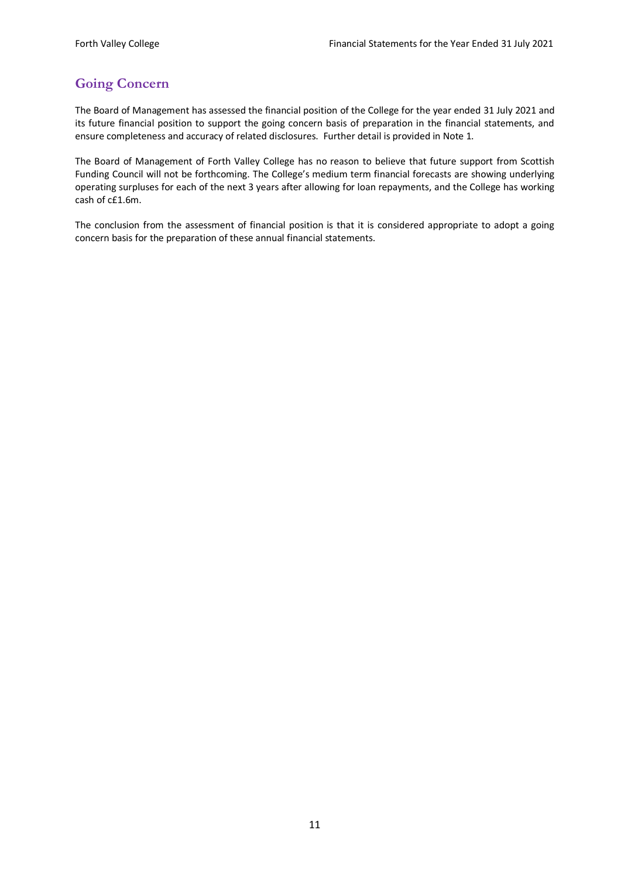## Going Concern

The Board of Management has assessed the financial position of the College for the year ended 31 July 2021 and its future financial position to support the going concern basis of preparation in the financial statements, and ensure completeness and accuracy of related disclosures. Further detail is provided in Note 1.

The Board of Management of Forth Valley College has no reason to believe that future support from Scottish Funding Council will not be forthcoming. The College's medium term financial forecasts are showing underlying operating surpluses for each of the next 3 years after allowing for loan repayments, and the College has working cash of c£1.6m.

The conclusion from the assessment of financial position is that it is considered appropriate to adopt a going concern basis for the preparation of these annual financial statements.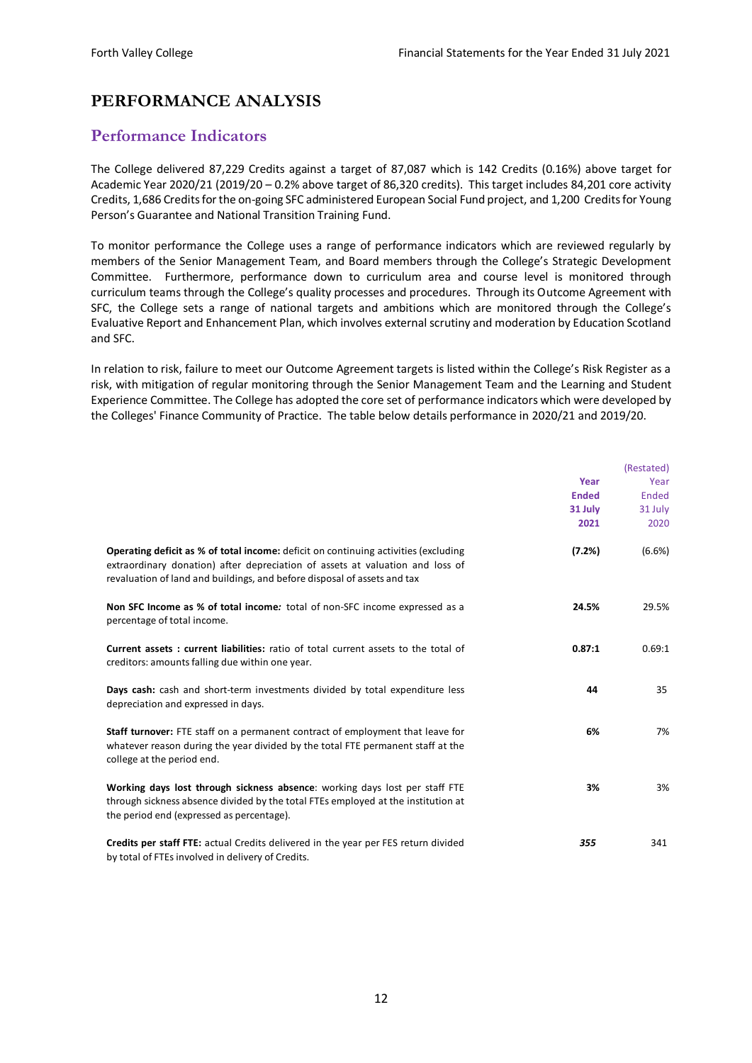# PERFORMANCE ANALYSIS

## Performance Indicators

The College delivered 87,229 Credits against a target of 87,087 which is 142 Credits (0.16%) above target for Academic Year 2020/21 (2019/20 – 0.2% above target of 86,320 credits). This target includes 84,201 core activity Credits, 1,686 Credits for the on-going SFC administered European Social Fund project, and 1,200 Credits for Young Person's Guarantee and National Transition Training Fund.

To monitor performance the College uses a range of performance indicators which are reviewed regularly by members of the Senior Management Team, and Board members through the College's Strategic Development Committee. Furthermore, performance down to curriculum area and course level is monitored through curriculum teams through the College's quality processes and procedures. Through its Outcome Agreement with SFC, the College sets a range of national targets and ambitions which are monitored through the College's Evaluative Report and Enhancement Plan, which involves external scrutiny and moderation by Education Scotland and SFC.

In relation to risk, failure to meet our Outcome Agreement targets is listed within the College's Risk Register as a risk, with mitigation of regular monitoring through the Senior Management Team and the Learning and Student Experience Committee. The College has adopted the core set of performance indicators which were developed by the Colleges' Finance Community of Practice. The table below details performance in 2020/21 and 2019/20.

| | **Year Ended 31 July 2021** | (Restated) Year Ended 31 July 2020 |
|---|---|---|
| **Operating deficit as % of total income:** deficit on continuing activities (excluding extraordinary donation) after depreciation of assets at valuation and loss of revaluation of land and buildings, and before disposal of assets and tax | **(7.2%)** | (6.6%) |
| **Non SFC Income as % of total income:** total of non-SFC income expressed as a percentage of total income. | **24.5%** | 29.5% |
| **Current assets : current liabilities:** ratio of total current assets to the total of creditors: amounts falling due within one year. | **0.87:1** | 0.69:1 |
| **Days cash:** cash and short-term investments divided by total expenditure less depreciation and expressed in days. | **44** | 35 |
| **Staff turnover:** FTE staff on a permanent contract of employment that leave for whatever reason during the year divided by the total FTE permanent staff at the college at the period end. | **6%** | 7% |
| **Working days lost through sickness absence**: working days lost per staff FTE through sickness absence divided by the total FTEs employed at the institution at the period end (expressed as percentage). | **3%** | 3% |
| **Credits per staff FTE:** actual Credits delivered in the year per FES return divided by total of FTEs involved in delivery of Credits. | ***355*** | 341 |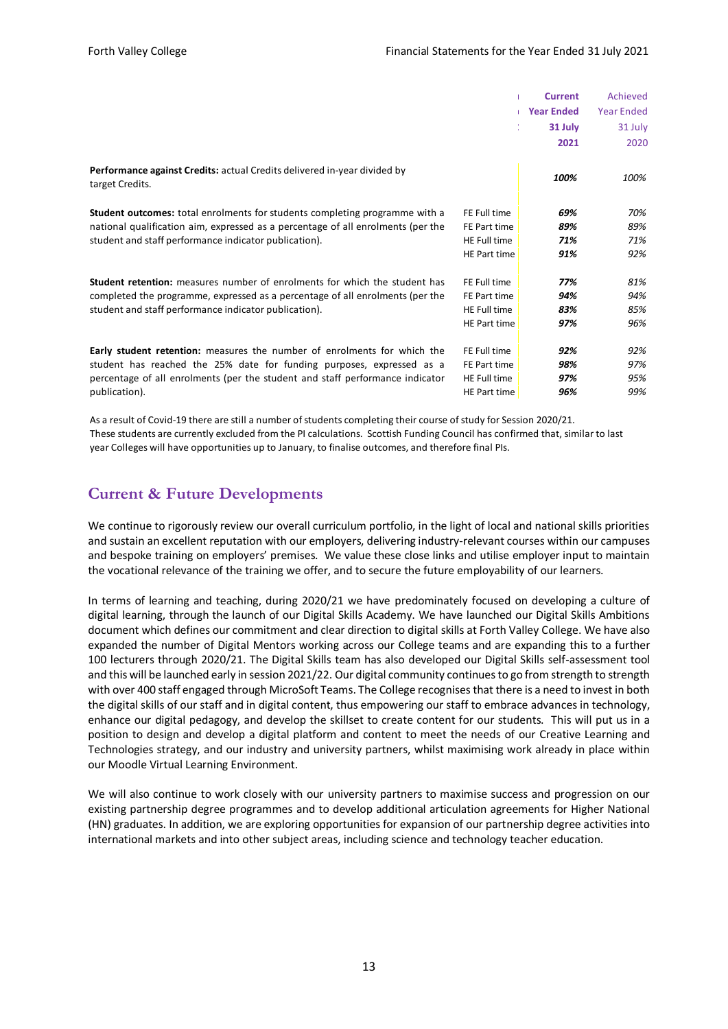| | | Current Year Ended 31 July 2021 | Achieved Year Ended 31 July 2020 |
|---|---|---|---|
| **Performance against Credits:** actual Credits delivered in-year divided by target Credits. | | ***100%*** | *100%* |
| **Student outcomes:** total enrolments for students completing programme with a national qualification aim, expressed as a percentage of all enrolments (per the student and staff performance indicator publication). | FE Full time | ***69%*** | *70%* |
| | FE Part time | ***89%*** | *89%* |
| | HE Full time | ***71%*** | *71%* |
| | HE Part time | ***91%*** | *92%* |
| **Student retention:** measures number of enrolments for which the student has completed the programme, expressed as a percentage of all enrolments (per the student and staff performance indicator publication). | FE Full time | ***77%*** | *81%* |
| | FE Part time | ***94%*** | *94%* |
| | HE Full time | ***83%*** | *85%* |
| | HE Part time | ***97%*** | *96%* |
| **Early student retention:** measures the number of enrolments for which the student has reached the 25% date for funding purposes, expressed as a percentage of all enrolments (per the student and staff performance indicator publication). | FE Full time | ***92%*** | *92%* |
| | FE Part time | ***98%*** | *97%* |
| | HE Full time | ***97%*** | *95%* |
| | HE Part time | ***96%*** | *99%* |

As a result of Covid-19 there are still a number of students completing their course of study for Session 2020/21. These students are currently excluded from the PI calculations. Scottish Funding Council has confirmed that, similar to last year Colleges will have opportunities up to January, to finalise outcomes, and therefore final PIs.

## Current & Future Developments

We continue to rigorously review our overall curriculum portfolio, in the light of local and national skills priorities and sustain an excellent reputation with our employers, delivering industry-relevant courses within our campuses and bespoke training on employers' premises. We value these close links and utilise employer input to maintain the vocational relevance of the training we offer, and to secure the future employability of our learners.

In terms of learning and teaching, during 2020/21 we have predominately focused on developing a culture of digital learning, through the launch of our Digital Skills Academy. We have launched our Digital Skills Ambitions document which defines our commitment and clear direction to digital skills at Forth Valley College. We have also expanded the number of Digital Mentors working across our College teams and are expanding this to a further 100 lecturers through 2020/21. The Digital Skills team has also developed our Digital Skills self-assessment tool and this will be launched early in session 2021/22. Our digital community continues to go from strength to strength with over 400 staff engaged through MicroSoft Teams. The College recognises that there is a need to invest in both the digital skills of our staff and in digital content, thus empowering our staff to embrace advances in technology, enhance our digital pedagogy, and develop the skillset to create content for our students. This will put us in a position to design and develop a digital platform and content to meet the needs of our Creative Learning and Technologies strategy, and our industry and university partners, whilst maximising work already in place within our Moodle Virtual Learning Environment.

We will also continue to work closely with our university partners to maximise success and progression on our existing partnership degree programmes and to develop additional articulation agreements for Higher National (HN) graduates. In addition, we are exploring opportunities for expansion of our partnership degree activities into international markets and into other subject areas, including science and technology teacher education.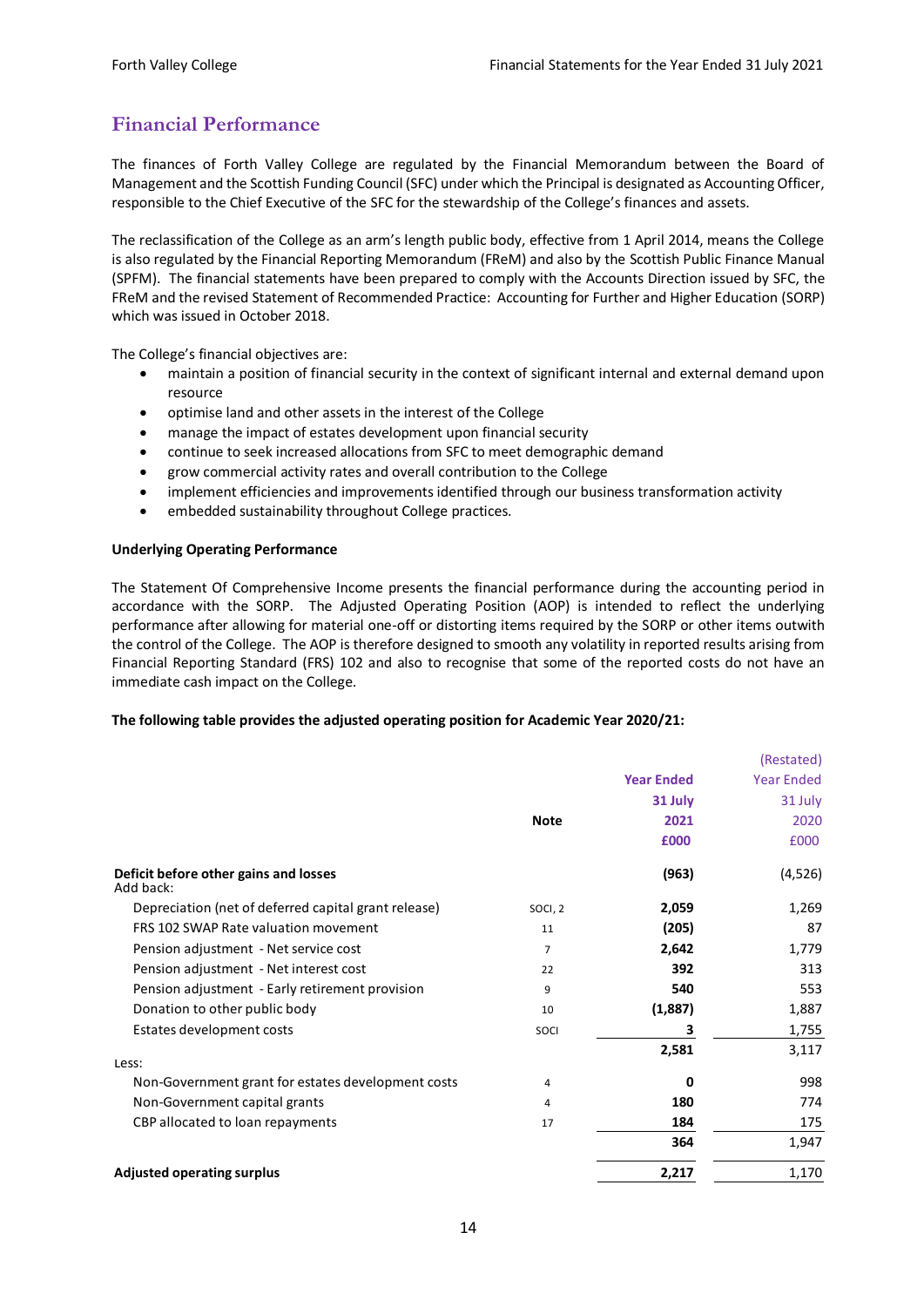## Financial Performance

The finances of Forth Valley College are regulated by the Financial Memorandum between the Board of Management and the Scottish Funding Council (SFC) under which the Principal is designated as Accounting Officer, responsible to the Chief Executive of the SFC for the stewardship of the College's finances and assets.

The reclassification of the College as an arm's length public body, effective from 1 April 2014, means the College is also regulated by the Financial Reporting Memorandum (FReM) and also by the Scottish Public Finance Manual (SPFM). The financial statements have been prepared to comply with the Accounts Direction issued by SFC, the FReM and the revised Statement of Recommended Practice: Accounting for Further and Higher Education (SORP) which was issued in October 2018.

The College's financial objectives are:

- maintain a position of financial security in the context of significant internal and external demand upon resource
- optimise land and other assets in the interest of the College
- manage the impact of estates development upon financial security
- continue to seek increased allocations from SFC to meet demographic demand
- grow commercial activity rates and overall contribution to the College
- implement efficiencies and improvements identified through our business transformation activity
- embedded sustainability throughout College practices.

**Underlying Operating Performance**

The Statement Of Comprehensive Income presents the financial performance during the accounting period in accordance with the SORP. The Adjusted Operating Position (AOP) is intended to reflect the underlying performance after allowing for material one-off or distorting items required by the SORP or other items outwith the control of the College. The AOP is therefore designed to smooth any volatility in reported results arising from Financial Reporting Standard (FRS) 102 and also to recognise that some of the reported costs do not have an immediate cash impact on the College.

**The following table provides the adjusted operating position for Academic Year 2020/21:**

| | Note | Year Ended 31 July 2021 £000 | (Restated) Year Ended 31 July 2020 £000 |
|---|---|---|---|
| **Deficit before other gains and losses** | | **(963)** | (4,526) |
| Add back: | | | |
| Depreciation (net of deferred capital grant release) | SOCI, 2 | **2,059** | 1,269 |
| FRS 102 SWAP Rate valuation movement | 11 | **(205)** | 87 |
| Pension adjustment - Net service cost | 7 | **2,642** | 1,779 |
| Pension adjustment - Net interest cost | 22 | **392** | 313 |
| Pension adjustment - Early retirement provision | 9 | **540** | 553 |
| Donation to other public body | 10 | **(1,887)** | 1,887 |
| Estates development costs | SOCI | **3** | 1,755 |
| | | **2,581** | 3,117 |
| Less: | | | |
| Non-Government grant for estates development costs | 4 | **0** | 998 |
| Non-Government capital grants | 4 | **180** | 774 |
| CBP allocated to loan repayments | 17 | **184** | 175 |
| | | **364** | 1,947 |
| **Adjusted operating surplus** | | **2,217** | 1,170 |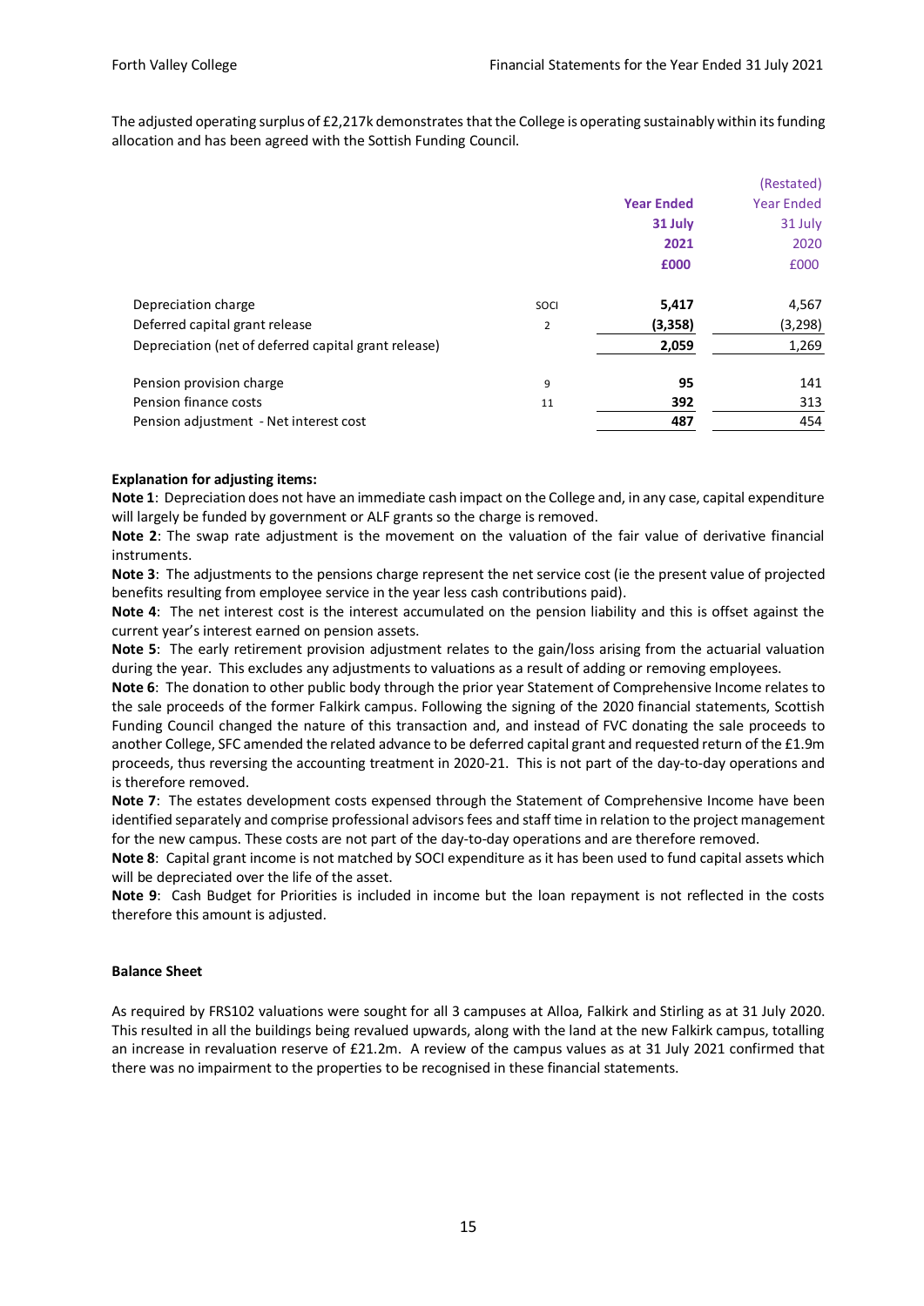The adjusted operating surplus of £2,217k demonstrates that the College is operating sustainably within its funding allocation and has been agreed with the Sottish Funding Council.

| | | Year Ended 31 July 2021 £000 | (Restated) Year Ended 31 July 2020 £000 |
|---|---|---|---|
| Depreciation charge | SOCI | 5,417 | 4,567 |
| Deferred capital grant release | 2 | (3,358) | (3,298) |
| Depreciation (net of deferred capital grant release) | | 2,059 | 1,269 |
| | | | |
| Pension provision charge | 9 | 95 | 141 |
| Pension finance costs | 11 | 392 | 313 |
| Pension adjustment - Net interest cost | | 487 | 454 |

**Explanation for adjusting items:**

**Note 1**: Depreciation does not have an immediate cash impact on the College and, in any case, capital expenditure will largely be funded by government or ALF grants so the charge is removed.

**Note 2**: The swap rate adjustment is the movement on the valuation of the fair value of derivative financial instruments.

**Note 3**: The adjustments to the pensions charge represent the net service cost (ie the present value of projected benefits resulting from employee service in the year less cash contributions paid).

**Note 4**: The net interest cost is the interest accumulated on the pension liability and this is offset against the current year's interest earned on pension assets.

**Note 5**: The early retirement provision adjustment relates to the gain/loss arising from the actuarial valuation during the year. This excludes any adjustments to valuations as a result of adding or removing employees.

**Note 6**: The donation to other public body through the prior year Statement of Comprehensive Income relates to the sale proceeds of the former Falkirk campus. Following the signing of the 2020 financial statements, Scottish Funding Council changed the nature of this transaction and, and instead of FVC donating the sale proceeds to another College, SFC amended the related advance to be deferred capital grant and requested return of the £1.9m proceeds, thus reversing the accounting treatment in 2020-21. This is not part of the day-to-day operations and is therefore removed.

**Note 7**: The estates development costs expensed through the Statement of Comprehensive Income have been identified separately and comprise professional advisors fees and staff time in relation to the project management for the new campus. These costs are not part of the day-to-day operations and are therefore removed.

**Note 8**: Capital grant income is not matched by SOCI expenditure as it has been used to fund capital assets which will be depreciated over the life of the asset.

**Note 9**: Cash Budget for Priorities is included in income but the loan repayment is not reflected in the costs therefore this amount is adjusted.

**Balance Sheet**

As required by FRS102 valuations were sought for all 3 campuses at Alloa, Falkirk and Stirling as at 31 July 2020. This resulted in all the buildings being revalued upwards, along with the land at the new Falkirk campus, totalling an increase in revaluation reserve of £21.2m. A review of the campus values as at 31 July 2021 confirmed that there was no impairment to the properties to be recognised in these financial statements.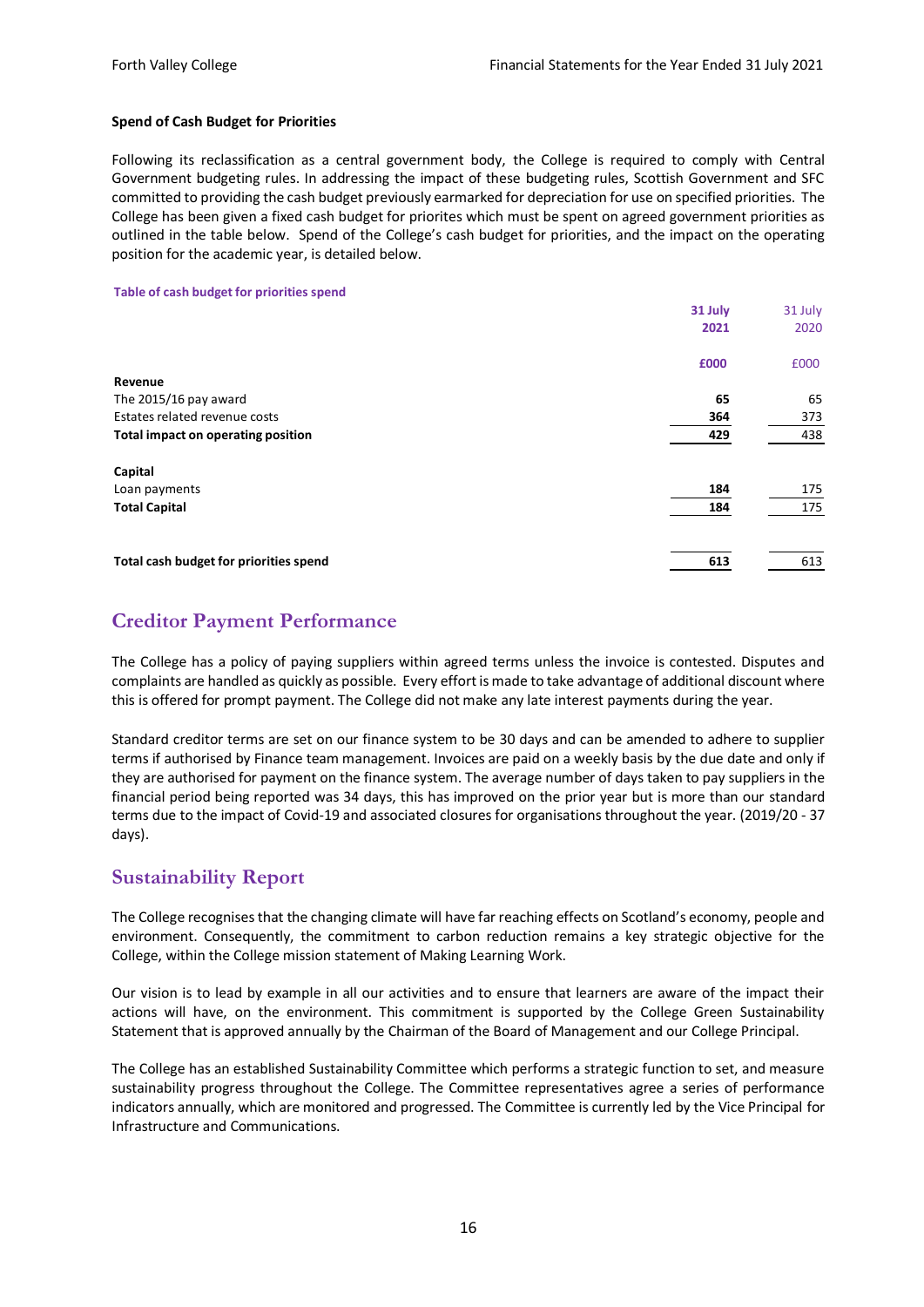**Spend of Cash Budget for Priorities**

Following its reclassification as a central government body, the College is required to comply with Central Government budgeting rules. In addressing the impact of these budgeting rules, Scottish Government and SFC committed to providing the cash budget previously earmarked for depreciation for use on specified priorities. The College has been given a fixed cash budget for priorites which must be spent on agreed government priorities as outlined in the table below. Spend of the College's cash budget for priorities, and the impact on the operating position for the academic year, is detailed below.

**Table of cash budget for priorities spend**

| | **31 July 2021** | 31 July 2020 |
|---|---|---|
| | **£000** | £000 |
| **Revenue** | | |
| The 2015/16 pay award | **65** | 65 |
| Estates related revenue costs | **364** | 373 |
| **Total impact on operating position** | **429** | 438 |
| **Capital** | | |
| Loan payments | **184** | 175 |
| **Total Capital** | **184** | 175 |
| **Total cash budget for priorities spend** | **613** | 613 |

## Creditor Payment Performance

The College has a policy of paying suppliers within agreed terms unless the invoice is contested. Disputes and complaints are handled as quickly as possible. Every effort is made to take advantage of additional discount where this is offered for prompt payment. The College did not make any late interest payments during the year.

Standard creditor terms are set on our finance system to be 30 days and can be amended to adhere to supplier terms if authorised by Finance team management. Invoices are paid on a weekly basis by the due date and only if they are authorised for payment on the finance system. The average number of days taken to pay suppliers in the financial period being reported was 34 days, this has improved on the prior year but is more than our standard terms due to the impact of Covid-19 and associated closures for organisations throughout the year. (2019/20 - 37 days).

## Sustainability Report

The College recognises that the changing climate will have far reaching effects on Scotland's economy, people and environment. Consequently, the commitment to carbon reduction remains a key strategic objective for the College, within the College mission statement of Making Learning Work.

Our vision is to lead by example in all our activities and to ensure that learners are aware of the impact their actions will have, on the environment. This commitment is supported by the College Green Sustainability Statement that is approved annually by the Chairman of the Board of Management and our College Principal.

The College has an established Sustainability Committee which performs a strategic function to set, and measure sustainability progress throughout the College. The Committee representatives agree a series of performance indicators annually, which are monitored and progressed. The Committee is currently led by the Vice Principal for Infrastructure and Communications.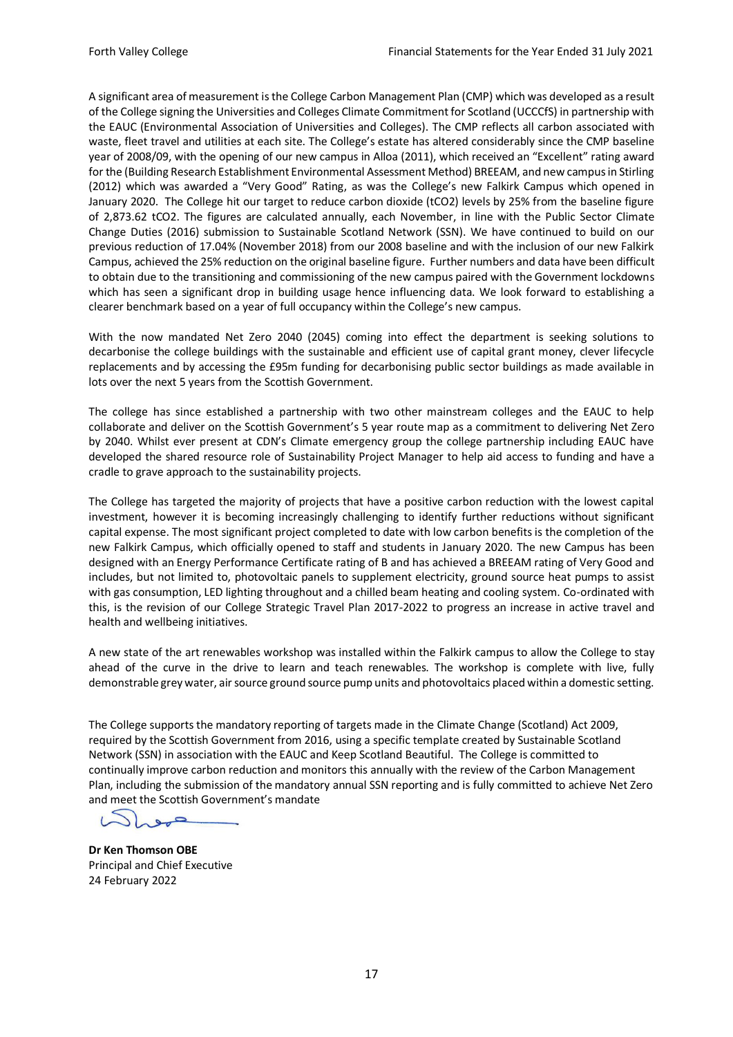A significant area of measurement is the College Carbon Management Plan (CMP) which was developed as a result of the College signing the Universities and Colleges Climate Commitment for Scotland (UCCCfS) in partnership with the EAUC (Environmental Association of Universities and Colleges). The CMP reflects all carbon associated with waste, fleet travel and utilities at each site. The College's estate has altered considerably since the CMP baseline year of 2008/09, with the opening of our new campus in Alloa (2011), which received an "Excellent" rating award for the (Building Research Establishment Environmental Assessment Method) BREEAM, and new campus in Stirling (2012) which was awarded a "Very Good" Rating, as was the College's new Falkirk Campus which opened in January 2020. The College hit our target to reduce carbon dioxide ($tCO_2$) levels by 25% from the baseline figure of 2,873.62 $tCO_2$. The figures are calculated annually, each November, in line with the Public Sector Climate Change Duties (2016) submission to Sustainable Scotland Network (SSN). We have continued to build on our previous reduction of 17.04% (November 2018) from our 2008 baseline and with the inclusion of our new Falkirk Campus, achieved the 25% reduction on the original baseline figure. Further numbers and data have been difficult to obtain due to the transitioning and commissioning of the new campus paired with the Government lockdowns which has seen a significant drop in building usage hence influencing data. We look forward to establishing a clearer benchmark based on a year of full occupancy within the College's new campus.

With the now mandated Net Zero 2040 (2045) coming into effect the department is seeking solutions to decarbonise the college buildings with the sustainable and efficient use of capital grant money, clever lifecycle replacements and by accessing the £95m funding for decarbonising public sector buildings as made available in lots over the next 5 years from the Scottish Government.

The college has since established a partnership with two other mainstream colleges and the EAUC to help collaborate and deliver on the Scottish Government's 5 year route map as a commitment to delivering Net Zero by 2040. Whilst ever present at CDN's Climate emergency group the college partnership including EAUC have developed the shared resource role of Sustainability Project Manager to help aid access to funding and have a cradle to grave approach to the sustainability projects.

The College has targeted the majority of projects that have a positive carbon reduction with the lowest capital investment, however it is becoming increasingly challenging to identify further reductions without significant capital expense. The most significant project completed to date with low carbon benefits is the completion of the new Falkirk Campus, which officially opened to staff and students in January 2020. The new Campus has been designed with an Energy Performance Certificate rating of B and has achieved a BREEAM rating of Very Good and includes, but not limited to, photovoltaic panels to supplement electricity, ground source heat pumps to assist with gas consumption, LED lighting throughout and a chilled beam heating and cooling system. Co-ordinated with this, is the revision of our College Strategic Travel Plan 2017-2022 to progress an increase in active travel and health and wellbeing initiatives.

A new state of the art renewables workshop was installed within the Falkirk campus to allow the College to stay ahead of the curve in the drive to learn and teach renewables. The workshop is complete with live, fully demonstrable grey water, air source ground source pump units and photovoltaics placed within a domestic setting.

The College supports the mandatory reporting of targets made in the Climate Change (Scotland) Act 2009, required by the Scottish Government from 2016, using a specific template created by Sustainable Scotland Network (SSN) in association with the EAUC and Keep Scotland Beautiful. The College is committed to continually improve carbon reduction and monitors this annually with the review of the Carbon Management Plan, including the submission of the mandatory annual SSN reporting and is fully committed to achieve Net Zero and meet the Scottish Government's mandate

**Dr Ken Thomson OBE**  
Principal and Chief Executive  
24 February 2022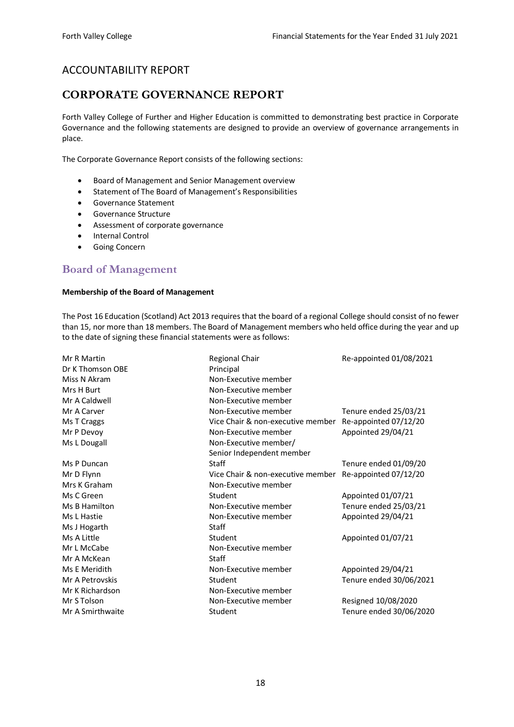# ACCOUNTABILITY REPORT

## CORPORATE GOVERNANCE REPORT

Forth Valley College of Further and Higher Education is committed to demonstrating best practice in Corporate Governance and the following statements are designed to provide an overview of governance arrangements in place.

The Corporate Governance Report consists of the following sections:

- Board of Management and Senior Management overview
- Statement of The Board of Management's Responsibilities
- Governance Statement
- Governance Structure
- Assessment of corporate governance
- Internal Control
- Going Concern

## Board of Management

**Membership of the Board of Management**

The Post 16 Education (Scotland) Act 2013 requires that the board of a regional College should consist of no fewer than 15, nor more than 18 members. The Board of Management members who held office during the year and up to the date of signing these financial statements were as follows:

| | | |
|---|---|---|
| Mr R Martin | Regional Chair | Re-appointed 01/08/2021 |
| Dr K Thomson OBE | Principal | |
| Miss N Akram | Non-Executive member | |
| Mrs H Burt | Non-Executive member | |
| Mr A Caldwell | Non-Executive member | |
| Mr A Carver | Non-Executive member | Tenure ended 25/03/21 |
| Ms T Craggs | Vice Chair & non-executive member | Re-appointed 07/12/20 |
| Mr P Devoy | Non-Executive member | Appointed 29/04/21 |
| Ms L Dougall | Non-Executive member/ Senior Independent member | |
| Ms P Duncan | Staff | Tenure ended 01/09/20 |
| Mr D Flynn | Vice Chair & non-executive member | Re-appointed 07/12/20 |
| Mrs K Graham | Non-Executive member | |
| Ms C Green | Student | Appointed 01/07/21 |
| Ms B Hamilton | Non-Executive member | Tenure ended 25/03/21 |
| Ms L Hastie | Non-Executive member | Appointed 29/04/21 |
| Ms J Hogarth | Staff | |
| Ms A Little | Student | Appointed 01/07/21 |
| Mr L McCabe | Non-Executive member | |
| Mr A McKean | Staff | |
| Ms E Meridith | Non-Executive member | Appointed 29/04/21 |
| Mr A Petrovskis | Student | Tenure ended 30/06/2021 |
| Mr K Richardson | Non-Executive member | |
| Mr S Tolson | Non-Executive member | Resigned 10/08/2020 |
| Mr A Smirthwaite | Student | Tenure ended 30/06/2020 |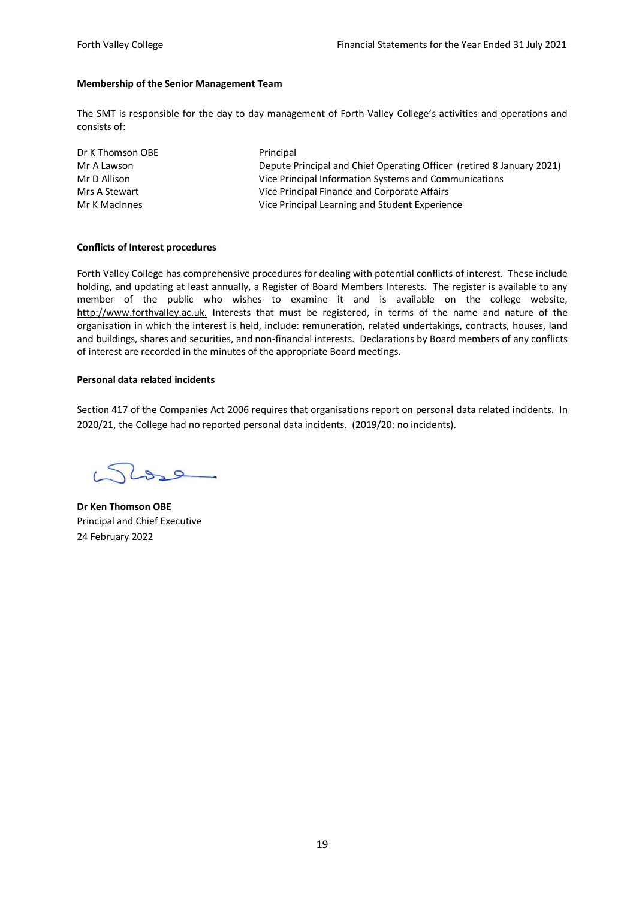**Membership of the Senior Management Team**

The SMT is responsible for the day to day management of Forth Valley College's activities and operations and consists of:

| | |
|---|---|
| Dr K Thomson OBE | Principal |
| Mr A Lawson | Depute Principal and Chief Operating Officer (retired 8 January 2021) |
| Mr D Allison | Vice Principal Information Systems and Communications |
| Mrs A Stewart | Vice Principal Finance and Corporate Affairs |
| Mr K MacInnes | Vice Principal Learning and Student Experience |

**Conflicts of Interest procedures**

Forth Valley College has comprehensive procedures for dealing with potential conflicts of interest. These include holding, and updating at least annually, a Register of Board Members Interests. The register is available to any member of the public who wishes to examine it and is available on the college website, http://www.forthvalley.ac.uk. Interests that must be registered, in terms of the name and nature of the organisation in which the interest is held, include: remuneration, related undertakings, contracts, houses, land and buildings, shares and securities, and non-financial interests. Declarations by Board members of any conflicts of interest are recorded in the minutes of the appropriate Board meetings.

**Personal data related incidents**

Section 417 of the Companies Act 2006 requires that organisations report on personal data related incidents. In 2020/21, the College had no reported personal data incidents. (2019/20: no incidents).

**Dr Ken Thomson OBE**
Principal and Chief Executive
24 February 2022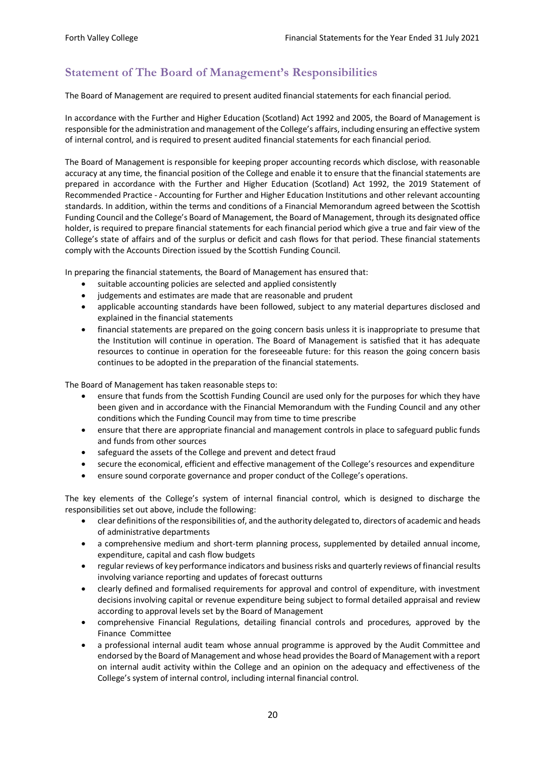## Statement of The Board of Management's Responsibilities

The Board of Management are required to present audited financial statements for each financial period.

In accordance with the Further and Higher Education (Scotland) Act 1992 and 2005, the Board of Management is responsible for the administration and management of the College's affairs, including ensuring an effective system of internal control, and is required to present audited financial statements for each financial period.

The Board of Management is responsible for keeping proper accounting records which disclose, with reasonable accuracy at any time, the financial position of the College and enable it to ensure that the financial statements are prepared in accordance with the Further and Higher Education (Scotland) Act 1992, the 2019 Statement of Recommended Practice - Accounting for Further and Higher Education Institutions and other relevant accounting standards. In addition, within the terms and conditions of a Financial Memorandum agreed between the Scottish Funding Council and the College's Board of Management, the Board of Management, through its designated office holder, is required to prepare financial statements for each financial period which give a true and fair view of the College's state of affairs and of the surplus or deficit and cash flows for that period. These financial statements comply with the Accounts Direction issued by the Scottish Funding Council.

In preparing the financial statements, the Board of Management has ensured that:

- suitable accounting policies are selected and applied consistently
- judgements and estimates are made that are reasonable and prudent
- applicable accounting standards have been followed, subject to any material departures disclosed and explained in the financial statements
- financial statements are prepared on the going concern basis unless it is inappropriate to presume that the Institution will continue in operation. The Board of Management is satisfied that it has adequate resources to continue in operation for the foreseeable future: for this reason the going concern basis continues to be adopted in the preparation of the financial statements.

The Board of Management has taken reasonable steps to:

- ensure that funds from the Scottish Funding Council are used only for the purposes for which they have been given and in accordance with the Financial Memorandum with the Funding Council and any other conditions which the Funding Council may from time to time prescribe
- ensure that there are appropriate financial and management controls in place to safeguard public funds and funds from other sources
- safeguard the assets of the College and prevent and detect fraud
- secure the economical, efficient and effective management of the College's resources and expenditure
- ensure sound corporate governance and proper conduct of the College's operations.

The key elements of the College's system of internal financial control, which is designed to discharge the responsibilities set out above, include the following:

- clear definitions of the responsibilities of, and the authority delegated to, directors of academic and heads of administrative departments
- a comprehensive medium and short-term planning process, supplemented by detailed annual income, expenditure, capital and cash flow budgets
- regular reviews of key performance indicators and business risks and quarterly reviews of financial results involving variance reporting and updates of forecast outturns
- clearly defined and formalised requirements for approval and control of expenditure, with investment decisions involving capital or revenue expenditure being subject to formal detailed appraisal and review according to approval levels set by the Board of Management
- comprehensive Financial Regulations, detailing financial controls and procedures, approved by the Finance Committee
- a professional internal audit team whose annual programme is approved by the Audit Committee and endorsed by the Board of Management and whose head provides the Board of Management with a report on internal audit activity within the College and an opinion on the adequacy and effectiveness of the College's system of internal control, including internal financial control.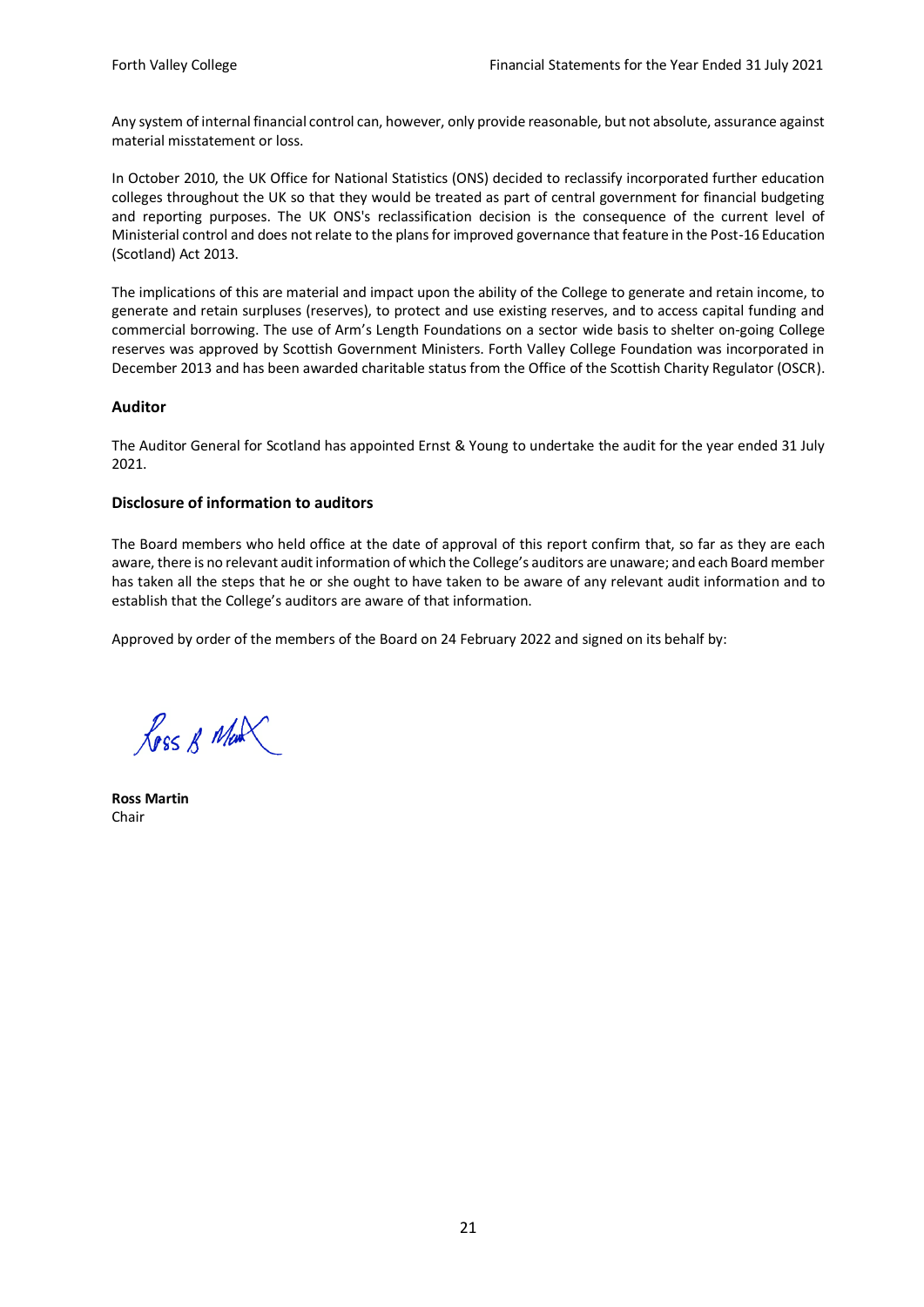Any system of internal financial control can, however, only provide reasonable, but not absolute, assurance against material misstatement or loss.

In October 2010, the UK Office for National Statistics (ONS) decided to reclassify incorporated further education colleges throughout the UK so that they would be treated as part of central government for financial budgeting and reporting purposes. The UK ONS's reclassification decision is the consequence of the current level of Ministerial control and does not relate to the plans for improved governance that feature in the Post-16 Education (Scotland) Act 2013.

The implications of this are material and impact upon the ability of the College to generate and retain income, to generate and retain surpluses (reserves), to protect and use existing reserves, and to access capital funding and commercial borrowing. The use of Arm's Length Foundations on a sector wide basis to shelter on-going College reserves was approved by Scottish Government Ministers. Forth Valley College Foundation was incorporated in December 2013 and has been awarded charitable status from the Office of the Scottish Charity Regulator (OSCR).

## Auditor

The Auditor General for Scotland has appointed Ernst & Young to undertake the audit for the year ended 31 July 2021.

## Disclosure of information to auditors

The Board members who held office at the date of approval of this report confirm that, so far as they are each aware, there is no relevant audit information of which the College's auditors are unaware; and each Board member has taken all the steps that he or she ought to have taken to be aware of any relevant audit information and to establish that the College's auditors are aware of that information.

Approved by order of the members of the Board on 24 February 2022 and signed on its behalf by:

**Ross Martin**
Chair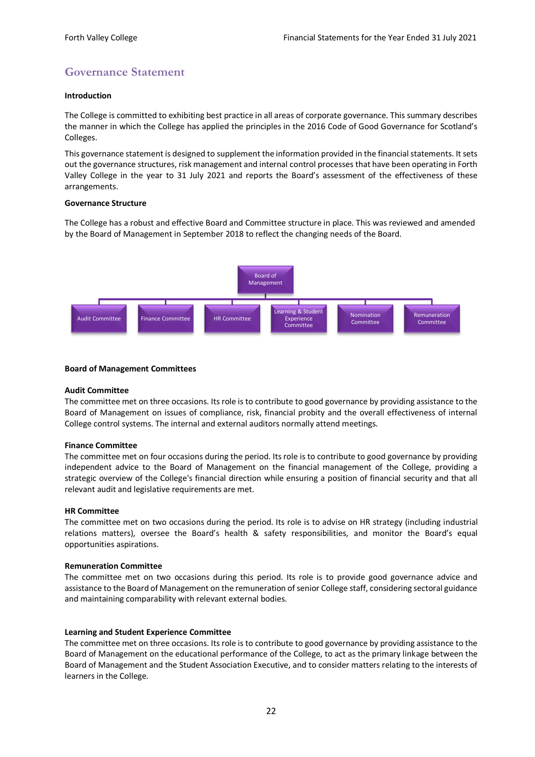# Governance Statement

**Introduction**

The College is committed to exhibiting best practice in all areas of corporate governance. This summary describes the manner in which the College has applied the principles in the 2016 Code of Good Governance for Scotland's Colleges.

This governance statement is designed to supplement the information provided in the financial statements. It sets out the governance structures, risk management and internal control processes that have been operating in Forth Valley College in the year to 31 July 2021 and reports the Board's assessment of the effectiveness of these arrangements.

**Governance Structure**

The College has a robust and effective Board and Committee structure in place. This was reviewed and amended by the Board of Management in September 2018 to reflect the changing needs of the Board.

Board of Management

- Audit Committee
- Finance Committee
- HR Committee
- Learning & Student Experience Committee
- Nomination Committee
- Remuneration Committee

**Board of Management Committees**

**Audit Committee**
The committee met on three occasions. Its role is to contribute to good governance by providing assistance to the Board of Management on issues of compliance, risk, financial probity and the overall effectiveness of internal College control systems. The internal and external auditors normally attend meetings.

**Finance Committee**
The committee met on four occasions during the period. Its role is to contribute to good governance by providing independent advice to the Board of Management on the financial management of the College, providing a strategic overview of the College's financial direction while ensuring a position of financial security and that all relevant audit and legislative requirements are met.

**HR Committee**
The committee met on two occasions during the period. Its role is to advise on HR strategy (including industrial relations matters), oversee the Board's health & safety responsibilities, and monitor the Board's equal opportunities aspirations.

**Remuneration Committee**
The committee met on two occasions during this period. Its role is to provide good governance advice and assistance to the Board of Management on the remuneration of senior College staff, considering sectoral guidance and maintaining comparability with relevant external bodies.

**Learning and Student Experience Committee**
The committee met on three occasions. Its role is to contribute to good governance by providing assistance to the Board of Management on the educational performance of the College, to act as the primary linkage between the Board of Management and the Student Association Executive, and to consider matters relating to the interests of learners in the College.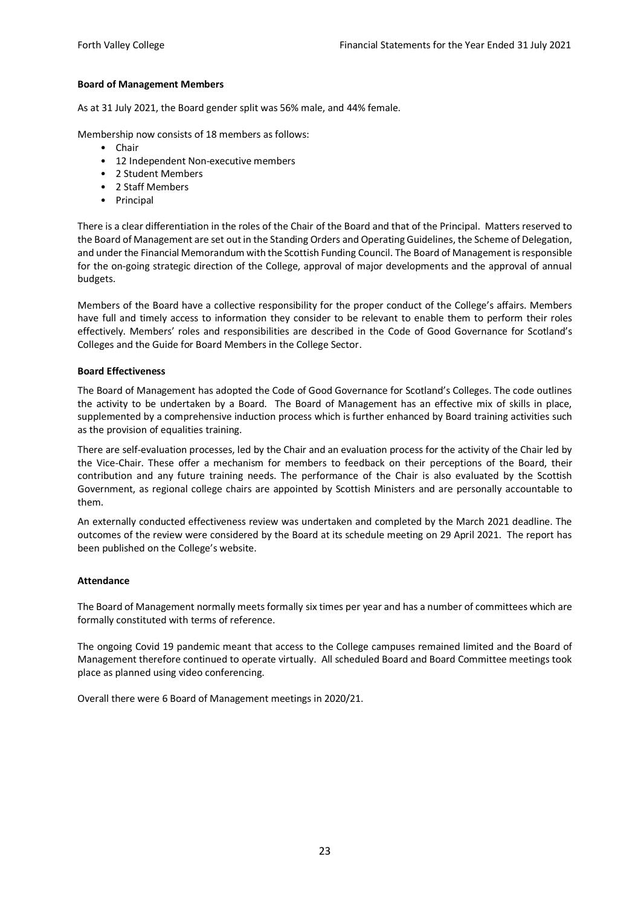**Board of Management Members**

As at 31 July 2021, the Board gender split was 56% male, and 44% female.

Membership now consists of 18 members as follows:

- Chair
- 12 Independent Non-executive members
- 2 Student Members
- 2 Staff Members
- Principal

There is a clear differentiation in the roles of the Chair of the Board and that of the Principal. Matters reserved to the Board of Management are set out in the Standing Orders and Operating Guidelines, the Scheme of Delegation, and under the Financial Memorandum with the Scottish Funding Council. The Board of Management is responsible for the on-going strategic direction of the College, approval of major developments and the approval of annual budgets.

Members of the Board have a collective responsibility for the proper conduct of the College's affairs. Members have full and timely access to information they consider to be relevant to enable them to perform their roles effectively. Members' roles and responsibilities are described in the Code of Good Governance for Scotland's Colleges and the Guide for Board Members in the College Sector.

**Board Effectiveness**

The Board of Management has adopted the Code of Good Governance for Scotland's Colleges. The code outlines the activity to be undertaken by a Board. The Board of Management has an effective mix of skills in place, supplemented by a comprehensive induction process which is further enhanced by Board training activities such as the provision of equalities training.

There are self-evaluation processes, led by the Chair and an evaluation process for the activity of the Chair led by the Vice-Chair. These offer a mechanism for members to feedback on their perceptions of the Board, their contribution and any future training needs. The performance of the Chair is also evaluated by the Scottish Government, as regional college chairs are appointed by Scottish Ministers and are personally accountable to them.

An externally conducted effectiveness review was undertaken and completed by the March 2021 deadline. The outcomes of the review were considered by the Board at its schedule meeting on 29 April 2021. The report has been published on the College's website.

**Attendance**

The Board of Management normally meets formally six times per year and has a number of committees which are formally constituted with terms of reference.

The ongoing Covid 19 pandemic meant that access to the College campuses remained limited and the Board of Management therefore continued to operate virtually. All scheduled Board and Board Committee meetings took place as planned using video conferencing.

Overall there were 6 Board of Management meetings in 2020/21.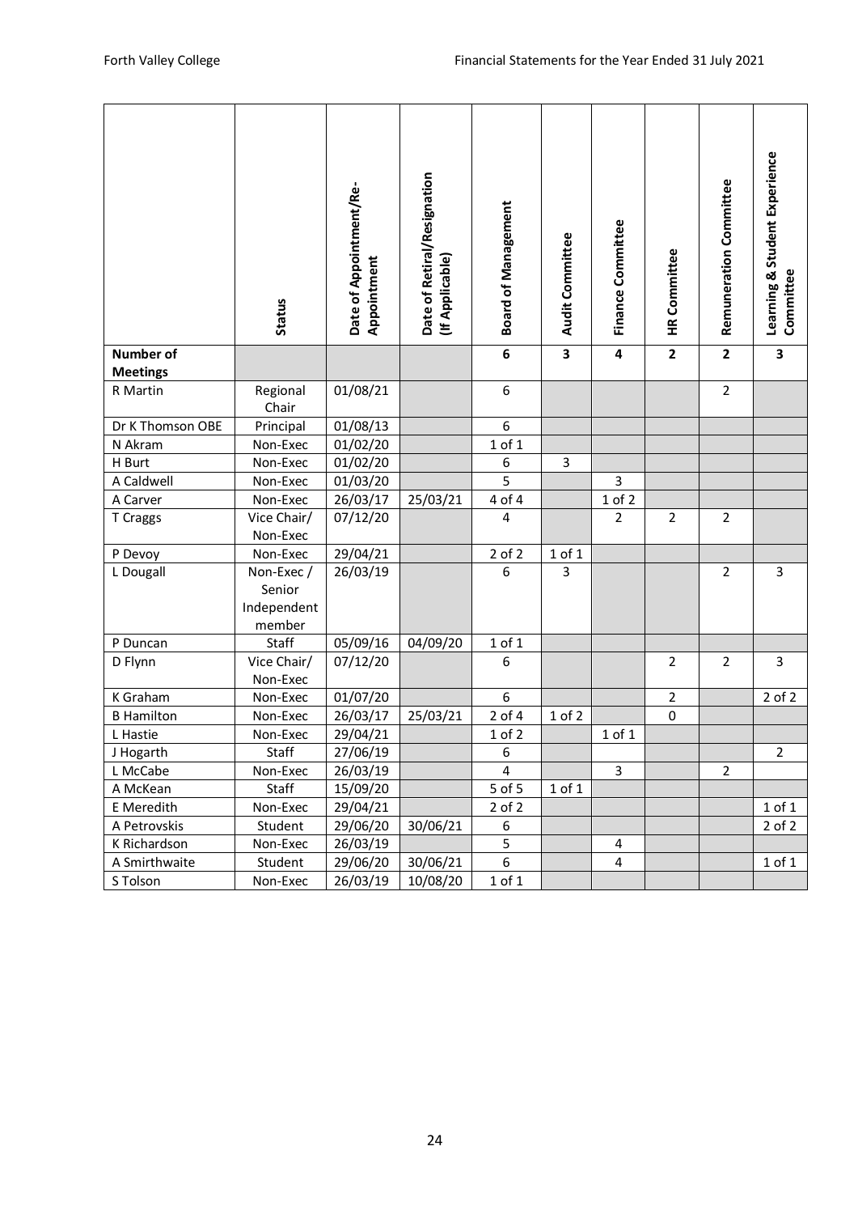| | Status | Date of Appointment/Re-Appointment | Date of Retiral/Resignation (If Applicable) | Board of Management | Audit Committee | Finance Committee | HR Committee | Remuneration Committee | Learning & Student Experience Committee |
|---|---|---|---|---|---|---|---|---|---|
| **Number of Meetings** | | | | **6** | **3** | **4** | **2** | **2** | **3** |
| R Martin | Regional Chair | 01/08/21 | | 6 | | | | 2 | |
| Dr K Thomson OBE | Principal | 01/08/13 | | 6 | | | | | |
| N Akram | Non-Exec | 01/02/20 | | 1 of 1 | | | | | |
| H Burt | Non-Exec | 01/02/20 | | 6 | 3 | | | | |
| A Caldwell | Non-Exec | 01/03/20 | | 5 | | 3 | | | |
| A Carver | Non-Exec | 26/03/17 | 25/03/21 | 4 of 4 | | 1 of 2 | | | |
| T Craggs | Vice Chair/ Non-Exec | 07/12/20 | | 4 | | 2 | 2 | 2 | |
| P Devoy | Non-Exec | 29/04/21 | | 2 of 2 | 1 of 1 | | | | |
| L Dougall | Non-Exec / Senior Independent member | 26/03/19 | | 6 | 3 | | | 2 | 3 |
| P Duncan | Staff | 05/09/16 | 04/09/20 | 1 of 1 | | | | | |
| D Flynn | Vice Chair/ Non-Exec | 07/12/20 | | 6 | | | 2 | 2 | 3 |
| K Graham | Non-Exec | 01/07/20 | | 6 | | | 2 | | 2 of 2 |
| B Hamilton | Non-Exec | 26/03/17 | 25/03/21 | 2 of 4 | 1 of 2 | | 0 | | |
| L Hastie | Non-Exec | 29/04/21 | | 1 of 2 | | 1 of 1 | | | |
| J Hogarth | Staff | 27/06/19 | | 6 | | | | | 2 |
| L McCabe | Non-Exec | 26/03/19 | | 4 | | 3 | | 2 | |
| A McKean | Staff | 15/09/20 | | 5 of 5 | 1 of 1 | | | | |
| E Meredith | Non-Exec | 29/04/21 | | 2 of 2 | | | | | 1 of 1 |
| A Petrovskis | Student | 29/06/20 | 30/06/21 | 6 | | | | | 2 of 2 |
| K Richardson | Non-Exec | 26/03/19 | | 5 | | 4 | | | |
| A Smirthwaite | Student | 29/06/20 | 30/06/21 | 6 | | 4 | | | 1 of 1 |
| S Tolson | Non-Exec | 26/03/19 | 10/08/20 | 1 of 1 | | | | | |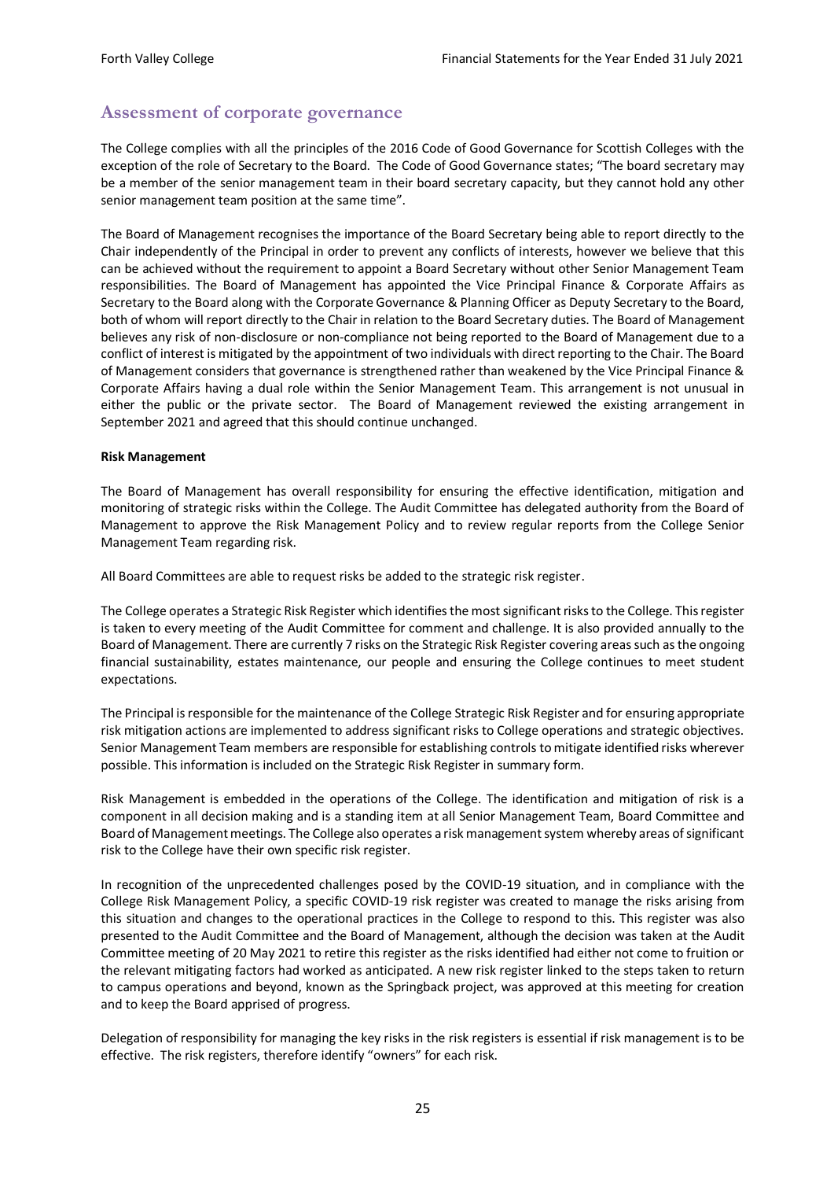## Assessment of corporate governance

The College complies with all the principles of the 2016 Code of Good Governance for Scottish Colleges with the exception of the role of Secretary to the Board. The Code of Good Governance states; "The board secretary may be a member of the senior management team in their board secretary capacity, but they cannot hold any other senior management team position at the same time".

The Board of Management recognises the importance of the Board Secretary being able to report directly to the Chair independently of the Principal in order to prevent any conflicts of interests, however we believe that this can be achieved without the requirement to appoint a Board Secretary without other Senior Management Team responsibilities. The Board of Management has appointed the Vice Principal Finance & Corporate Affairs as Secretary to the Board along with the Corporate Governance & Planning Officer as Deputy Secretary to the Board, both of whom will report directly to the Chair in relation to the Board Secretary duties. The Board of Management believes any risk of non-disclosure or non-compliance not being reported to the Board of Management due to a conflict of interest is mitigated by the appointment of two individuals with direct reporting to the Chair. The Board of Management considers that governance is strengthened rather than weakened by the Vice Principal Finance & Corporate Affairs having a dual role within the Senior Management Team. This arrangement is not unusual in either the public or the private sector. The Board of Management reviewed the existing arrangement in September 2021 and agreed that this should continue unchanged.

**Risk Management**

The Board of Management has overall responsibility for ensuring the effective identification, mitigation and monitoring of strategic risks within the College. The Audit Committee has delegated authority from the Board of Management to approve the Risk Management Policy and to review regular reports from the College Senior Management Team regarding risk.

All Board Committees are able to request risks be added to the strategic risk register.

The College operates a Strategic Risk Register which identifies the most significant risks to the College. This register is taken to every meeting of the Audit Committee for comment and challenge. It is also provided annually to the Board of Management. There are currently 7 risks on the Strategic Risk Register covering areas such as the ongoing financial sustainability, estates maintenance, our people and ensuring the College continues to meet student expectations.

The Principal is responsible for the maintenance of the College Strategic Risk Register and for ensuring appropriate risk mitigation actions are implemented to address significant risks to College operations and strategic objectives. Senior Management Team members are responsible for establishing controls to mitigate identified risks wherever possible. This information is included on the Strategic Risk Register in summary form.

Risk Management is embedded in the operations of the College. The identification and mitigation of risk is a component in all decision making and is a standing item at all Senior Management Team, Board Committee and Board of Management meetings. The College also operates a risk management system whereby areas of significant risk to the College have their own specific risk register.

In recognition of the unprecedented challenges posed by the COVID-19 situation, and in compliance with the College Risk Management Policy, a specific COVID-19 risk register was created to manage the risks arising from this situation and changes to the operational practices in the College to respond to this. This register was also presented to the Audit Committee and the Board of Management, although the decision was taken at the Audit Committee meeting of 20 May 2021 to retire this register as the risks identified had either not come to fruition or the relevant mitigating factors had worked as anticipated. A new risk register linked to the steps taken to return to campus operations and beyond, known as the Springback project, was approved at this meeting for creation and to keep the Board apprised of progress.

Delegation of responsibility for managing the key risks in the risk registers is essential if risk management is to be effective. The risk registers, therefore identify "owners" for each risk.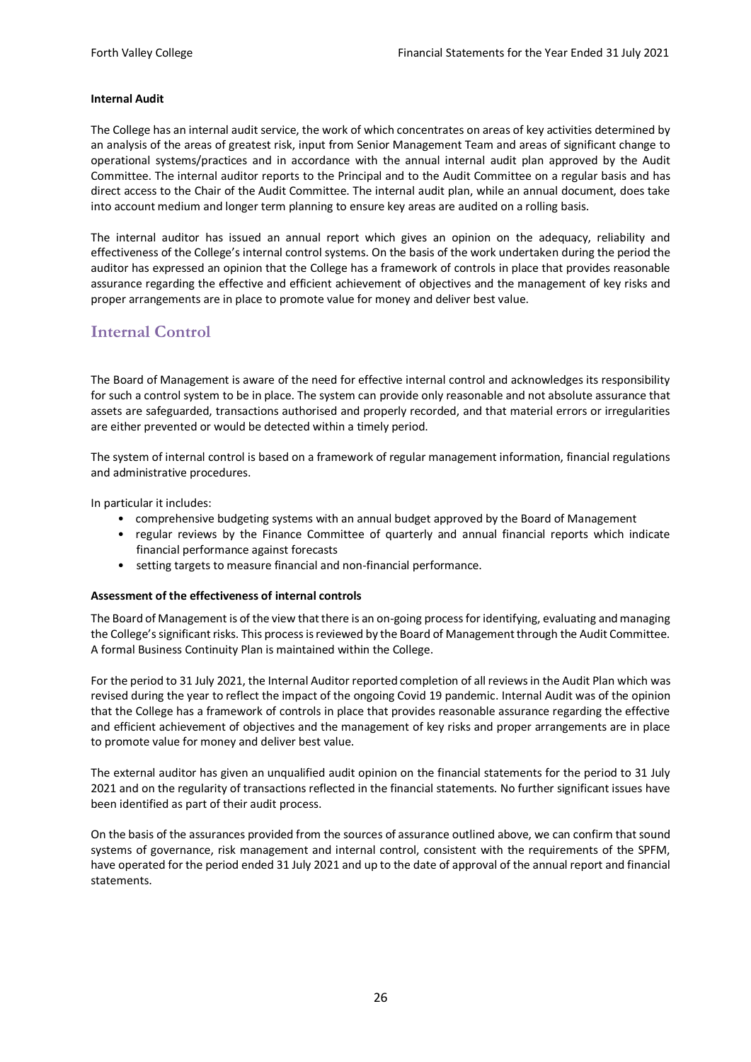**Internal Audit**

The College has an internal audit service, the work of which concentrates on areas of key activities determined by an analysis of the areas of greatest risk, input from Senior Management Team and areas of significant change to operational systems/practices and in accordance with the annual internal audit plan approved by the Audit Committee. The internal auditor reports to the Principal and to the Audit Committee on a regular basis and has direct access to the Chair of the Audit Committee. The internal audit plan, while an annual document, does take into account medium and longer term planning to ensure key areas are audited on a rolling basis.

The internal auditor has issued an annual report which gives an opinion on the adequacy, reliability and effectiveness of the College's internal control systems. On the basis of the work undertaken during the period the auditor has expressed an opinion that the College has a framework of controls in place that provides reasonable assurance regarding the effective and efficient achievement of objectives and the management of key risks and proper arrangements are in place to promote value for money and deliver best value.

## Internal Control

The Board of Management is aware of the need for effective internal control and acknowledges its responsibility for such a control system to be in place. The system can provide only reasonable and not absolute assurance that assets are safeguarded, transactions authorised and properly recorded, and that material errors or irregularities are either prevented or would be detected within a timely period.

The system of internal control is based on a framework of regular management information, financial regulations and administrative procedures.

In particular it includes:

- comprehensive budgeting systems with an annual budget approved by the Board of Management
- regular reviews by the Finance Committee of quarterly and annual financial reports which indicate financial performance against forecasts
- setting targets to measure financial and non-financial performance.

**Assessment of the effectiveness of internal controls**

The Board of Management is of the view that there is an on-going process for identifying, evaluating and managing the College's significant risks. This process is reviewed by the Board of Management through the Audit Committee. A formal Business Continuity Plan is maintained within the College.

For the period to 31 July 2021, the Internal Auditor reported completion of all reviews in the Audit Plan which was revised during the year to reflect the impact of the ongoing Covid 19 pandemic. Internal Audit was of the opinion that the College has a framework of controls in place that provides reasonable assurance regarding the effective and efficient achievement of objectives and the management of key risks and proper arrangements are in place to promote value for money and deliver best value.

The external auditor has given an unqualified audit opinion on the financial statements for the period to 31 July 2021 and on the regularity of transactions reflected in the financial statements. No further significant issues have been identified as part of their audit process.

On the basis of the assurances provided from the sources of assurance outlined above, we can confirm that sound systems of governance, risk management and internal control, consistent with the requirements of the SPFM, have operated for the period ended 31 July 2021 and up to the date of approval of the annual report and financial statements.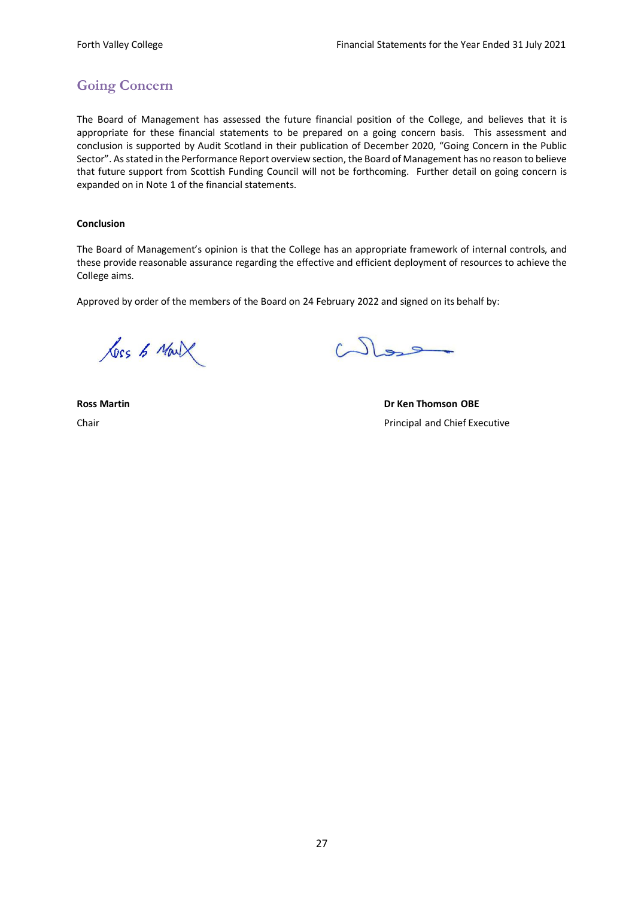## Going Concern

The Board of Management has assessed the future financial position of the College, and believes that it is appropriate for these financial statements to be prepared on a going concern basis. This assessment and conclusion is supported by Audit Scotland in their publication of December 2020, "Going Concern in the Public Sector". As stated in the Performance Report overview section, the Board of Management has no reason to believe that future support from Scottish Funding Council will not be forthcoming. Further detail on going concern is expanded on in Note 1 of the financial statements.

**Conclusion**

The Board of Management's opinion is that the College has an appropriate framework of internal controls, and these provide reasonable assurance regarding the effective and efficient deployment of resources to achieve the College aims.

Approved by order of the members of the Board on 24 February 2022 and signed on its behalf by:

**Ross Martin**
Chair

**Dr Ken Thomson OBE**
Principal and Chief Executive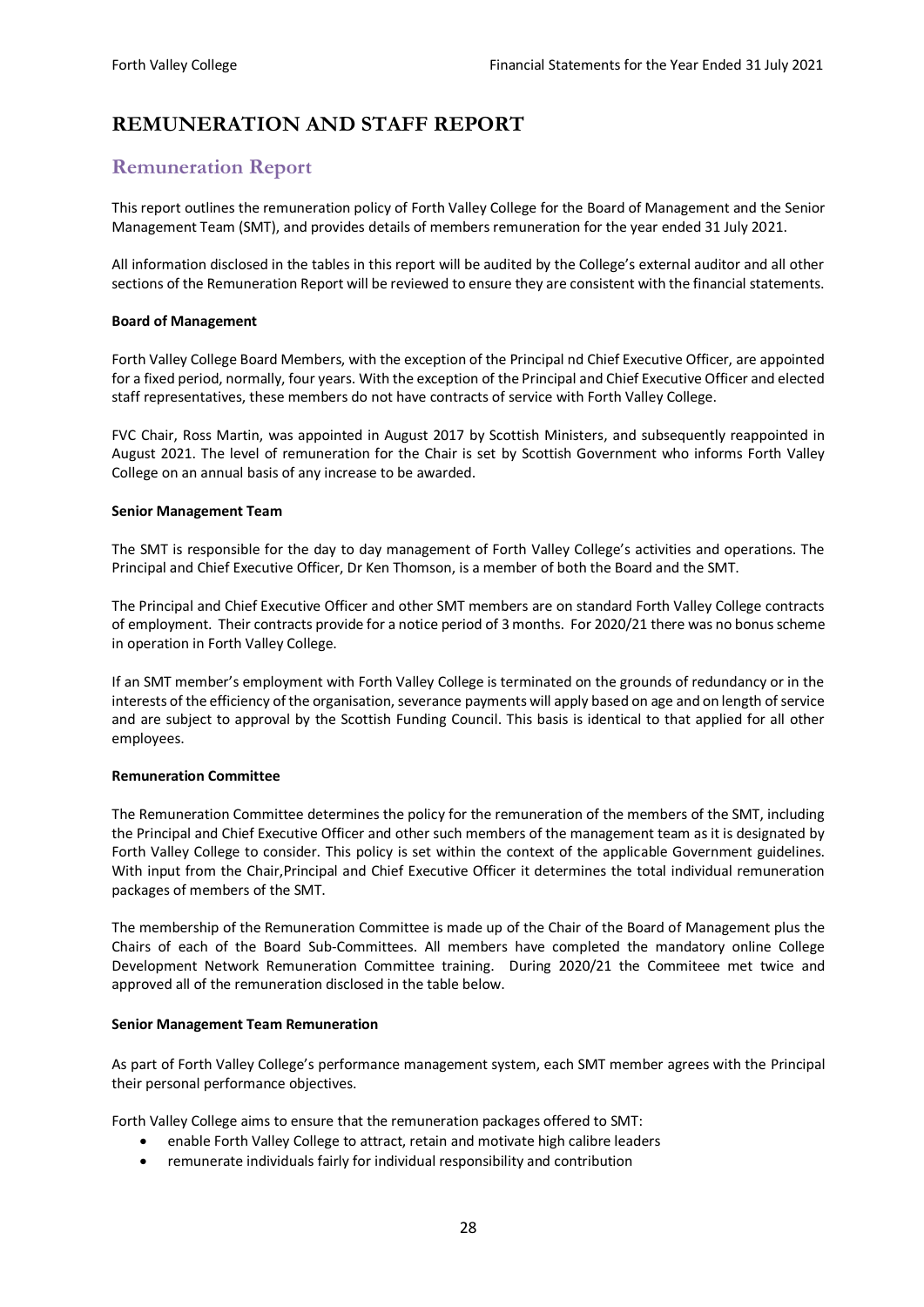# REMUNERATION AND STAFF REPORT

## Remuneration Report

This report outlines the remuneration policy of Forth Valley College for the Board of Management and the Senior Management Team (SMT), and provides details of members remuneration for the year ended 31 July 2021.

All information disclosed in the tables in this report will be audited by the College's external auditor and all other sections of the Remuneration Report will be reviewed to ensure they are consistent with the financial statements.

**Board of Management**

Forth Valley College Board Members, with the exception of the Principal nd Chief Executive Officer, are appointed for a fixed period, normally, four years. With the exception of the Principal and Chief Executive Officer and elected staff representatives, these members do not have contracts of service with Forth Valley College.

FVC Chair, Ross Martin, was appointed in August 2017 by Scottish Ministers, and subsequently reappointed in August 2021. The level of remuneration for the Chair is set by Scottish Government who informs Forth Valley College on an annual basis of any increase to be awarded.

**Senior Management Team**

The SMT is responsible for the day to day management of Forth Valley College's activities and operations. The Principal and Chief Executive Officer, Dr Ken Thomson, is a member of both the Board and the SMT.

The Principal and Chief Executive Officer and other SMT members are on standard Forth Valley College contracts of employment. Their contracts provide for a notice period of 3 months. For 2020/21 there was no bonus scheme in operation in Forth Valley College.

If an SMT member's employment with Forth Valley College is terminated on the grounds of redundancy or in the interests of the efficiency of the organisation, severance payments will apply based on age and on length of service and are subject to approval by the Scottish Funding Council. This basis is identical to that applied for all other employees.

**Remuneration Committee**

The Remuneration Committee determines the policy for the remuneration of the members of the SMT, including the Principal and Chief Executive Officer and other such members of the management team as it is designated by Forth Valley College to consider. This policy is set within the context of the applicable Government guidelines. With input from the Chair,Principal and Chief Executive Officer it determines the total individual remuneration packages of members of the SMT.

The membership of the Remuneration Committee is made up of the Chair of the Board of Management plus the Chairs of each of the Board Sub-Committees. All members have completed the mandatory online College Development Network Remuneration Committee training. During 2020/21 the Commiteee met twice and approved all of the remuneration disclosed in the table below.

**Senior Management Team Remuneration**

As part of Forth Valley College's performance management system, each SMT member agrees with the Principal their personal performance objectives.

Forth Valley College aims to ensure that the remuneration packages offered to SMT:

- enable Forth Valley College to attract, retain and motivate high calibre leaders
- remunerate individuals fairly for individual responsibility and contribution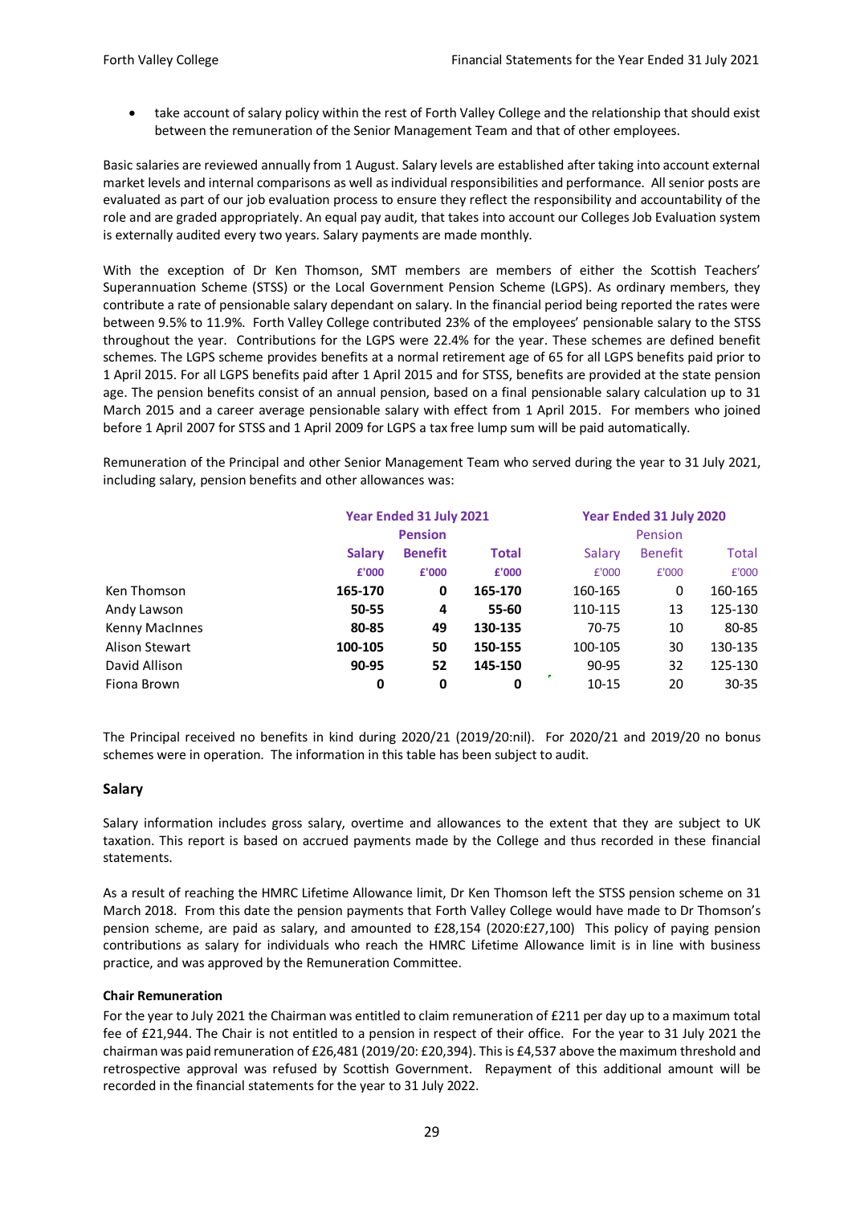- take account of salary policy within the rest of Forth Valley College and the relationship that should exist between the remuneration of the Senior Management Team and that of other employees.

Basic salaries are reviewed annually from 1 August. Salary levels are established after taking into account external market levels and internal comparisons as well as individual responsibilities and performance. All senior posts are evaluated as part of our job evaluation process to ensure they reflect the responsibility and accountability of the role and are graded appropriately. An equal pay audit, that takes into account our Colleges Job Evaluation system is externally audited every two years. Salary payments are made monthly.

With the exception of Dr Ken Thomson, SMT members are members of either the Scottish Teachers' Superannuation Scheme (STSS) or the Local Government Pension Scheme (LGPS). As ordinary members, they contribute a rate of pensionable salary dependant on salary. In the financial period being reported the rates were between 9.5% to 11.9%. Forth Valley College contributed 23% of the employees' pensionable salary to the STSS throughout the year. Contributions for the LGPS were 22.4% for the year. These schemes are defined benefit schemes. The LGPS scheme provides benefits at a normal retirement age of 65 for all LGPS benefits paid prior to 1 April 2015. For all LGPS benefits paid after 1 April 2015 and for STSS, benefits are provided at the state pension age. The pension benefits consist of an annual pension, based on a final pensionable salary calculation up to 31 March 2015 and a career average pensionable salary with effect from 1 April 2015. For members who joined before 1 April 2007 for STSS and 1 April 2009 for LGPS a tax free lump sum will be paid automatically.

Remuneration of the Principal and other Senior Management Team who served during the year to 31 July 2021, including salary, pension benefits and other allowances was:

| | **Year Ended 31 July 2021** | | | Year Ended 31 July 2020 | | |
|---|---|---|---|---|---|---|
| | **Salary** | **Pension Benefit** | **Total** | Salary | Pension Benefit | Total |
| | **£'000** | **£'000** | **£'000** | £'000 | £'000 | £'000 |
| Ken Thomson | **165-170** | **0** | **165-170** | 160-165 | 0 | 160-165 |
| Andy Lawson | **50-55** | **4** | **55-60** | 110-115 | 13 | 125-130 |
| Kenny MacInnes | **80-85** | **49** | **130-135** | 70-75 | 10 | 80-85 |
| Alison Stewart | **100-105** | **50** | **150-155** | 100-105 | 30 | 130-135 |
| David Allison | **90-95** | **52** | **145-150** | 90-95 | 32 | 125-130 |
| Fiona Brown | **0** | **0** | **0** | 10-15 | 20 | 30-35 |

The Principal received no benefits in kind during 2020/21 (2019/20:nil). For 2020/21 and 2019/20 no bonus schemes were in operation. The information in this table has been subject to audit.

## Salary

Salary information includes gross salary, overtime and allowances to the extent that they are subject to UK taxation. This report is based on accrued payments made by the College and thus recorded in these financial statements.

As a result of reaching the HMRC Lifetime Allowance limit, Dr Ken Thomson left the STSS pension scheme on 31 March 2018. From this date the pension payments that Forth Valley College would have made to Dr Thomson's pension scheme, are paid as salary, and amounted to £28,154 (2020:£27,100) This policy of paying pension contributions as salary for individuals who reach the HMRC Lifetime Allowance limit is in line with business practice, and was approved by the Remuneration Committee.

### Chair Remuneration

For the year to July 2021 the Chairman was entitled to claim remuneration of £211 per day up to a maximum total fee of £21,944. The Chair is not entitled to a pension in respect of their office. For the year to 31 July 2021 the chairman was paid remuneration of £26,481 (2019/20: £20,394). This is £4,537 above the maximum threshold and retrospective approval was refused by Scottish Government. Repayment of this additional amount will be recorded in the financial statements for the year to 31 July 2022.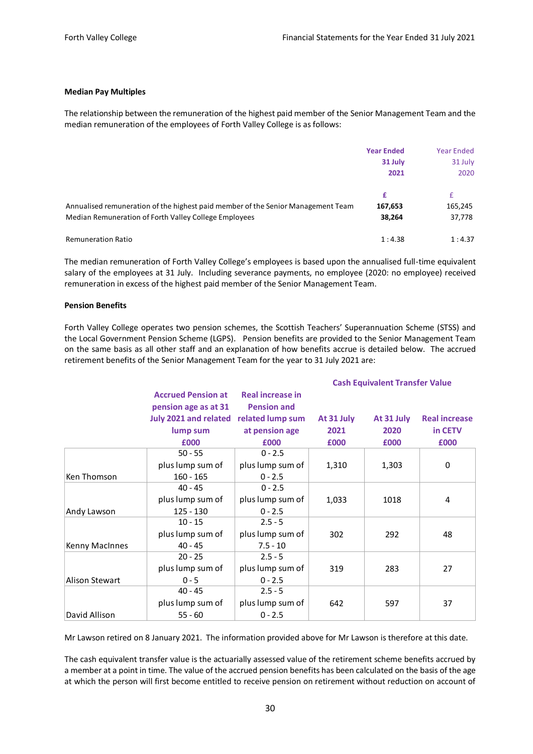**Median Pay Multiples**

The relationship between the remuneration of the highest paid member of the Senior Management Team and the median remuneration of the employees of Forth Valley College is as follows:

| | Year Ended 31 July 2021 | Year Ended 31 July 2020 |
|---|---|---|
| | £ | £ |
| Annualised remuneration of the highest paid member of the Senior Management Team | 167,653 | 165,245 |
| Median Remuneration of Forth Valley College Employees | 38,264 | 37,778 |
| Remuneration Ratio | 1 : 4.38 | 1 : 4.37 |

The median remuneration of Forth Valley College's employees is based upon the annualised full-time equivalent salary of the employees at 31 July. Including severance payments, no employee (2020: no employee) received remuneration in excess of the highest paid member of the Senior Management Team.

**Pension Benefits**

Forth Valley College operates two pension schemes, the Scottish Teachers' Superannuation Scheme (STSS) and the Local Government Pension Scheme (LGPS). Pension benefits are provided to the Senior Management Team on the same basis as all other staff and an explanation of how benefits accrue is detailed below. The accrued retirement benefits of the Senior Management Team for the year to 31 July 2021 are:

| | Accrued Pension at pension age as at 31 July 2021 and related lump sum | Real increase in Pension and related lump sum at pension age | Cash Equivalent Transfer Value | | |
|---|---|---|---|---|---|
| | | | At 31 July 2021 | At 31 July 2020 | Real increase in CETV |
| | £000 | £000 | £000 | £000 | £000 |
| Ken Thomson | 50 - 55 plus lump sum of 160 - 165 | 0 - 2.5 plus lump sum of 0 - 2.5 | 1,310 | 1,303 | 0 |
| Andy Lawson | 40 - 45 plus lump sum of 125 - 130 | 0 - 2.5 plus lump sum of 0 - 2.5 | 1,033 | 1018 | 4 |
| Kenny MacInnes | 10 - 15 plus lump sum of 40 - 45 | 2.5 - 5 plus lump sum of 7.5 - 10 | 302 | 292 | 48 |
| Alison Stewart | 20 - 25 plus lump sum of 0 - 5 | 2.5 - 5 plus lump sum of 0 - 2.5 | 319 | 283 | 27 |
| David Allison | 40 - 45 plus lump sum of 55 - 60 | 2.5 - 5 plus lump sum of 0 - 2.5 | 642 | 597 | 37 |

Mr Lawson retired on 8 January 2021. The information provided above for Mr Lawson is therefore at this date.

The cash equivalent transfer value is the actuarially assessed value of the retirement scheme benefits accrued by a member at a point in time. The value of the accrued pension benefits has been calculated on the basis of the age at which the person will first become entitled to receive pension on retirement without reduction on account of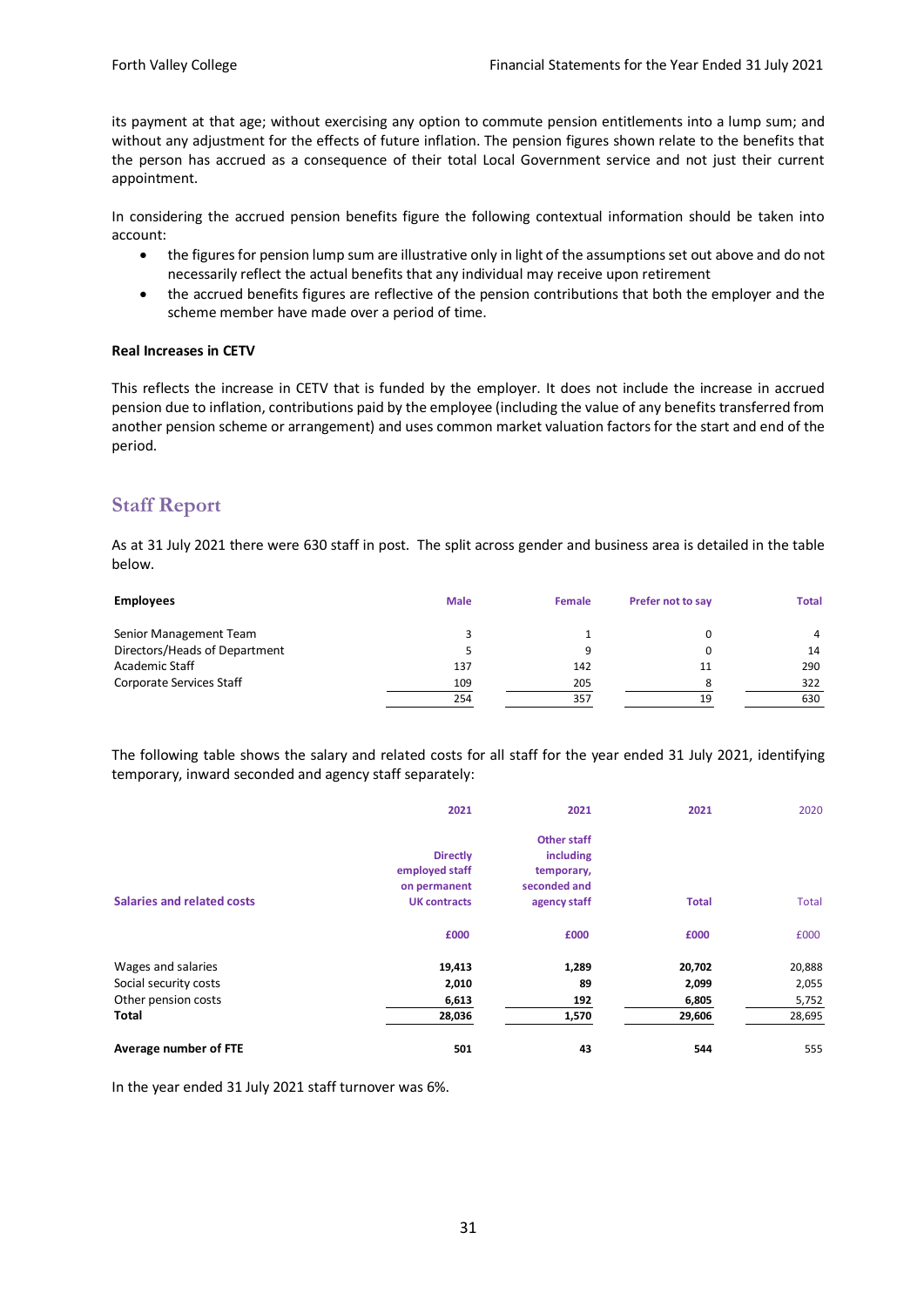its payment at that age; without exercising any option to commute pension entitlements into a lump sum; and without any adjustment for the effects of future inflation. The pension figures shown relate to the benefits that the person has accrued as a consequence of their total Local Government service and not just their current appointment.

In considering the accrued pension benefits figure the following contextual information should be taken into account:

- the figures for pension lump sum are illustrative only in light of the assumptions set out above and do not necessarily reflect the actual benefits that any individual may receive upon retirement
- the accrued benefits figures are reflective of the pension contributions that both the employer and the scheme member have made over a period of time.

**Real Increases in CETV**

This reflects the increase in CETV that is funded by the employer. It does not include the increase in accrued pension due to inflation, contributions paid by the employee (including the value of any benefits transferred from another pension scheme or arrangement) and uses common market valuation factors for the start and end of the period.

## Staff Report

As at 31 July 2021 there were 630 staff in post. The split across gender and business area is detailed in the table below.

| Employees | Male | Female | Prefer not to say | Total |
|---|---|---|---|---|
| Senior Management Team | 3 | 1 | 0 | 4 |
| Directors/Heads of Department | 5 | 9 | 0 | 14 |
| Academic Staff | 137 | 142 | 11 | 290 |
| Corporate Services Staff | 109 | 205 | 8 | 322 |
| | 254 | 357 | 19 | 630 |

The following table shows the salary and related costs for all staff for the year ended 31 July 2021, identifying temporary, inward seconded and agency staff separately:

| Salaries and related costs | 2021 Directly employed staff on permanent UK contracts | 2021 Other staff including temporary, seconded and agency staff | 2021 Total | 2020 Total |
|---|---|---|---|---|
| | £000 | £000 | £000 | £000 |
| Wages and salaries | 19,413 | 1,289 | 20,702 | 20,888 |
| Social security costs | 2,010 | 89 | 2,099 | 2,055 |
| Other pension costs | 6,613 | 192 | 6,805 | 5,752 |
| **Total** | 28,036 | 1,570 | 29,606 | 28,695 |
| **Average number of FTE** | 501 | 43 | 544 | 555 |

In the year ended 31 July 2021 staff turnover was 6%.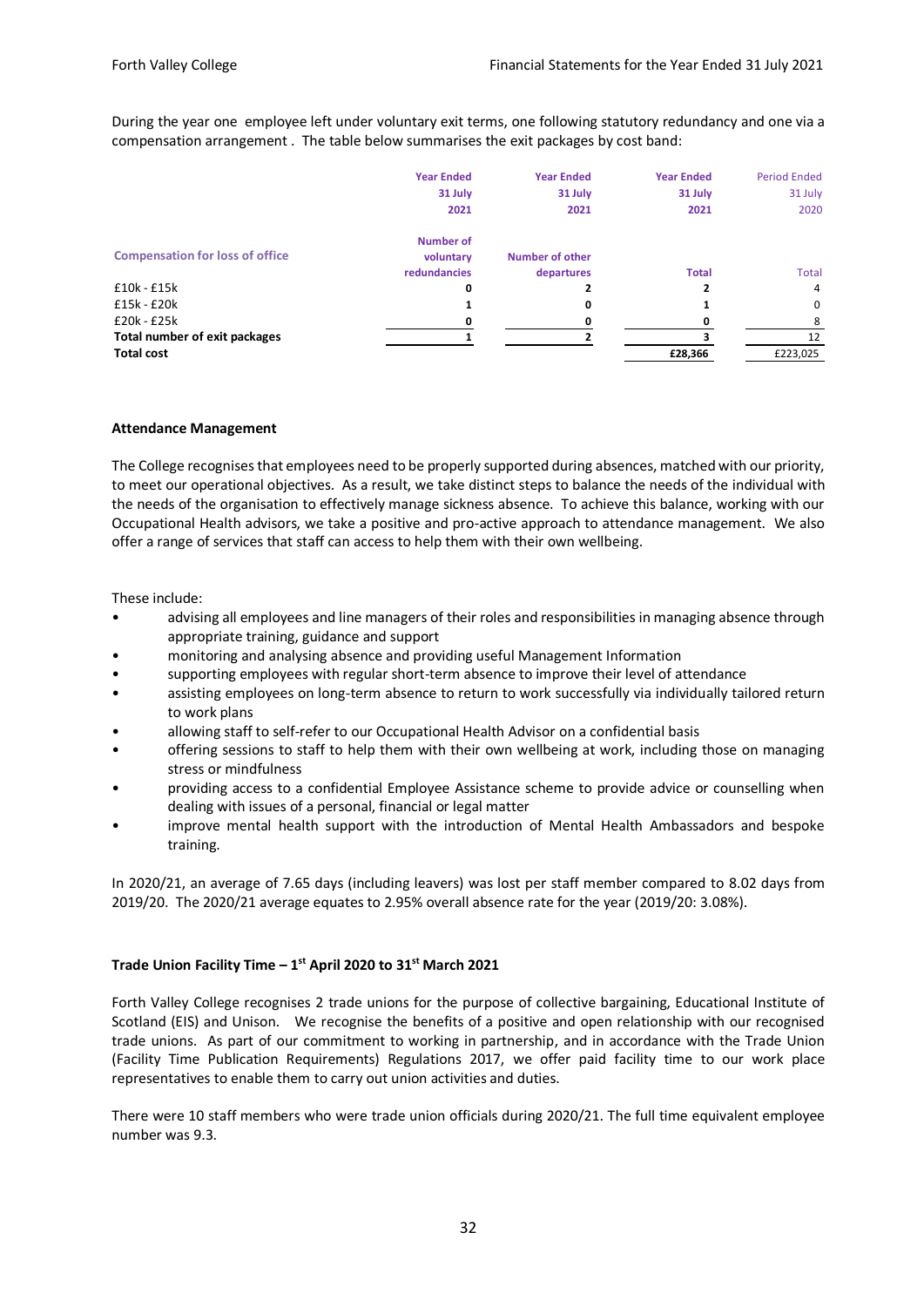During the year one employee left under voluntary exit terms, one following statutory redundancy and one via a compensation arrangement . The table below summarises the exit packages by cost band:

| Compensation for loss of office | Year Ended 31 July 2021 Number of voluntary redundancies | Year Ended 31 July 2021 Number of other departures | Year Ended 31 July 2021 Total | Period Ended 31 July 2020 Total |
|---|---|---|---|---|
| £10k - £15k | 0 | 2 | 2 | 4 |
| £15k - £20k | 1 | 0 | 1 | 0 |
| £20k - £25k | 0 | 0 | 0 | 8 |
| **Total number of exit packages** | 1 | 2 | 3 | 12 |
| **Total cost** | | | £28,366 | £223,025 |

### Attendance Management

The College recognises that employees need to be properly supported during absences, matched with our priority, to meet our operational objectives. As a result, we take distinct steps to balance the needs of the individual with the needs of the organisation to effectively manage sickness absence. To achieve this balance, working with our Occupational Health advisors, we take a positive and pro-active approach to attendance management. We also offer a range of services that staff can access to help them with their own wellbeing.

These include:

- advising all employees and line managers of their roles and responsibilities in managing absence through appropriate training, guidance and support
- monitoring and analysing absence and providing useful Management Information
- supporting employees with regular short-term absence to improve their level of attendance
- assisting employees on long-term absence to return to work successfully via individually tailored return to work plans
- allowing staff to self-refer to our Occupational Health Advisor on a confidential basis
- offering sessions to staff to help them with their own wellbeing at work, including those on managing stress or mindfulness
- providing access to a confidential Employee Assistance scheme to provide advice or counselling when dealing with issues of a personal, financial or legal matter
- improve mental health support with the introduction of Mental Health Ambassadors and bespoke training.

In 2020/21, an average of 7.65 days (including leavers) was lost per staff member compared to 8.02 days from 2019/20. The 2020/21 average equates to 2.95% overall absence rate for the year (2019/20: 3.08%).

### Trade Union Facility Time – 1st April 2020 to 31st March 2021

Forth Valley College recognises 2 trade unions for the purpose of collective bargaining, Educational Institute of Scotland (EIS) and Unison. We recognise the benefits of a positive and open relationship with our recognised trade unions. As part of our commitment to working in partnership, and in accordance with the Trade Union (Facility Time Publication Requirements) Regulations 2017, we offer paid facility time to our work place representatives to enable them to carry out union activities and duties.

There were 10 staff members who were trade union officials during 2020/21. The full time equivalent employee number was 9.3.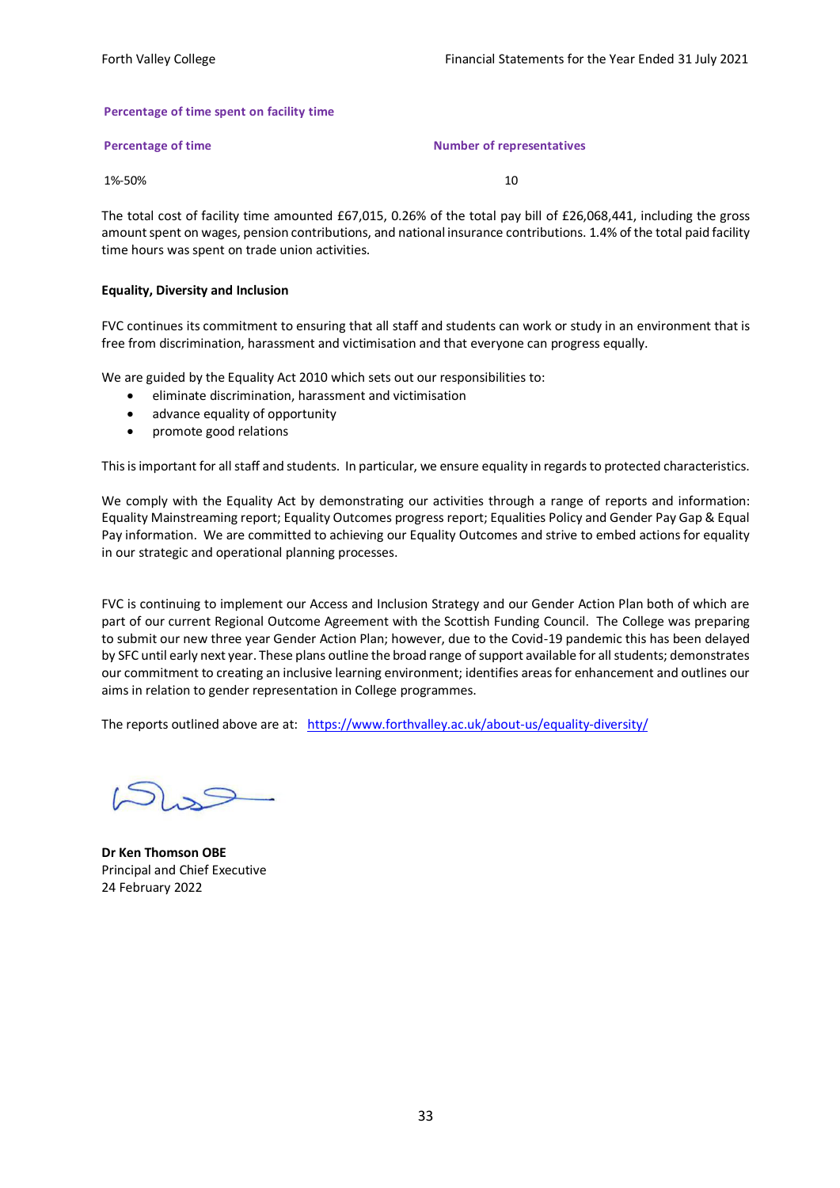**Percentage of time spent on facility time**

| Percentage of time | Number of representatives |
| --- | --- |
| 1%-50% | 10 |

The total cost of facility time amounted £67,015, 0.26% of the total pay bill of £26,068,441, including the gross amount spent on wages, pension contributions, and national insurance contributions. 1.4% of the total paid facility time hours was spent on trade union activities.

**Equality, Diversity and Inclusion**

FVC continues its commitment to ensuring that all staff and students can work or study in an environment that is free from discrimination, harassment and victimisation and that everyone can progress equally.

We are guided by the Equality Act 2010 which sets out our responsibilities to:

- eliminate discrimination, harassment and victimisation
- advance equality of opportunity
- promote good relations

This is important for all staff and students. In particular, we ensure equality in regards to protected characteristics.

We comply with the Equality Act by demonstrating our activities through a range of reports and information: Equality Mainstreaming report; Equality Outcomes progress report; Equalities Policy and Gender Pay Gap & Equal Pay information. We are committed to achieving our Equality Outcomes and strive to embed actions for equality in our strategic and operational planning processes.

FVC is continuing to implement our Access and Inclusion Strategy and our Gender Action Plan both of which are part of our current Regional Outcome Agreement with the Scottish Funding Council. The College was preparing to submit our new three year Gender Action Plan; however, due to the Covid-19 pandemic this has been delayed by SFC until early next year. These plans outline the broad range of support available for all students; demonstrates our commitment to creating an inclusive learning environment; identifies areas for enhancement and outlines our aims in relation to gender representation in College programmes.

The reports outlined above are at: https://www.forthvalley.ac.uk/about-us/equality-diversity/

**Dr Ken Thomson OBE**
Principal and Chief Executive
24 February 2022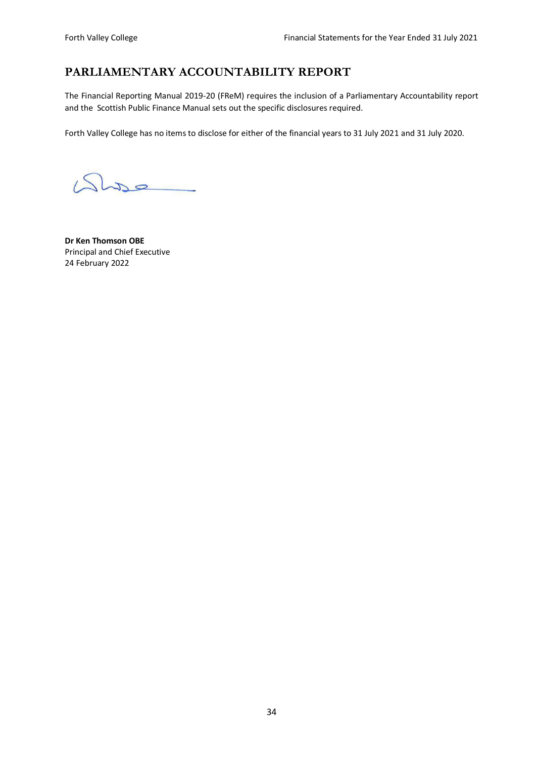# PARLIAMENTARY ACCOUNTABILITY REPORT

The Financial Reporting Manual 2019-20 (FReM) requires the inclusion of a Parliamentary Accountability report and the Scottish Public Finance Manual sets out the specific disclosures required.

Forth Valley College has no items to disclose for either of the financial years to 31 July 2021 and 31 July 2020.

**Dr Ken Thomson OBE**
Principal and Chief Executive
24 February 2022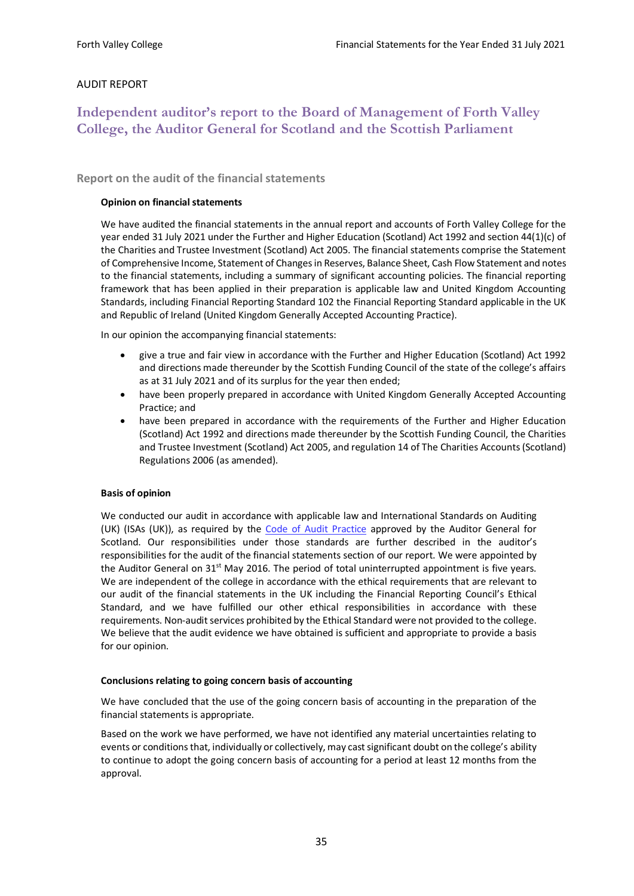AUDIT REPORT

# Independent auditor's report to the Board of Management of Forth Valley College, the Auditor General for Scotland and the Scottish Parliament

## Report on the audit of the financial statements

**Opinion on financial statements**

We have audited the financial statements in the annual report and accounts of Forth Valley College for the year ended 31 July 2021 under the Further and Higher Education (Scotland) Act 1992 and section 44(1)(c) of the Charities and Trustee Investment (Scotland) Act 2005. The financial statements comprise the Statement of Comprehensive Income, Statement of Changes in Reserves, Balance Sheet, Cash Flow Statement and notes to the financial statements, including a summary of significant accounting policies. The financial reporting framework that has been applied in their preparation is applicable law and United Kingdom Accounting Standards, including Financial Reporting Standard 102 the Financial Reporting Standard applicable in the UK and Republic of Ireland (United Kingdom Generally Accepted Accounting Practice).

In our opinion the accompanying financial statements:

- give a true and fair view in accordance with the Further and Higher Education (Scotland) Act 1992 and directions made thereunder by the Scottish Funding Council of the state of the college's affairs as at 31 July 2021 and of its surplus for the year then ended;
- have been properly prepared in accordance with United Kingdom Generally Accepted Accounting Practice; and
- have been prepared in accordance with the requirements of the Further and Higher Education (Scotland) Act 1992 and directions made thereunder by the Scottish Funding Council, the Charities and Trustee Investment (Scotland) Act 2005, and regulation 14 of The Charities Accounts (Scotland) Regulations 2006 (as amended).

**Basis of opinion**

We conducted our audit in accordance with applicable law and International Standards on Auditing (UK) (ISAs (UK)), as required by the Code of Audit Practice approved by the Auditor General for Scotland. Our responsibilities under those standards are further described in the auditor's responsibilities for the audit of the financial statements section of our report. We were appointed by the Auditor General on 31st May 2016. The period of total uninterrupted appointment is five years. We are independent of the college in accordance with the ethical requirements that are relevant to our audit of the financial statements in the UK including the Financial Reporting Council's Ethical Standard, and we have fulfilled our other ethical responsibilities in accordance with these requirements. Non-audit services prohibited by the Ethical Standard were not provided to the college. We believe that the audit evidence we have obtained is sufficient and appropriate to provide a basis for our opinion.

**Conclusions relating to going concern basis of accounting**

We have concluded that the use of the going concern basis of accounting in the preparation of the financial statements is appropriate.

Based on the work we have performed, we have not identified any material uncertainties relating to events or conditions that, individually or collectively, may cast significant doubt on the college's ability to continue to adopt the going concern basis of accounting for a period at least 12 months from the approval.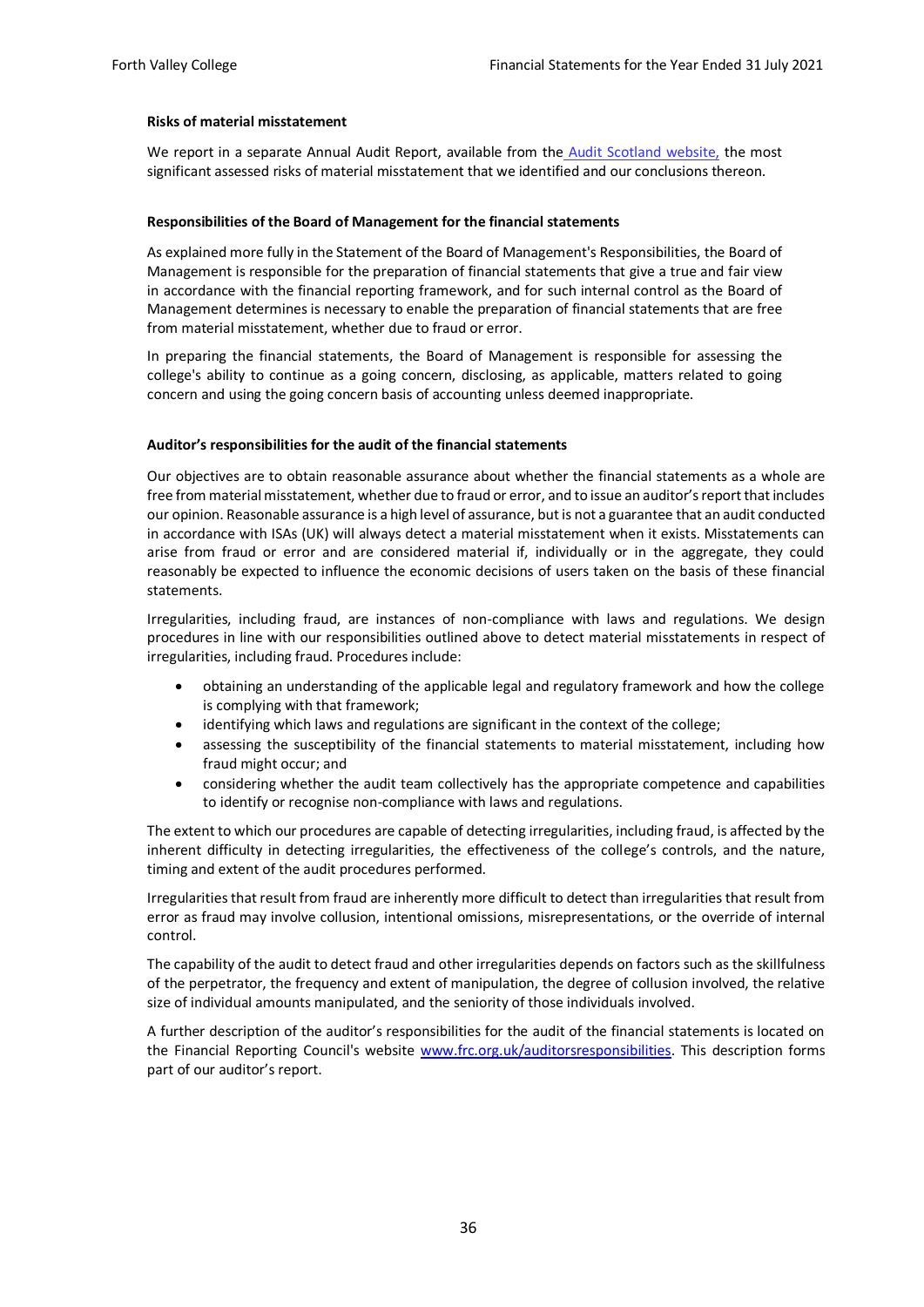### Risks of material misstatement

We report in a separate Annual Audit Report, available from the Audit Scotland website, the most significant assessed risks of material misstatement that we identified and our conclusions thereon.

### Responsibilities of the Board of Management for the financial statements

As explained more fully in the Statement of the Board of Management's Responsibilities, the Board of Management is responsible for the preparation of financial statements that give a true and fair view in accordance with the financial reporting framework, and for such internal control as the Board of Management determines is necessary to enable the preparation of financial statements that are free from material misstatement, whether due to fraud or error.

In preparing the financial statements, the Board of Management is responsible for assessing the college's ability to continue as a going concern, disclosing, as applicable, matters related to going concern and using the going concern basis of accounting unless deemed inappropriate.

### Auditor's responsibilities for the audit of the financial statements

Our objectives are to obtain reasonable assurance about whether the financial statements as a whole are free from material misstatement, whether due to fraud or error, and to issue an auditor's report that includes our opinion. Reasonable assurance is a high level of assurance, but is not a guarantee that an audit conducted in accordance with ISAs (UK) will always detect a material misstatement when it exists. Misstatements can arise from fraud or error and are considered material if, individually or in the aggregate, they could reasonably be expected to influence the economic decisions of users taken on the basis of these financial statements.

Irregularities, including fraud, are instances of non-compliance with laws and regulations. We design procedures in line with our responsibilities outlined above to detect material misstatements in respect of irregularities, including fraud. Procedures include:

- obtaining an understanding of the applicable legal and regulatory framework and how the college is complying with that framework;
- identifying which laws and regulations are significant in the context of the college;
- assessing the susceptibility of the financial statements to material misstatement, including how fraud might occur; and
- considering whether the audit team collectively has the appropriate competence and capabilities to identify or recognise non-compliance with laws and regulations.

The extent to which our procedures are capable of detecting irregularities, including fraud, is affected by the inherent difficulty in detecting irregularities, the effectiveness of the college's controls, and the nature, timing and extent of the audit procedures performed.

Irregularities that result from fraud are inherently more difficult to detect than irregularities that result from error as fraud may involve collusion, intentional omissions, misrepresentations, or the override of internal control.

The capability of the audit to detect fraud and other irregularities depends on factors such as the skillfulness of the perpetrator, the frequency and extent of manipulation, the degree of collusion involved, the relative size of individual amounts manipulated, and the seniority of those individuals involved.

A further description of the auditor's responsibilities for the audit of the financial statements is located on the Financial Reporting Council's website www.frc.org.uk/auditorsresponsibilities. This description forms part of our auditor's report.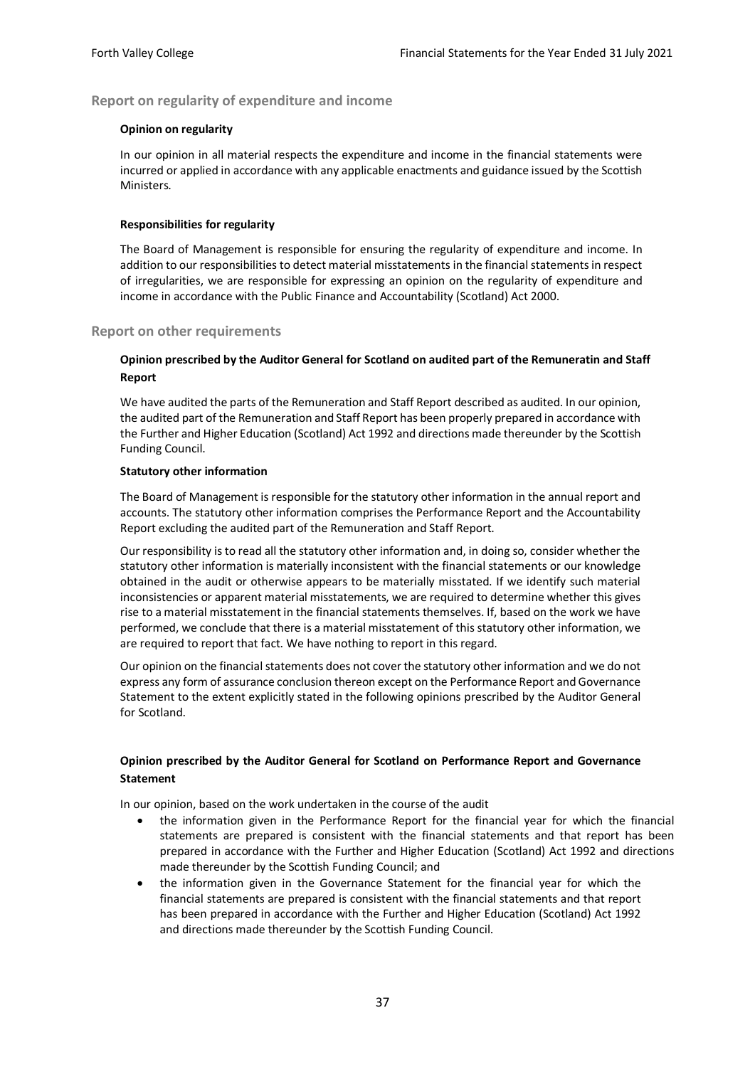## Report on regularity of expenditure and income

#### Opinion on regularity

In our opinion in all material respects the expenditure and income in the financial statements were incurred or applied in accordance with any applicable enactments and guidance issued by the Scottish Ministers.

#### Responsibilities for regularity

The Board of Management is responsible for ensuring the regularity of expenditure and income. In addition to our responsibilities to detect material misstatements in the financial statements in respect of irregularities, we are responsible for expressing an opinion on the regularity of expenditure and income in accordance with the Public Finance and Accountability (Scotland) Act 2000.

## Report on other requirements

#### Opinion prescribed by the Auditor General for Scotland on audited part of the Remuneratin and Staff Report

We have audited the parts of the Remuneration and Staff Report described as audited. In our opinion, the audited part of the Remuneration and Staff Report has been properly prepared in accordance with the Further and Higher Education (Scotland) Act 1992 and directions made thereunder by the Scottish Funding Council.

#### Statutory other information

The Board of Management is responsible for the statutory other information in the annual report and accounts. The statutory other information comprises the Performance Report and the Accountability Report excluding the audited part of the Remuneration and Staff Report.

Our responsibility is to read all the statutory other information and, in doing so, consider whether the statutory other information is materially inconsistent with the financial statements or our knowledge obtained in the audit or otherwise appears to be materially misstated. If we identify such material inconsistencies or apparent material misstatements, we are required to determine whether this gives rise to a material misstatement in the financial statements themselves. If, based on the work we have performed, we conclude that there is a material misstatement of this statutory other information, we are required to report that fact. We have nothing to report in this regard.

Our opinion on the financial statements does not cover the statutory other information and we do not express any form of assurance conclusion thereon except on the Performance Report and Governance Statement to the extent explicitly stated in the following opinions prescribed by the Auditor General for Scotland.

#### Opinion prescribed by the Auditor General for Scotland on Performance Report and Governance Statement

In our opinion, based on the work undertaken in the course of the audit

- the information given in the Performance Report for the financial year for which the financial statements are prepared is consistent with the financial statements and that report has been prepared in accordance with the Further and Higher Education (Scotland) Act 1992 and directions made thereunder by the Scottish Funding Council; and
- the information given in the Governance Statement for the financial year for which the financial statements are prepared is consistent with the financial statements and that report has been prepared in accordance with the Further and Higher Education (Scotland) Act 1992 and directions made thereunder by the Scottish Funding Council.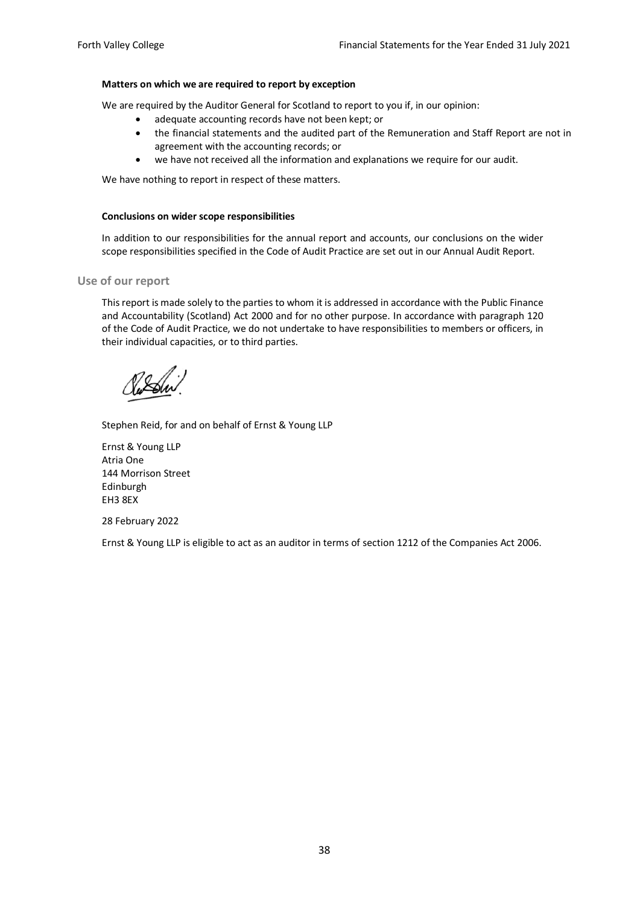**Matters on which we are required to report by exception**

We are required by the Auditor General for Scotland to report to you if, in our opinion:

- adequate accounting records have not been kept; or
- the financial statements and the audited part of the Remuneration and Staff Report are not in agreement with the accounting records; or
- we have not received all the information and explanations we require for our audit.

We have nothing to report in respect of these matters.

**Conclusions on wider scope responsibilities**

In addition to our responsibilities for the annual report and accounts, our conclusions on the wider scope responsibilities specified in the Code of Audit Practice are set out in our Annual Audit Report.

## Use of our report

This report is made solely to the parties to whom it is addressed in accordance with the Public Finance and Accountability (Scotland) Act 2000 and for no other purpose. In accordance with paragraph 120 of the Code of Audit Practice, we do not undertake to have responsibilities to members or officers, in their individual capacities, or to third parties.

Stephen Reid, for and on behalf of Ernst & Young LLP

Ernst & Young LLP
Atria One
144 Morrison Street
Edinburgh
EH3 8EX

28 February 2022

Ernst & Young LLP is eligible to act as an auditor in terms of section 1212 of the Companies Act 2006.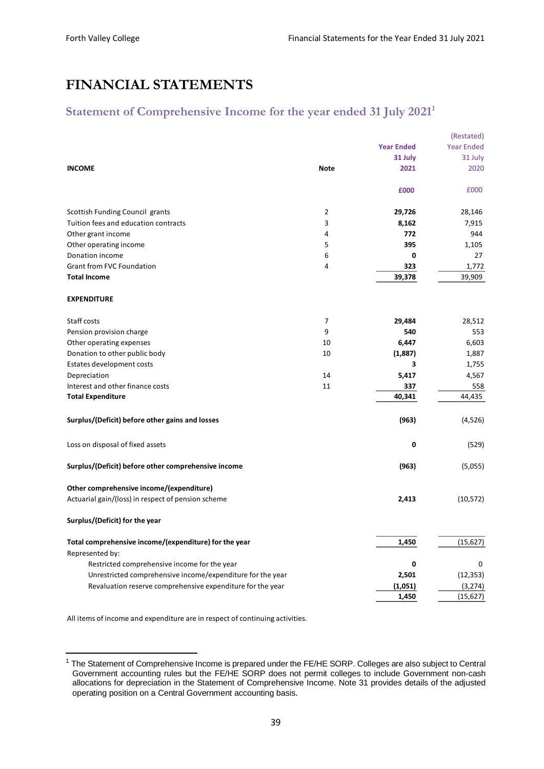# FINANCIAL STATEMENTS

## Statement of Comprehensive Income for the year ended 31 July 2021[1]

| INCOME | Note | Year Ended 31 July 2021 | (Restated) Year Ended 31 July 2020 |
|---|---|---|---|
| | | £000 | £000 |
| Scottish Funding Council grants | 2 | **29,726** | 28,146 |
| Tuition fees and education contracts | 3 | **8,162** | 7,915 |
| Other grant income | 4 | **772** | 944 |
| Other operating income | 5 | **395** | 1,105 |
| Donation income | 6 | **0** | 27 |
| Grant from FVC Foundation | 4 | **323** | 1,772 |
| **Total Income** | | **39,378** | 39,909 |
| **EXPENDITURE** | | | |
| Staff costs | 7 | **29,484** | 28,512 |
| Pension provision charge | 9 | **540** | 553 |
| Other operating expenses | 10 | **6,447** | 6,603 |
| Donation to other public body | 10 | **(1,887)** | 1,887 |
| Estates development costs | | **3** | 1,755 |
| Depreciation | 14 | **5,417** | 4,567 |
| Interest and other finance costs | 11 | **337** | 558 |
| **Total Expenditure** | | **40,341** | 44,435 |
| **Surplus/(Deficit) before other gains and losses** | | **(963)** | (4,526) |
| Loss on disposal of fixed assets | | **0** | (529) |
| **Surplus/(Deficit) before other comprehensive income** | | **(963)** | (5,055) |
| **Other comprehensive income/(expenditure)** | | | |
| Actuarial gain/(loss) in respect of pension scheme | | **2,413** | (10,572) |
| **Surplus/(Deficit) for the year** | | | |
| **Total comprehensive income/(expenditure) for the year** | | **1,450** | (15,627) |
| Represented by: | | | |
| Restricted comprehensive income for the year | | **0** | 0 |
| Unrestricted comprehensive income/expenditure for the year | | **2,501** | (12,353) |
| Revaluation reserve comprehensive expenditure for the year | | **(1,051)** | (3,274) |
| | | **1,450** | (15,627) |

All items of income and expenditure are in respect of continuing activities.

[1] The Statement of Comprehensive Income is prepared under the FE/HE SORP. Colleges are also subject to Central Government accounting rules but the FE/HE SORP does not permit colleges to include Government non-cash allocations for depreciation in the Statement of Comprehensive Income. Note 31 provides details of the adjusted operating position on a Central Government accounting basis.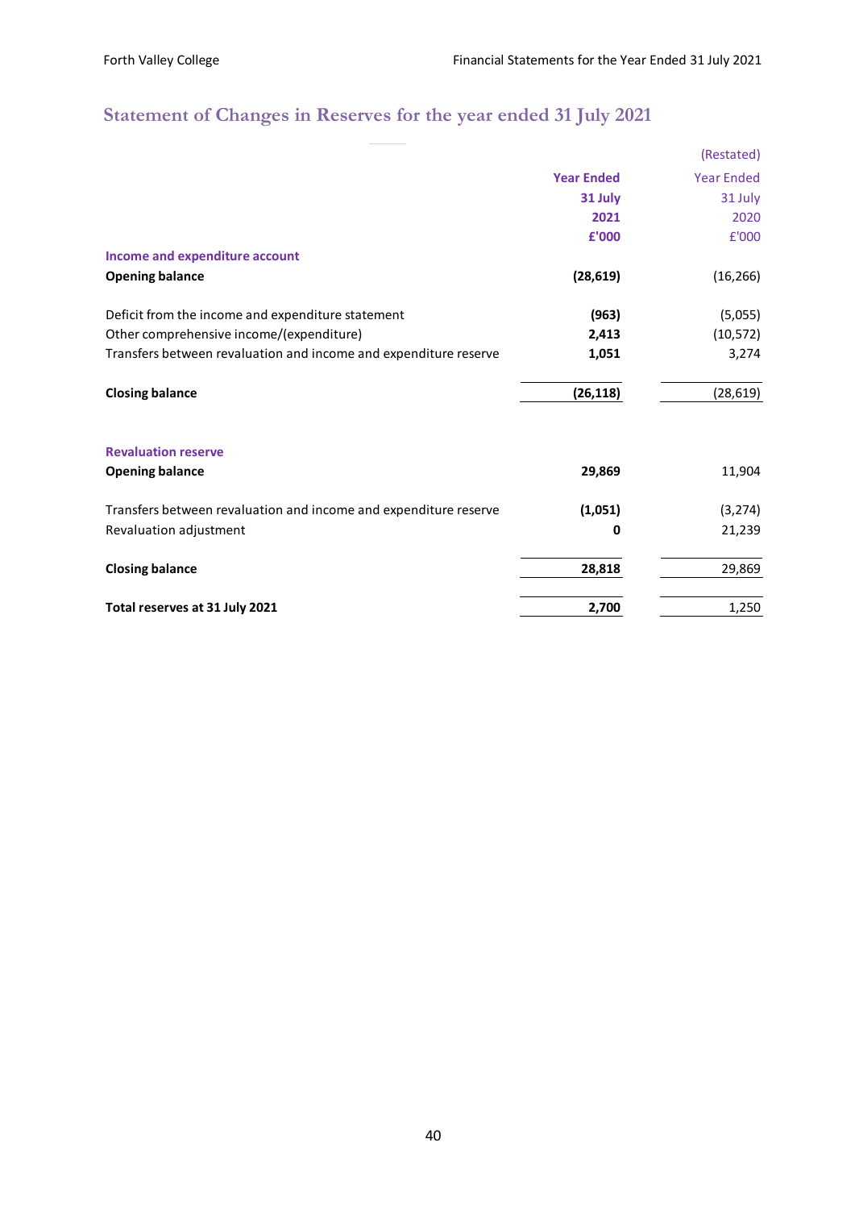## Statement of Changes in Reserves for the year ended 31 July 2021

| | Year Ended 31 July 2021 £'000 | (Restated) Year Ended 31 July 2020 £'000 |
|---|---|---|
| **Income and expenditure account** | | |
| **Opening balance** | **(28,619)** | (16,266) |
| Deficit from the income and expenditure statement | **(963)** | (5,055) |
| Other comprehensive income/(expenditure) | **2,413** | (10,572) |
| Transfers between revaluation and income and expenditure reserve | **1,051** | 3,274 |
| **Closing balance** | **(26,118)** | (28,619) |
| **Revaluation reserve** | | |
| **Opening balance** | **29,869** | 11,904 |
| Transfers between revaluation and income and expenditure reserve | **(1,051)** | (3,274) |
| Revaluation adjustment | **0** | 21,239 |
| **Closing balance** | **28,818** | 29,869 |
| **Total reserves at 31 July 2021** | **2,700** | 1,250 |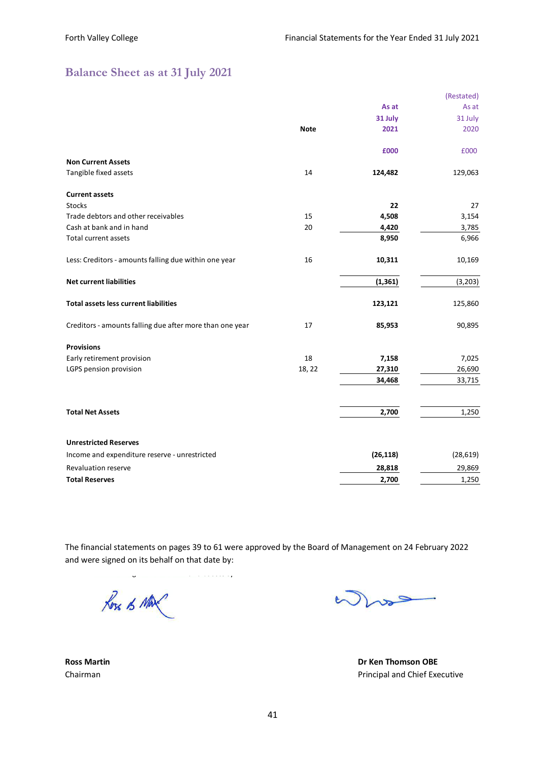## Balance Sheet as at 31 July 2021

| | Note | As at 31 July 2021 | (Restated) As at 31 July 2020 |
|---|---|---|---|
| | | £000 | £000 |
| **Non Current Assets** | | | |
| Tangible fixed assets | 14 | **124,482** | 129,063 |
| | | | |
| **Current assets** | | | |
| Stocks | | **22** | 27 |
| Trade debtors and other receivables | 15 | **4,508** | 3,154 |
| Cash at bank and in hand | 20 | **4,420** | 3,785 |
| Total current assets | | **8,950** | 6,966 |
| | | | |
| Less: Creditors - amounts falling due within one year | 16 | **10,311** | 10,169 |
| | | | |
| **Net current liabilities** | | **(1,361)** | (3,203) |
| | | | |
| **Total assets less current liabilities** | | **123,121** | 125,860 |
| | | | |
| Creditors - amounts falling due after more than one year | 17 | **85,953** | 90,895 |
| | | | |
| **Provisions** | | | |
| Early retirement provision | 18 | **7,158** | 7,025 |
| LGPS pension provision | 18, 22 | **27,310** | 26,690 |
| | | **34,468** | 33,715 |
| | | | |
| **Total Net Assets** | | **2,700** | 1,250 |
| | | | |
| **Unrestricted Reserves** | | | |
| Income and expenditure reserve - unrestricted | | **(26,118)** | (28,619) |
| Revaluation reserve | | **28,818** | 29,869 |
| **Total Reserves** | | **2,700** | 1,250 |

The financial statements on pages 39 to 61 were approved by the Board of Management on 24 February 2022 and were signed on its behalf on that date by:

**Ross Martin**
Chairman

**Dr Ken Thomson OBE**
Principal and Chief Executive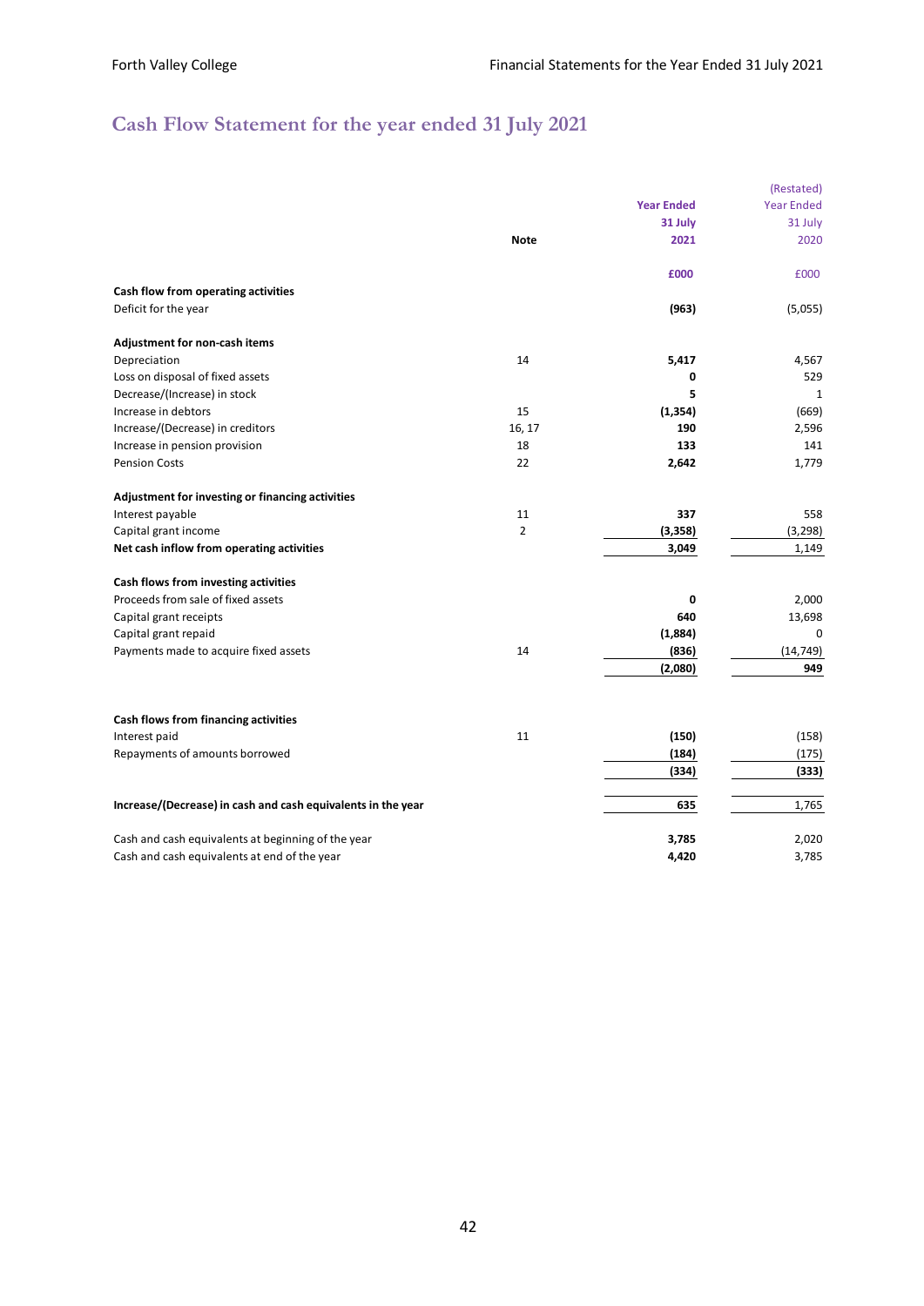# Cash Flow Statement for the year ended 31 July 2021

| | Note | Year Ended 31 July 2021 | (Restated) Year Ended 31 July 2020 |
|---|---|---|---|
| | | £000 | £000 |
| **Cash flow from operating activities** | | | |
| Deficit for the year | | **(963)** | (5,055) |
| **Adjustment for non-cash items** | | | |
| Depreciation | 14 | **5,417** | 4,567 |
| Loss on disposal of fixed assets | | **0** | 529 |
| Decrease/(Increase) in stock | | **5** | 1 |
| Increase in debtors | 15 | **(1,354)** | (669) |
| Increase/(Decrease) in creditors | 16, 17 | **190** | 2,596 |
| Increase in pension provision | 18 | **133** | 141 |
| Pension Costs | 22 | **2,642** | 1,779 |
| **Adjustment for investing or financing activities** | | | |
| Interest payable | 11 | **337** | 558 |
| Capital grant income | 2 | **(3,358)** | (3,298) |
| **Net cash inflow from operating activities** | | **3,049** | 1,149 |
| **Cash flows from investing activities** | | | |
| Proceeds from sale of fixed assets | | **0** | 2,000 |
| Capital grant receipts | | **640** | 13,698 |
| Capital grant repaid | | **(1,884)** | 0 |
| Payments made to acquire fixed assets | 14 | **(836)** | (14,749) |
| | | **(2,080)** | **949** |
| **Cash flows from financing activities** | | | |
| Interest paid | 11 | **(150)** | (158) |
| Repayments of amounts borrowed | | **(184)** | (175) |
| | | **(334)** | **(333)** |
| **Increase/(Decrease) in cash and cash equivalents in the year** | | **635** | 1,765 |
| Cash and cash equivalents at beginning of the year | | **3,785** | 2,020 |
| Cash and cash equivalents at end of the year | | **4,420** | 3,785 |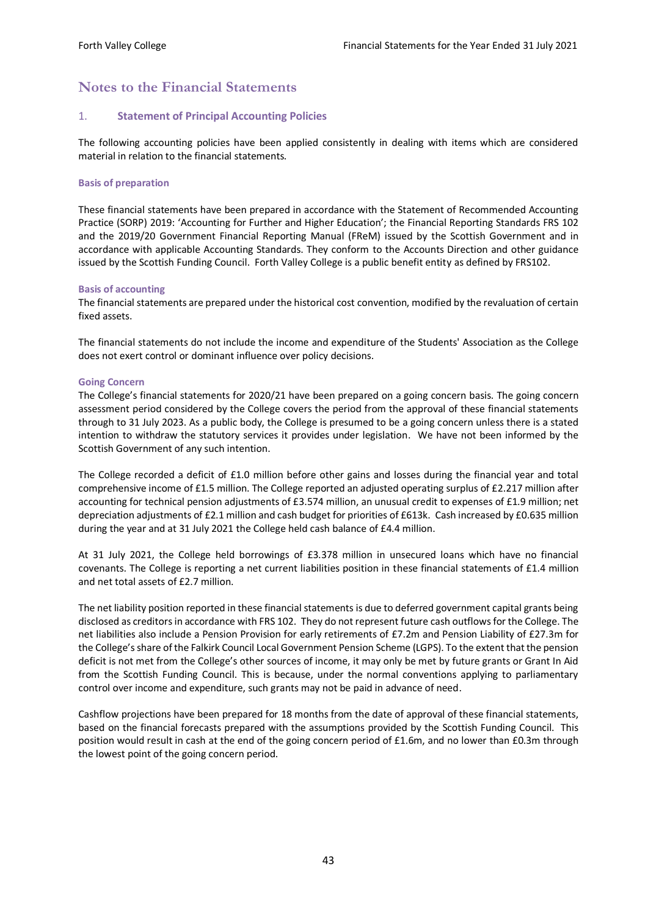# Notes to the Financial Statements

## 1. Statement of Principal Accounting Policies

The following accounting policies have been applied consistently in dealing with items which are considered material in relation to the financial statements.

### Basis of preparation

These financial statements have been prepared in accordance with the Statement of Recommended Accounting Practice (SORP) 2019: 'Accounting for Further and Higher Education'; the Financial Reporting Standards FRS 102 and the 2019/20 Government Financial Reporting Manual (FReM) issued by the Scottish Government and in accordance with applicable Accounting Standards. They conform to the Accounts Direction and other guidance issued by the Scottish Funding Council. Forth Valley College is a public benefit entity as defined by FRS102.

### Basis of accounting

The financial statements are prepared under the historical cost convention, modified by the revaluation of certain fixed assets.

The financial statements do not include the income and expenditure of the Students' Association as the College does not exert control or dominant influence over policy decisions.

### Going Concern

The College's financial statements for 2020/21 have been prepared on a going concern basis. The going concern assessment period considered by the College covers the period from the approval of these financial statements through to 31 July 2023. As a public body, the College is presumed to be a going concern unless there is a stated intention to withdraw the statutory services it provides under legislation. We have not been informed by the Scottish Government of any such intention.

The College recorded a deficit of £1.0 million before other gains and losses during the financial year and total comprehensive income of £1.5 million. The College reported an adjusted operating surplus of £2.217 million after accounting for technical pension adjustments of £3.574 million, an unusual credit to expenses of £1.9 million; net depreciation adjustments of £2.1 million and cash budget for priorities of £613k. Cash increased by £0.635 million during the year and at 31 July 2021 the College held cash balance of £4.4 million.

At 31 July 2021, the College held borrowings of £3.378 million in unsecured loans which have no financial covenants. The College is reporting a net current liabilities position in these financial statements of £1.4 million and net total assets of £2.7 million.

The net liability position reported in these financial statements is due to deferred government capital grants being disclosed as creditors in accordance with FRS 102. They do not represent future cash outflows for the College. The net liabilities also include a Pension Provision for early retirements of £7.2m and Pension Liability of £27.3m for the College's share of the Falkirk Council Local Government Pension Scheme (LGPS). To the extent that the pension deficit is not met from the College's other sources of income, it may only be met by future grants or Grant In Aid from the Scottish Funding Council. This is because, under the normal conventions applying to parliamentary control over income and expenditure, such grants may not be paid in advance of need.

Cashflow projections have been prepared for 18 months from the date of approval of these financial statements, based on the financial forecasts prepared with the assumptions provided by the Scottish Funding Council. This position would result in cash at the end of the going concern period of £1.6m, and no lower than £0.3m through the lowest point of the going concern period.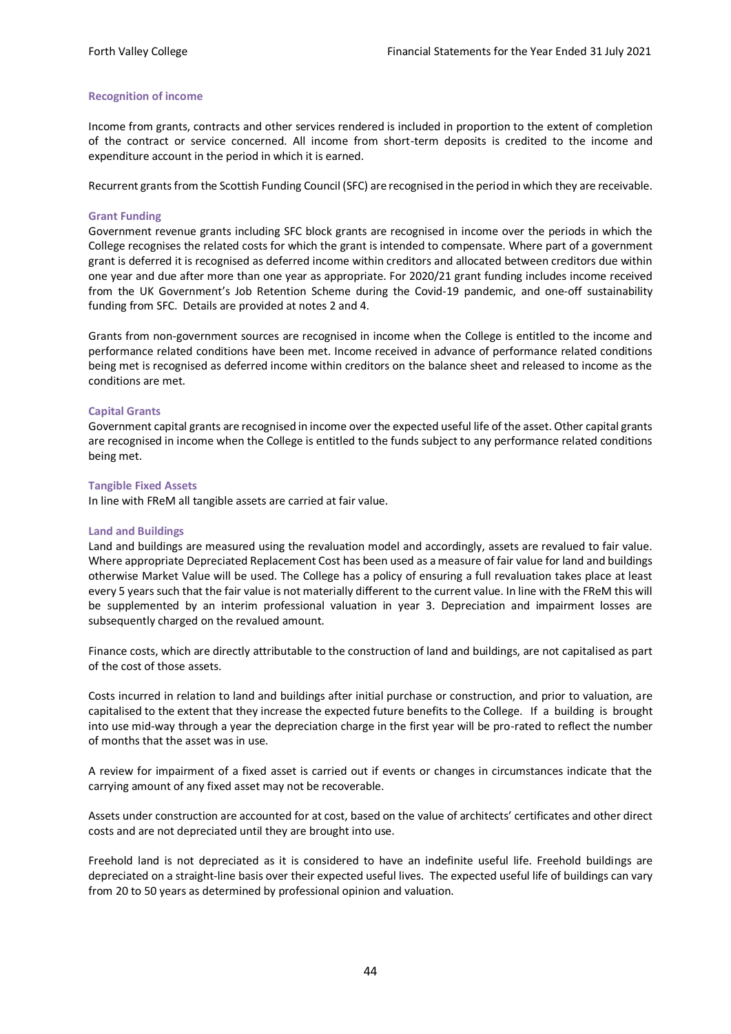### Recognition of income

Income from grants, contracts and other services rendered is included in proportion to the extent of completion of the contract or service concerned. All income from short-term deposits is credited to the income and expenditure account in the period in which it is earned.

Recurrent grants from the Scottish Funding Council (SFC) are recognised in the period in which they are receivable.

### Grant Funding

Government revenue grants including SFC block grants are recognised in income over the periods in which the College recognises the related costs for which the grant is intended to compensate. Where part of a government grant is deferred it is recognised as deferred income within creditors and allocated between creditors due within one year and due after more than one year as appropriate. For 2020/21 grant funding includes income received from the UK Government's Job Retention Scheme during the Covid-19 pandemic, and one-off sustainability funding from SFC. Details are provided at notes 2 and 4.

Grants from non-government sources are recognised in income when the College is entitled to the income and performance related conditions have been met. Income received in advance of performance related conditions being met is recognised as deferred income within creditors on the balance sheet and released to income as the conditions are met.

### Capital Grants

Government capital grants are recognised in income over the expected useful life of the asset. Other capital grants are recognised in income when the College is entitled to the funds subject to any performance related conditions being met.

### Tangible Fixed Assets

In line with FReM all tangible assets are carried at fair value.

### Land and Buildings

Land and buildings are measured using the revaluation model and accordingly, assets are revalued to fair value. Where appropriate Depreciated Replacement Cost has been used as a measure of fair value for land and buildings otherwise Market Value will be used. The College has a policy of ensuring a full revaluation takes place at least every 5 years such that the fair value is not materially different to the current value. In line with the FReM this will be supplemented by an interim professional valuation in year 3. Depreciation and impairment losses are subsequently charged on the revalued amount.

Finance costs, which are directly attributable to the construction of land and buildings, are not capitalised as part of the cost of those assets.

Costs incurred in relation to land and buildings after initial purchase or construction, and prior to valuation, are capitalised to the extent that they increase the expected future benefits to the College. If a building is brought into use mid-way through a year the depreciation charge in the first year will be pro-rated to reflect the number of months that the asset was in use.

A review for impairment of a fixed asset is carried out if events or changes in circumstances indicate that the carrying amount of any fixed asset may not be recoverable.

Assets under construction are accounted for at cost, based on the value of architects' certificates and other direct costs and are not depreciated until they are brought into use.

Freehold land is not depreciated as it is considered to have an indefinite useful life. Freehold buildings are depreciated on a straight-line basis over their expected useful lives. The expected useful life of buildings can vary from 20 to 50 years as determined by professional opinion and valuation.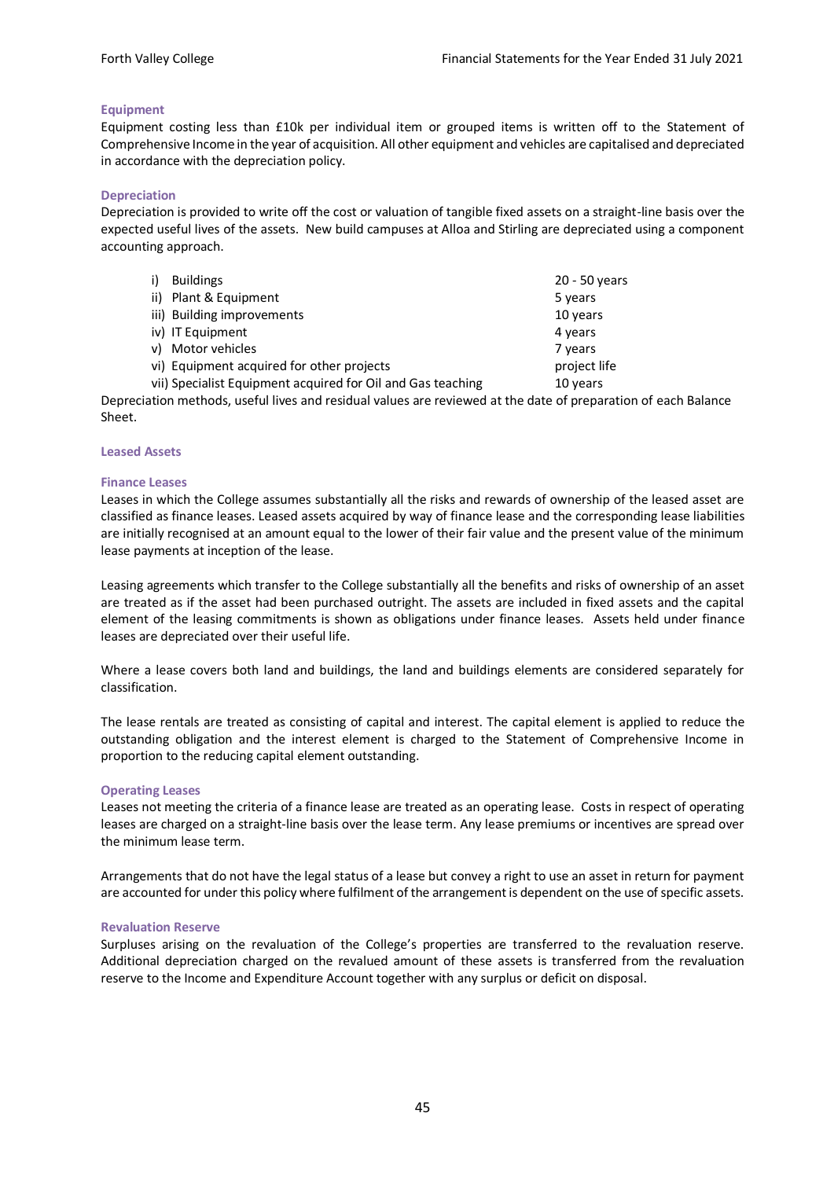### Equipment

Equipment costing less than £10k per individual item or grouped items is written off to the Statement of Comprehensive Income in the year of acquisition. All other equipment and vehicles are capitalised and depreciated in accordance with the depreciation policy.

### Depreciation

Depreciation is provided to write off the cost or valuation of tangible fixed assets on a straight-line basis over the expected useful lives of the assets. New build campuses at Alloa and Stirling are depreciated using a component accounting approach.

| | |
|---|---|
| i) Buildings | 20 - 50 years |
| ii) Plant & Equipment | 5 years |
| iii) Building improvements | 10 years |
| iv) IT Equipment | 4 years |
| v) Motor vehicles | 7 years |
| vi) Equipment acquired for other projects | project life |
| vii) Specialist Equipment acquired for Oil and Gas teaching | 10 years |

Depreciation methods, useful lives and residual values are reviewed at the date of preparation of each Balance Sheet.

### Leased Assets

### Finance Leases

Leases in which the College assumes substantially all the risks and rewards of ownership of the leased asset are classified as finance leases. Leased assets acquired by way of finance lease and the corresponding lease liabilities are initially recognised at an amount equal to the lower of their fair value and the present value of the minimum lease payments at inception of the lease.

Leasing agreements which transfer to the College substantially all the benefits and risks of ownership of an asset are treated as if the asset had been purchased outright. The assets are included in fixed assets and the capital element of the leasing commitments is shown as obligations under finance leases. Assets held under finance leases are depreciated over their useful life.

Where a lease covers both land and buildings, the land and buildings elements are considered separately for classification.

The lease rentals are treated as consisting of capital and interest. The capital element is applied to reduce the outstanding obligation and the interest element is charged to the Statement of Comprehensive Income in proportion to the reducing capital element outstanding.

### Operating Leases

Leases not meeting the criteria of a finance lease are treated as an operating lease. Costs in respect of operating leases are charged on a straight-line basis over the lease term. Any lease premiums or incentives are spread over the minimum lease term.

Arrangements that do not have the legal status of a lease but convey a right to use an asset in return for payment are accounted for under this policy where fulfilment of the arrangement is dependent on the use of specific assets.

### Revaluation Reserve

Surpluses arising on the revaluation of the College's properties are transferred to the revaluation reserve. Additional depreciation charged on the revalued amount of these assets is transferred from the revaluation reserve to the Income and Expenditure Account together with any surplus or deficit on disposal.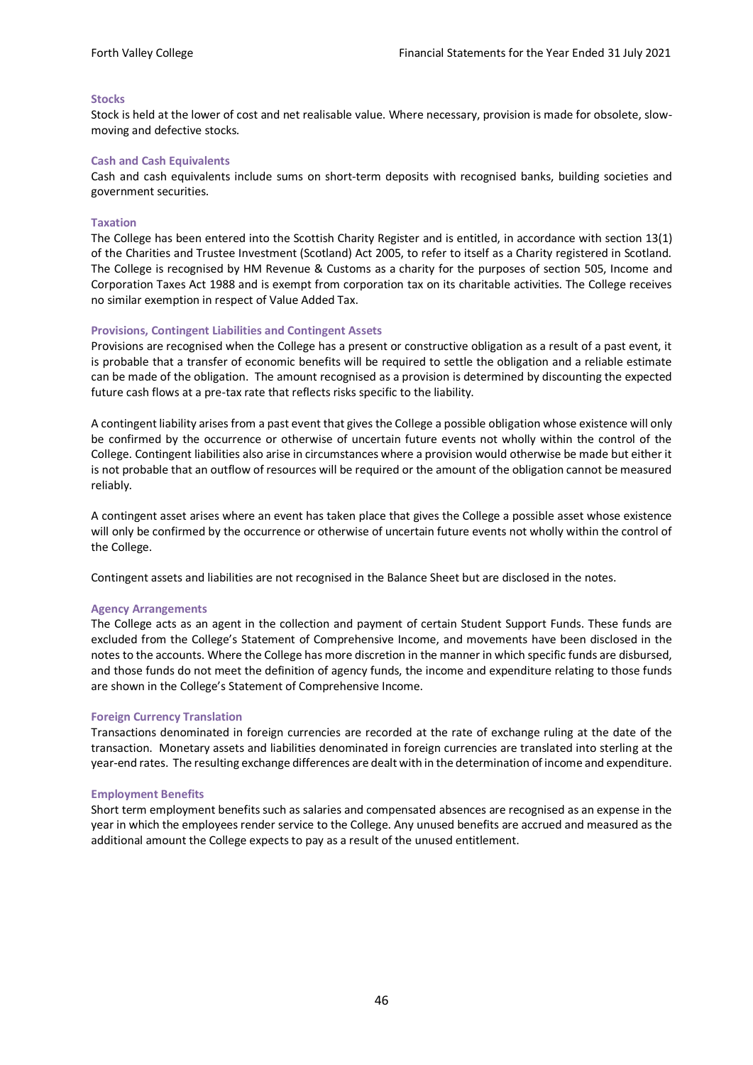### Stocks

Stock is held at the lower of cost and net realisable value. Where necessary, provision is made for obsolete, slow-moving and defective stocks.

### Cash and Cash Equivalents

Cash and cash equivalents include sums on short-term deposits with recognised banks, building societies and government securities.

### Taxation

The College has been entered into the Scottish Charity Register and is entitled, in accordance with section 13(1) of the Charities and Trustee Investment (Scotland) Act 2005, to refer to itself as a Charity registered in Scotland. The College is recognised by HM Revenue & Customs as a charity for the purposes of section 505, Income and Corporation Taxes Act 1988 and is exempt from corporation tax on its charitable activities. The College receives no similar exemption in respect of Value Added Tax.

### Provisions, Contingent Liabilities and Contingent Assets

Provisions are recognised when the College has a present or constructive obligation as a result of a past event, it is probable that a transfer of economic benefits will be required to settle the obligation and a reliable estimate can be made of the obligation. The amount recognised as a provision is determined by discounting the expected future cash flows at a pre-tax rate that reflects risks specific to the liability.

A contingent liability arises from a past event that gives the College a possible obligation whose existence will only be confirmed by the occurrence or otherwise of uncertain future events not wholly within the control of the College. Contingent liabilities also arise in circumstances where a provision would otherwise be made but either it is not probable that an outflow of resources will be required or the amount of the obligation cannot be measured reliably.

A contingent asset arises where an event has taken place that gives the College a possible asset whose existence will only be confirmed by the occurrence or otherwise of uncertain future events not wholly within the control of the College.

Contingent assets and liabilities are not recognised in the Balance Sheet but are disclosed in the notes.

### Agency Arrangements

The College acts as an agent in the collection and payment of certain Student Support Funds. These funds are excluded from the College's Statement of Comprehensive Income, and movements have been disclosed in the notes to the accounts. Where the College has more discretion in the manner in which specific funds are disbursed, and those funds do not meet the definition of agency funds, the income and expenditure relating to those funds are shown in the College's Statement of Comprehensive Income.

### Foreign Currency Translation

Transactions denominated in foreign currencies are recorded at the rate of exchange ruling at the date of the transaction. Monetary assets and liabilities denominated in foreign currencies are translated into sterling at the year-end rates. The resulting exchange differences are dealt with in the determination of income and expenditure.

### Employment Benefits

Short term employment benefits such as salaries and compensated absences are recognised as an expense in the year in which the employees render service to the College. Any unused benefits are accrued and measured as the additional amount the College expects to pay as a result of the unused entitlement.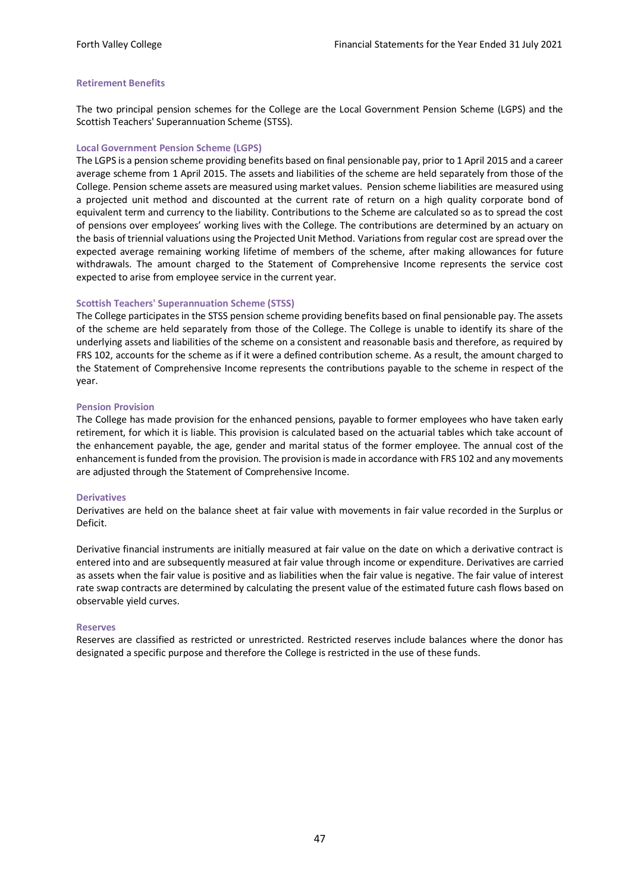### Retirement Benefits

The two principal pension schemes for the College are the Local Government Pension Scheme (LGPS) and the Scottish Teachers' Superannuation Scheme (STSS).

### Local Government Pension Scheme (LGPS)

The LGPS is a pension scheme providing benefits based on final pensionable pay, prior to 1 April 2015 and a career average scheme from 1 April 2015. The assets and liabilities of the scheme are held separately from those of the College. Pension scheme assets are measured using market values. Pension scheme liabilities are measured using a projected unit method and discounted at the current rate of return on a high quality corporate bond of equivalent term and currency to the liability. Contributions to the Scheme are calculated so as to spread the cost of pensions over employees' working lives with the College. The contributions are determined by an actuary on the basis of triennial valuations using the Projected Unit Method. Variations from regular cost are spread over the expected average remaining working lifetime of members of the scheme, after making allowances for future withdrawals. The amount charged to the Statement of Comprehensive Income represents the service cost expected to arise from employee service in the current year.

### Scottish Teachers' Superannuation Scheme (STSS)

The College participates in the STSS pension scheme providing benefits based on final pensionable pay. The assets of the scheme are held separately from those of the College. The College is unable to identify its share of the underlying assets and liabilities of the scheme on a consistent and reasonable basis and therefore, as required by FRS 102, accounts for the scheme as if it were a defined contribution scheme. As a result, the amount charged to the Statement of Comprehensive Income represents the contributions payable to the scheme in respect of the year.

### Pension Provision

The College has made provision for the enhanced pensions, payable to former employees who have taken early retirement, for which it is liable. This provision is calculated based on the actuarial tables which take account of the enhancement payable, the age, gender and marital status of the former employee. The annual cost of the enhancement is funded from the provision. The provision is made in accordance with FRS 102 and any movements are adjusted through the Statement of Comprehensive Income.

### Derivatives

Derivatives are held on the balance sheet at fair value with movements in fair value recorded in the Surplus or Deficit.

Derivative financial instruments are initially measured at fair value on the date on which a derivative contract is entered into and are subsequently measured at fair value through income or expenditure. Derivatives are carried as assets when the fair value is positive and as liabilities when the fair value is negative. The fair value of interest rate swap contracts are determined by calculating the present value of the estimated future cash flows based on observable yield curves.

### Reserves

Reserves are classified as restricted or unrestricted. Restricted reserves include balances where the donor has designated a specific purpose and therefore the College is restricted in the use of these funds.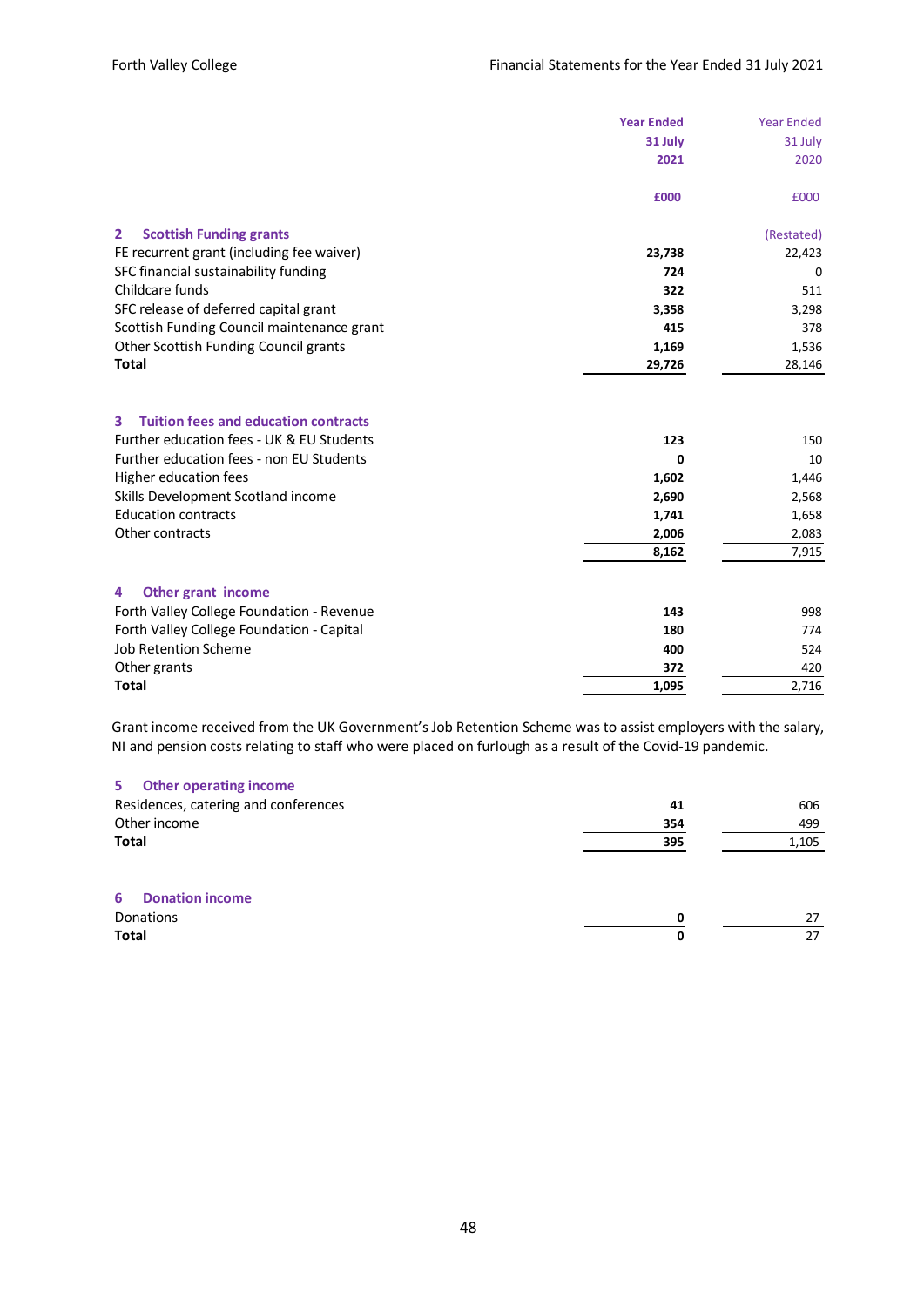| | Year Ended 31 July 2021 | Year Ended 31 July 2020 |
|---|---|---|
| | £000 | £000 |

## 2 Scottish Funding grants

| | 2021 £000 | 2020 £000 (Restated) |
|---|---|---|
| FE recurrent grant (including fee waiver) | **23,738** | 22,423 |
| SFC financial sustainability funding | **724** | 0 |
| Childcare funds | **322** | 511 |
| SFC release of deferred capital grant | **3,358** | 3,298 |
| Scottish Funding Council maintenance grant | **415** | 378 |
| Other Scottish Funding Council grants | **1,169** | 1,536 |
| **Total** | **29,726** | 28,146 |

## 3 Tuition fees and education contracts

| | 2021 £000 | 2020 £000 |
|---|---|---|
| Further education fees - UK & EU Students | **123** | 150 |
| Further education fees - non EU Students | **0** | 10 |
| Higher education fees | **1,602** | 1,446 |
| Skills Development Scotland income | **2,690** | 2,568 |
| Education contracts | **1,741** | 1,658 |
| Other contracts | **2,006** | 2,083 |
| | **8,162** | 7,915 |

## 4 Other grant income

| | 2021 £000 | 2020 £000 |
|---|---|---|
| Forth Valley College Foundation - Revenue | **143** | 998 |
| Forth Valley College Foundation - Capital | **180** | 774 |
| Job Retention Scheme | **400** | 524 |
| Other grants | **372** | 420 |
| **Total** | **1,095** | 2,716 |

Grant income received from the UK Government's Job Retention Scheme was to assist employers with the salary, NI and pension costs relating to staff who were placed on furlough as a result of the Covid-19 pandemic.

## 5 Other operating income

| | 2021 £000 | 2020 £000 |
|---|---|---|
| Residences, catering and conferences | **41** | 606 |
| Other income | **354** | 499 |
| **Total** | **395** | 1,105 |

## 6 Donation income

| | 2021 £000 | 2020 £000 |
|---|---|---|
| Donations | **0** | 27 |
| **Total** | **0** | 27 |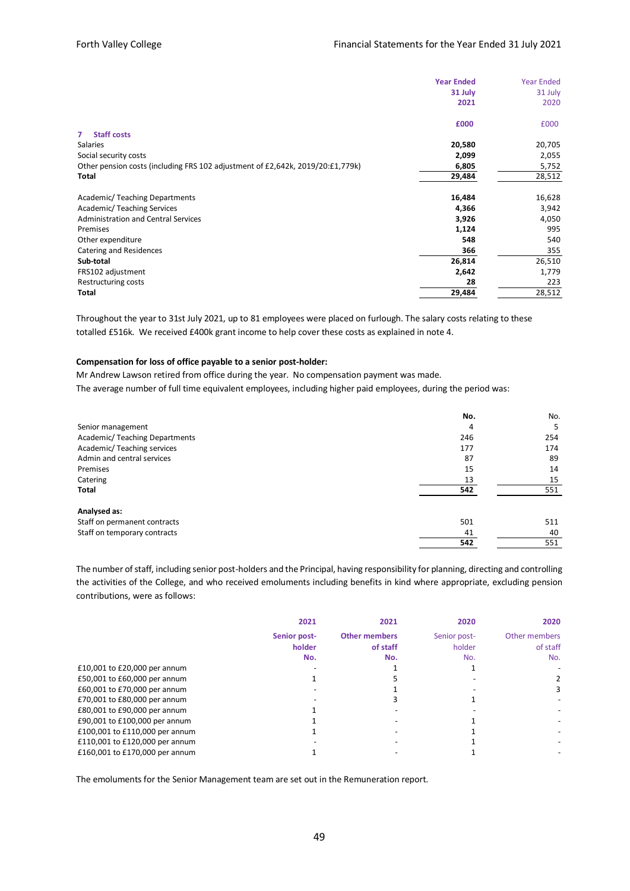| | Year Ended 31 July 2021 | Year Ended 31 July 2020 |
|---|---|---|
| | £000 | £000 |
| **7 Staff costs** | | |
| Salaries | **20,580** | 20,705 |
| Social security costs | **2,099** | 2,055 |
| Other pension costs (including FRS 102 adjustment of £2,642k, 2019/20:£1,779k) | **6,805** | 5,752 |
| **Total** | **29,484** | 28,512 |
| | | |
| Academic/ Teaching Departments | **16,484** | 16,628 |
| Academic/ Teaching Services | **4,366** | 3,942 |
| Administration and Central Services | **3,926** | 4,050 |
| Premises | **1,124** | 995 |
| Other expenditure | **548** | 540 |
| Catering and Residences | **366** | 355 |
| **Sub-total** | **26,814** | 26,510 |
| FRS102 adjustment | **2,642** | 1,779 |
| Restructuring costs | **28** | 223 |
| **Total** | **29,484** | 28,512 |

Throughout the year to 31st July 2021, up to 81 employees were placed on furlough. The salary costs relating to these totalled £516k. We received £400k grant income to help cover these costs as explained in note 4.

**Compensation for loss of office payable to a senior post-holder:**

Mr Andrew Lawson retired from office during the year. No compensation payment was made.

The average number of full time equivalent employees, including higher paid employees, during the period was:

| | No. | No. |
|---|---|---|
| Senior management | 4 | 5 |
| Academic/ Teaching Departments | 246 | 254 |
| Academic/ Teaching services | 177 | 174 |
| Admin and central services | 87 | 89 |
| Premises | 15 | 14 |
| Catering | 13 | 15 |
| **Total** | **542** | 551 |
| | | |
| **Analysed as:** | | |
| Staff on permanent contracts | 501 | 511 |
| Staff on temporary contracts | 41 | 40 |
| | **542** | 551 |

The number of staff, including senior post-holders and the Principal, having responsibility for planning, directing and controlling the activities of the College, and who received emoluments including benefits in kind where appropriate, excluding pension contributions, were as follows:

| | 2021 | 2021 | 2020 | 2020 |
|---|---|---|---|---|
| | Senior post-holder No. | Other members of staff No. | Senior post-holder No. | Other members of staff No. |
| £10,001 to £20,000 per annum | - | 1 | 1 | - |
| £50,001 to £60,000 per annum | 1 | 5 | - | 2 |
| £60,001 to £70,000 per annum | - | 1 | - | 3 |
| £70,001 to £80,000 per annum | - | 3 | 1 | - |
| £80,001 to £90,000 per annum | 1 | - | - | - |
| £90,001 to £100,000 per annum | 1 | - | 1 | - |
| £100,001 to £110,000 per annum | 1 | - | 1 | - |
| £110,001 to £120,000 per annum | - | - | 1 | - |
| £160,001 to £170,000 per annum | 1 | - | 1 | - |

The emoluments for the Senior Management team are set out in the Remuneration report.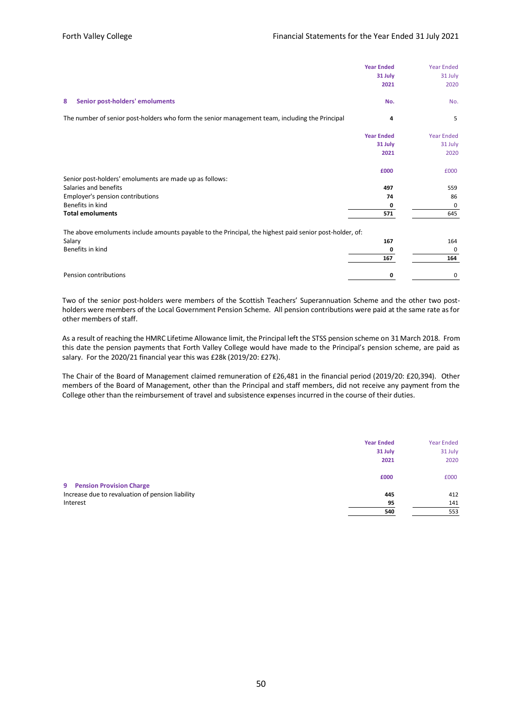| | Year Ended 31 July 2021 | Year Ended 31 July 2020 |
|---|---|---|
| **8 Senior post-holders' emoluments** | **No.** | No. |
| The number of senior post-holders who form the senior management team, including the Principal | **4** | 5 |

| | Year Ended 31 July 2021 | Year Ended 31 July 2020 |
|---|---|---|
| | **£000** | £000 |
| Senior post-holders' emoluments are made up as follows: | | |
| Salaries and benefits | **497** | 559 |
| Employer's pension contributions | **74** | 86 |
| Benefits in kind | **0** | 0 |
| **Total emoluments** | **571** | 645 |
| The above emoluments include amounts payable to the Principal, the highest paid senior post-holder, of: | | |
| Salary | **167** | 164 |
| Benefits in kind | **0** | 0 |
| | **167** | **164** |
| Pension contributions | **0** | 0 |

Two of the senior post-holders were members of the Scottish Teachers' Superannuation Scheme and the other two post-holders were members of the Local Government Pension Scheme. All pension contributions were paid at the same rate as for other members of staff.

As a result of reaching the HMRC Lifetime Allowance limit, the Principal left the STSS pension scheme on 31 March 2018. From this date the pension payments that Forth Valley College would have made to the Principal's pension scheme, are paid as salary. For the 2020/21 financial year this was £28k (2019/20: £27k).

The Chair of the Board of Management claimed remuneration of £26,481 in the financial period (2019/20: £20,394). Other members of the Board of Management, other than the Principal and staff members, did not receive any payment from the College other than the reimbursement of travel and subsistence expenses incurred in the course of their duties.

| | Year Ended 31 July 2021 | Year Ended 31 July 2020 |
|---|---|---|
| | **£000** | £000 |
| **9 Pension Provision Charge** | | |
| Increase due to revaluation of pension liability | **445** | 412 |
| Interest | **95** | 141 |
| | **540** | 553 |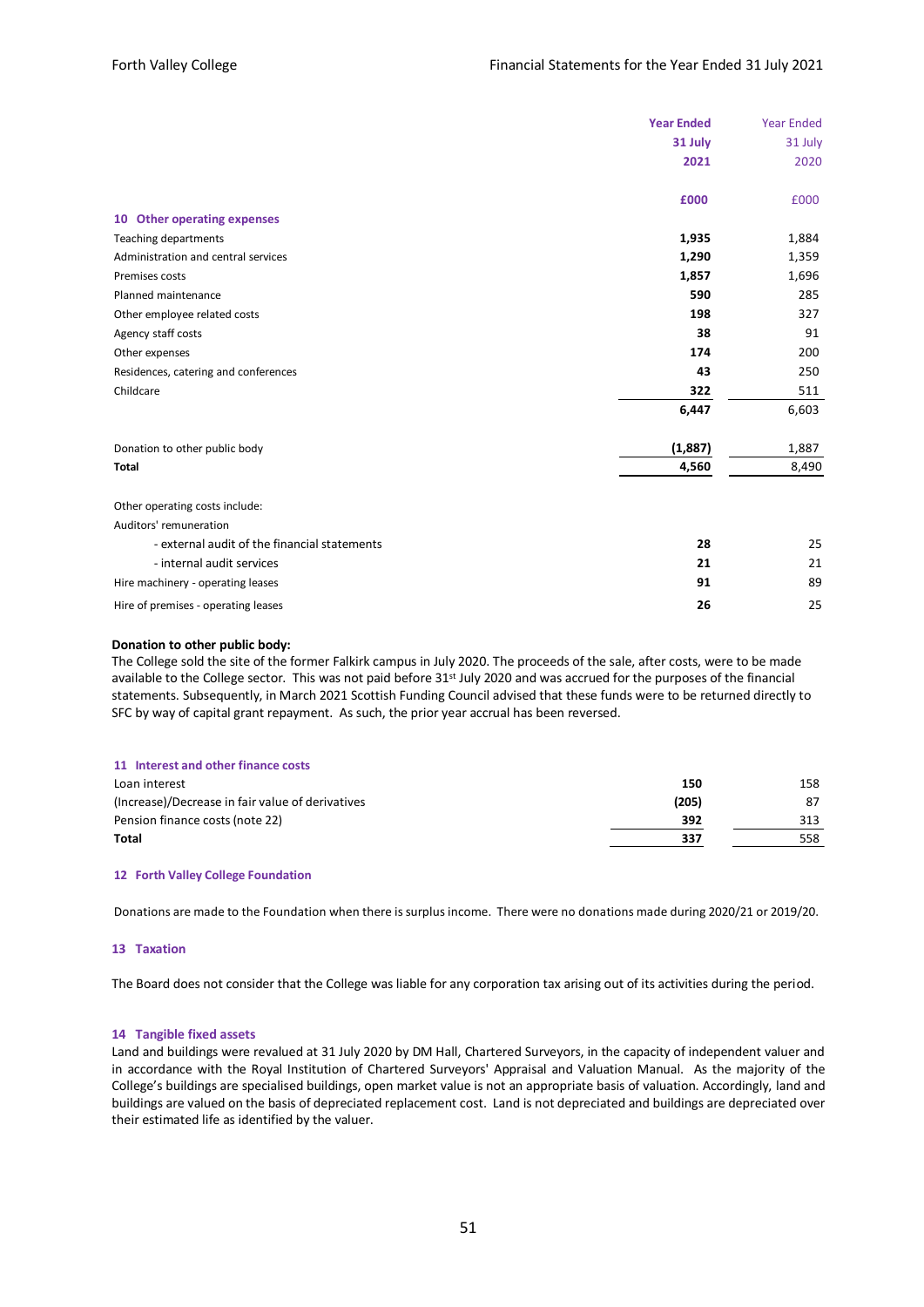| | Year Ended 31 July 2021 | Year Ended 31 July 2020 |
|---|---|---|
| | **£000** | £000 |
| **10 Other operating expenses** | | |
| Teaching departments | **1,935** | 1,884 |
| Administration and central services | **1,290** | 1,359 |
| Premises costs | **1,857** | 1,696 |
| Planned maintenance | **590** | 285 |
| Other employee related costs | **198** | 327 |
| Agency staff costs | **38** | 91 |
| Other expenses | **174** | 200 |
| Residences, catering and conferences | **43** | 250 |
| Childcare | **322** | 511 |
| | **6,447** | 6,603 |
| Donation to other public body | **(1,887)** | 1,887 |
| **Total** | **4,560** | 8,490 |
| Other operating costs include: | | |
| Auditors' remuneration | | |
| - external audit of the financial statements | **28** | 25 |
| - internal audit services | **21** | 21 |
| Hire machinery - operating leases | **91** | 89 |
| Hire of premises - operating leases | **26** | 25 |

**Donation to other public body:**
The College sold the site of the former Falkirk campus in July 2020. The proceeds of the sale, after costs, were to be made available to the College sector. This was not paid before 31st July 2020 and was accrued for the purposes of the financial statements. Subsequently, in March 2021 Scottish Funding Council advised that these funds were to be returned directly to SFC by way of capital grant repayment. As such, the prior year accrual has been reversed.

| **11 Interest and other finance costs** | | |
|---|---|---|
| Loan interest | **150** | 158 |
| (Increase)/Decrease in fair value of derivatives | **(205)** | 87 |
| Pension finance costs (note 22) | **392** | 313 |
| **Total** | **337** | 558 |

### 12 Forth Valley College Foundation

Donations are made to the Foundation when there is surplus income. There were no donations made during 2020/21 or 2019/20.

### 13 Taxation

The Board does not consider that the College was liable for any corporation tax arising out of its activities during the period.

### 14 Tangible fixed assets

Land and buildings were revalued at 31 July 2020 by DM Hall, Chartered Surveyors, in the capacity of independent valuer and in accordance with the Royal Institution of Chartered Surveyors' Appraisal and Valuation Manual. As the majority of the College's buildings are specialised buildings, open market value is not an appropriate basis of valuation. Accordingly, land and buildings are valued on the basis of depreciated replacement cost. Land is not depreciated and buildings are depreciated over their estimated life as identified by the valuer.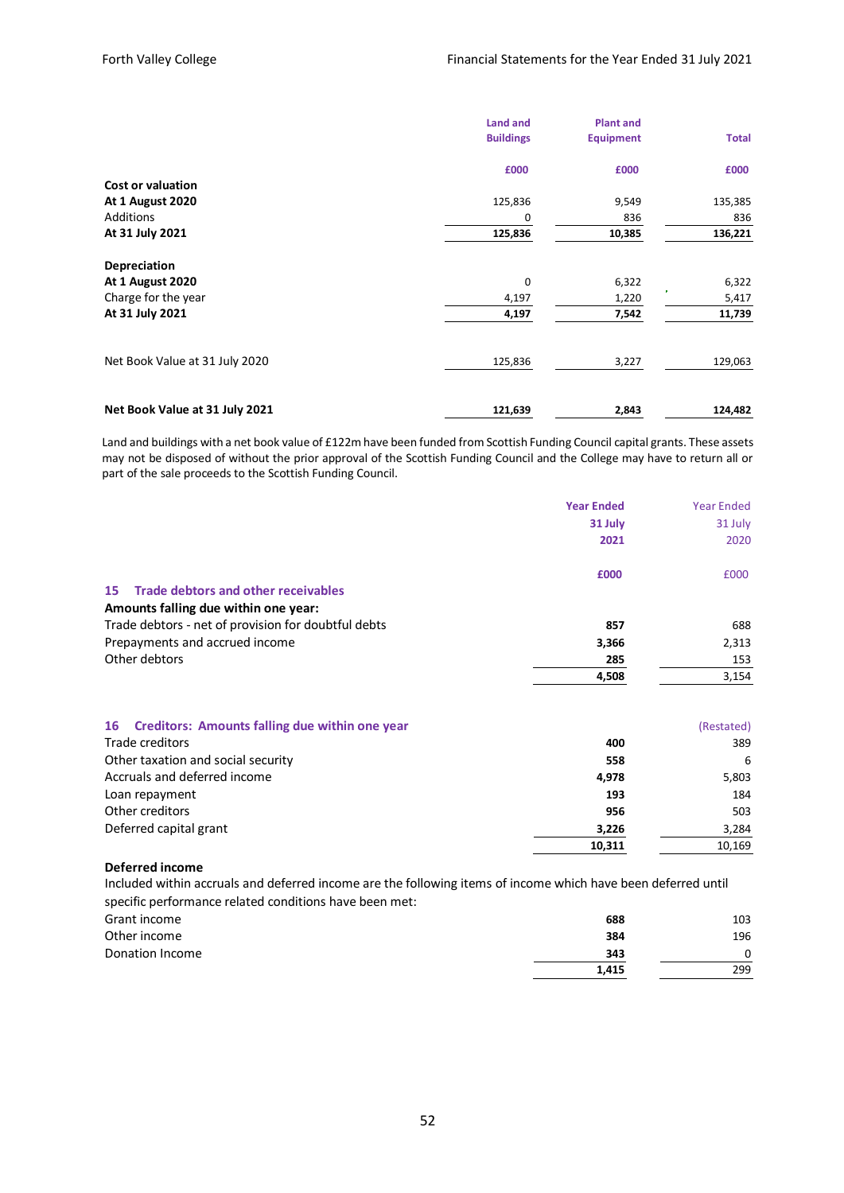| | Land and Buildings | Plant and Equipment | Total |
|---|---|---|---|
| | £000 | £000 | £000 |
| **Cost or valuation** | | | |
| **At 1 August 2020** | 125,836 | 9,549 | 135,385 |
| Additions | 0 | 836 | 836 |
| **At 31 July 2021** | **125,836** | **10,385** | **136,221** |
| **Depreciation** | | | |
| **At 1 August 2020** | 0 | 6,322 | 6,322 |
| Charge for the year | 4,197 | 1,220 | 5,417 |
| **At 31 July 2021** | **4,197** | **7,542** | **11,739** |
| Net Book Value at 31 July 2020 | 125,836 | 3,227 | 129,063 |
| **Net Book Value at 31 July 2021** | **121,639** | **2,843** | **124,482** |

Land and buildings with a net book value of £122m have been funded from Scottish Funding Council capital grants. These assets may not be disposed of without the prior approval of the Scottish Funding Council and the College may have to return all or part of the sale proceeds to the Scottish Funding Council.

| | Year Ended 31 July 2021 | Year Ended 31 July 2020 |
|---|---|---|
| | £000 | £000 |

## 15 Trade debtors and other receivables

| | Year Ended 31 July 2021 £000 | Year Ended 31 July 2020 £000 |
|---|---|---|
| **Amounts falling due within one year:** | | |
| Trade debtors - net of provision for doubtful debts | **857** | 688 |
| Prepayments and accrued income | **3,366** | 2,313 |
| Other debtors | **285** | 153 |
| | **4,508** | 3,154 |

## 16 Creditors: Amounts falling due within one year

| | Year Ended 31 July 2021 £000 | (Restated) Year Ended 31 July 2020 £000 |
|---|---|---|
| Trade creditors | **400** | 389 |
| Other taxation and social security | **558** | 6 |
| Accruals and deferred income | **4,978** | 5,803 |
| Loan repayment | **193** | 184 |
| Other creditors | **956** | 503 |
| Deferred capital grant | **3,226** | 3,284 |
| | **10,311** | 10,169 |

**Deferred income**

Included within accruals and deferred income are the following items of income which have been deferred until specific performance related conditions have been met:

| | Year Ended 31 July 2021 £000 | Year Ended 31 July 2020 £000 |
|---|---|---|
| Grant income | **688** | 103 |
| Other income | **384** | 196 |
| Donation Income | **343** | 0 |
| | **1,415** | 299 |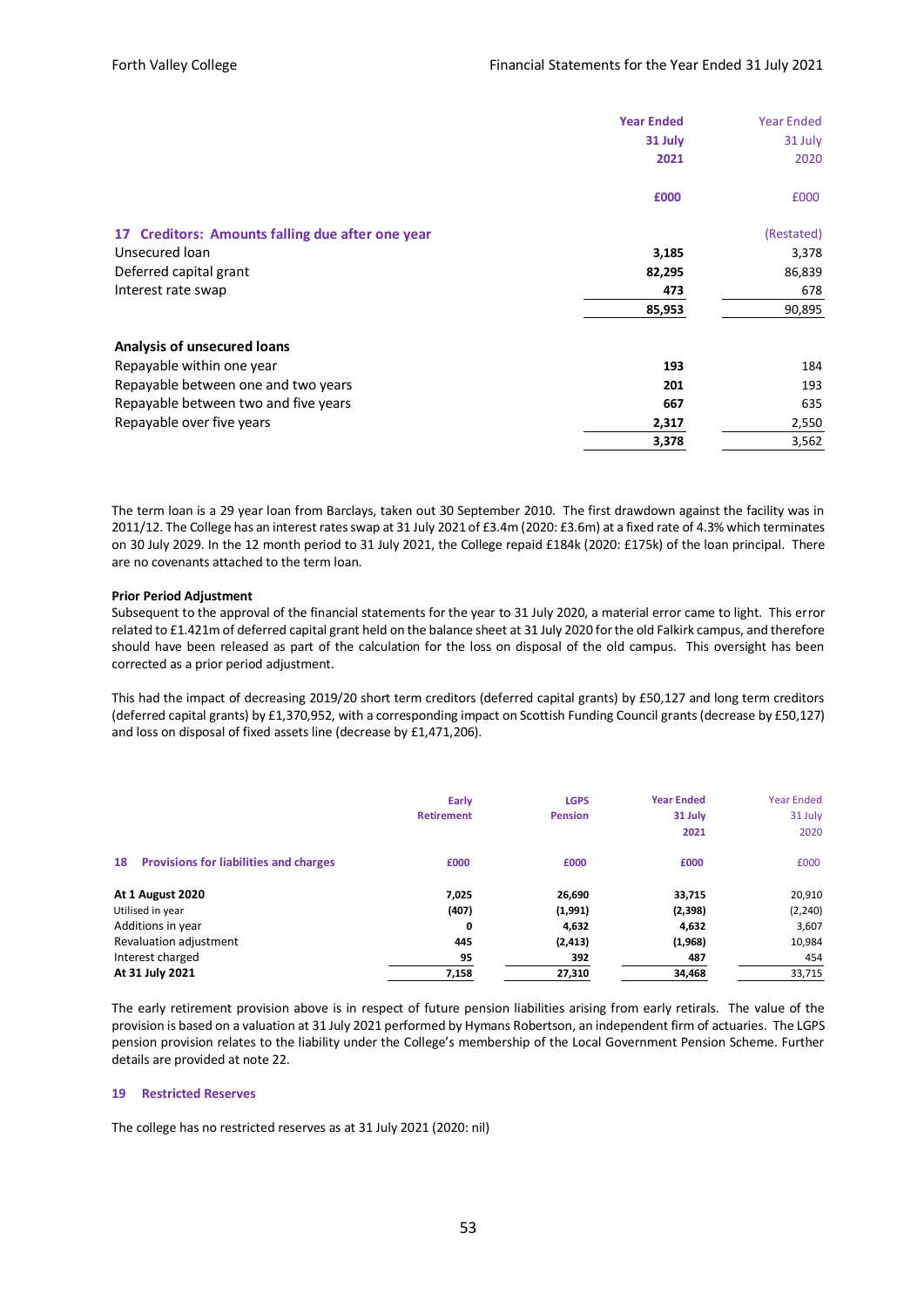| | Year Ended 31 July 2021 | Year Ended 31 July 2020 |
|---|---|---|
| | £000 | £000 |
| **17 Creditors: Amounts falling due after one year** | | (Restated) |
| Unsecured loan | **3,185** | 3,378 |
| Deferred capital grant | **82,295** | 86,839 |
| Interest rate swap | **473** | 678 |
| | **85,953** | 90,895 |
| | | |
| **Analysis of unsecured loans** | | |
| Repayable within one year | **193** | 184 |
| Repayable between one and two years | **201** | 193 |
| Repayable between two and five years | **667** | 635 |
| Repayable over five years | **2,317** | 2,550 |
| | **3,378** | 3,562 |

The term loan is a 29 year loan from Barclays, taken out 30 September 2010. The first drawdown against the facility was in 2011/12. The College has an interest rates swap at 31 July 2021 of £3.4m (2020: £3.6m) at a fixed rate of 4.3% which terminates on 30 July 2029. In the 12 month period to 31 July 2021, the College repaid £184k (2020: £175k) of the loan principal. There are no covenants attached to the term loan.

**Prior Period Adjustment**

Subsequent to the approval of the financial statements for the year to 31 July 2020, a material error came to light. This error related to £1.421m of deferred capital grant held on the balance sheet at 31 July 2020 for the old Falkirk campus, and therefore should have been released as part of the calculation for the loss on disposal of the old campus. This oversight has been corrected as a prior period adjustment.

This had the impact of decreasing 2019/20 short term creditors (deferred capital grants) by £50,127 and long term creditors (deferred capital grants) by £1,370,952, with a corresponding impact on Scottish Funding Council grants (decrease by £50,127) and loss on disposal of fixed assets line (decrease by £1,471,206).

| **18 Provisions for liabilities and charges** | Early Retirement | LGPS Pension | Year Ended 31 July 2021 | Year Ended 31 July 2020 |
|---|---|---|---|---|
| | £000 | £000 | £000 | £000 |
| **At 1 August 2020** | 7,025 | 26,690 | 33,715 | 20,910 |
| Utilised in year | (407) | (1,991) | (2,398) | (2,240) |
| Additions in year | 0 | 4,632 | 4,632 | 3,607 |
| Revaluation adjustment | 445 | (2,413) | (1,968) | 10,984 |
| Interest charged | 95 | 392 | 487 | 454 |
| **At 31 July 2021** | 7,158 | 27,310 | 34,468 | 33,715 |

The early retirement provision above is in respect of future pension liabilities arising from early retirals. The value of the provision is based on a valuation at 31 July 2021 performed by Hymans Robertson, an independent firm of actuaries. The LGPS pension provision relates to the liability under the College's membership of the Local Government Pension Scheme. Further details are provided at note 22.

**19 Restricted Reserves**

The college has no restricted reserves as at 31 July 2021 (2020: nil)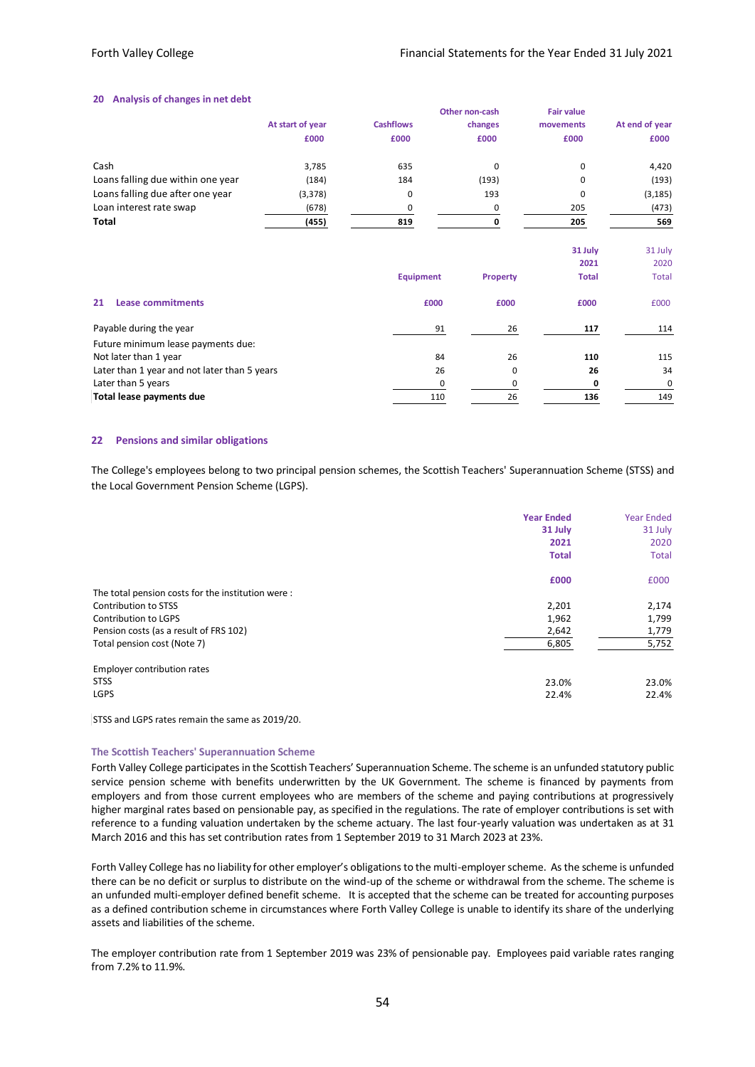## 20 Analysis of changes in net debt

| | At start of year | Cashflows | Other non-cash changes | Fair value movements | At end of year |
|---|---|---|---|---|---|
| | £000 | £000 | £000 | £000 | £000 |
| Cash | 3,785 | 635 | 0 | 0 | 4,420 |
| Loans falling due within one year | (184) | 184 | (193) | 0 | (193) |
| Loans falling due after one year | (3,378) | 0 | 193 | 0 | (3,185) |
| Loan interest rate swap | (678) | 0 | 0 | 205 | (473) |
| **Total** | **(455)** | **819** | **0** | **205** | **569** |

## 21 Lease commitments

| | Equipment | Property | 31 July 2021 Total | 31 July 2020 Total |
|---|---|---|---|---|
| | £000 | £000 | £000 | £000 |
| Payable during the year | 91 | 26 | **117** | 114 |
| Future minimum lease payments due: | | | | |
| Not later than 1 year | 84 | 26 | **110** | 115 |
| Later than 1 year and not later than 5 years | 26 | 0 | **26** | 34 |
| Later than 5 years | 0 | 0 | **0** | 0 |
| **Total lease payments due** | 110 | 26 | **136** | 149 |

## 22 Pensions and similar obligations

The College's employees belong to two principal pension schemes, the Scottish Teachers' Superannuation Scheme (STSS) and the Local Government Pension Scheme (LGPS).

| | Year Ended 31 July 2021 Total | Year Ended 31 July 2020 Total |
|---|---|---|
| | £000 | £000 |
| The total pension costs for the institution were : | | |
| Contribution to STSS | 2,201 | 2,174 |
| Contribution to LGPS | 1,962 | 1,799 |
| Pension costs (as a result of FRS 102) | 2,642 | 1,779 |
| Total pension cost (Note 7) | 6,805 | 5,752 |
| | | |
| Employer contribution rates | | |
| STSS | 23.0% | 23.0% |
| LGPS | 22.4% | 22.4% |

STSS and LGPS rates remain the same as 2019/20.

### The Scottish Teachers' Superannuation Scheme

Forth Valley College participates in the Scottish Teachers' Superannuation Scheme. The scheme is an unfunded statutory public service pension scheme with benefits underwritten by the UK Government. The scheme is financed by payments from employers and from those current employees who are members of the scheme and paying contributions at progressively higher marginal rates based on pensionable pay, as specified in the regulations. The rate of employer contributions is set with reference to a funding valuation undertaken by the scheme actuary. The last four-yearly valuation was undertaken as at 31 March 2016 and this has set contribution rates from 1 September 2019 to 31 March 2023 at 23%.

Forth Valley College has no liability for other employer's obligations to the multi-employer scheme. As the scheme is unfunded there can be no deficit or surplus to distribute on the wind-up of the scheme or withdrawal from the scheme. The scheme is an unfunded multi-employer defined benefit scheme. It is accepted that the scheme can be treated for accounting purposes as a defined contribution scheme in circumstances where Forth Valley College is unable to identify its share of the underlying assets and liabilities of the scheme.

The employer contribution rate from 1 September 2019 was 23% of pensionable pay. Employees paid variable rates ranging from 7.2% to 11.9%.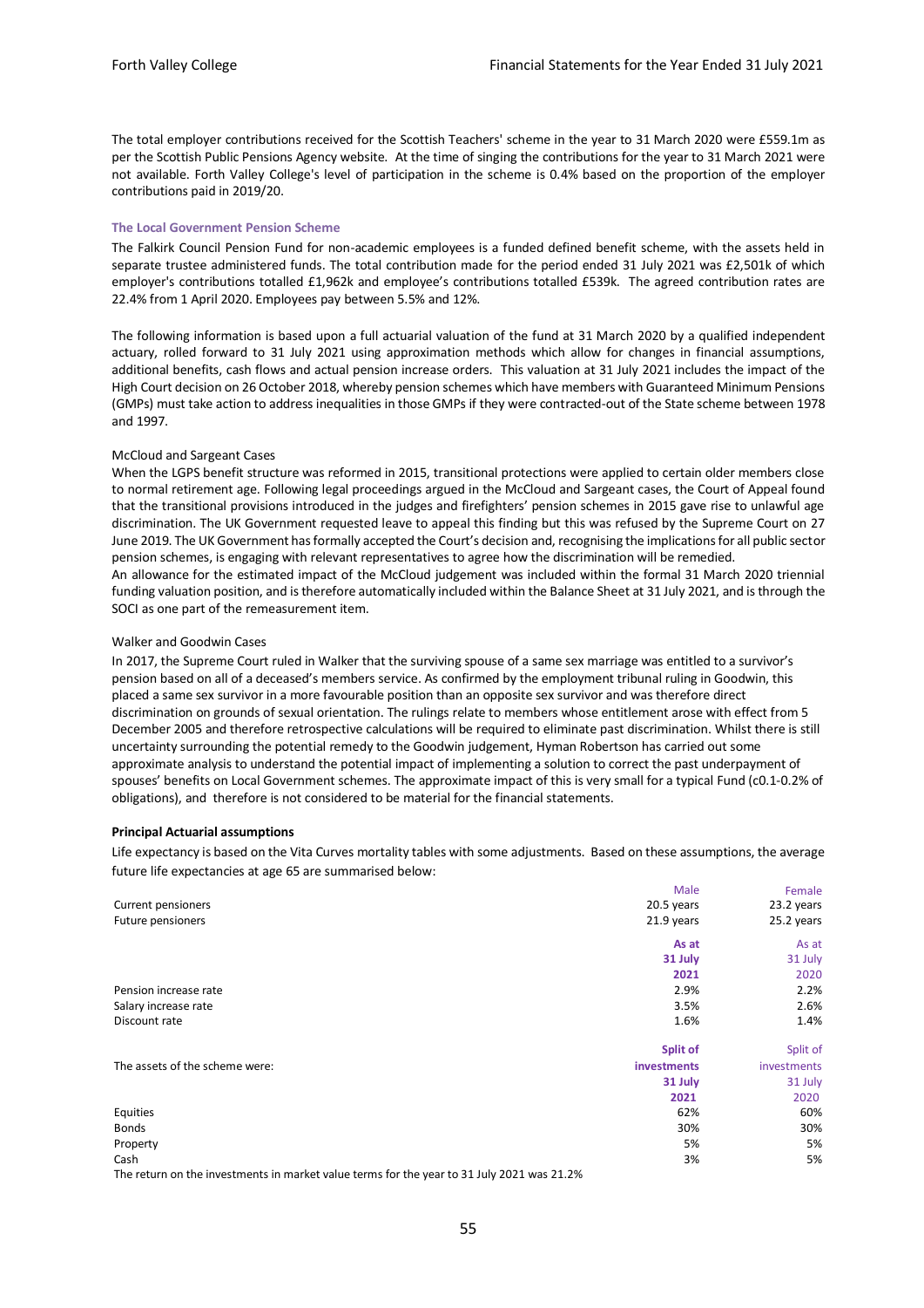The total employer contributions received for the Scottish Teachers' scheme in the year to 31 March 2020 were £559.1m as per the Scottish Public Pensions Agency website. At the time of singing the contributions for the year to 31 March 2021 were not available. Forth Valley College's level of participation in the scheme is 0.4% based on the proportion of the employer contributions paid in 2019/20.

### The Local Government Pension Scheme

The Falkirk Council Pension Fund for non-academic employees is a funded defined benefit scheme, with the assets held in separate trustee administered funds. The total contribution made for the period ended 31 July 2021 was £2,501k of which employer's contributions totalled £1,962k and employee's contributions totalled £539k. The agreed contribution rates are 22.4% from 1 April 2020. Employees pay between 5.5% and 12%.

The following information is based upon a full actuarial valuation of the fund at 31 March 2020 by a qualified independent actuary, rolled forward to 31 July 2021 using approximation methods which allow for changes in financial assumptions, additional benefits, cash flows and actual pension increase orders. This valuation at 31 July 2021 includes the impact of the High Court decision on 26 October 2018, whereby pension schemes which have members with Guaranteed Minimum Pensions (GMPs) must take action to address inequalities in those GMPs if they were contracted-out of the State scheme between 1978 and 1997.

McCloud and Sargeant Cases

When the LGPS benefit structure was reformed in 2015, transitional protections were applied to certain older members close to normal retirement age. Following legal proceedings argued in the McCloud and Sargeant cases, the Court of Appeal found that the transitional provisions introduced in the judges and firefighters' pension schemes in 2015 gave rise to unlawful age discrimination. The UK Government requested leave to appeal this finding but this was refused by the Supreme Court on 27 June 2019. The UK Government has formally accepted the Court's decision and, recognising the implications for all public sector pension schemes, is engaging with relevant representatives to agree how the discrimination will be remedied.

An allowance for the estimated impact of the McCloud judgement was included within the formal 31 March 2020 triennial funding valuation position, and is therefore automatically included within the Balance Sheet at 31 July 2021, and is through the SOCI as one part of the remeasurement item.

Walker and Goodwin Cases

In 2017, the Supreme Court ruled in Walker that the surviving spouse of a same sex marriage was entitled to a survivor's pension based on all of a deceased's members service. As confirmed by the employment tribunal ruling in Goodwin, this placed a same sex survivor in a more favourable position than an opposite sex survivor and was therefore direct discrimination on grounds of sexual orientation. The rulings relate to members whose entitlement arose with effect from 5 December 2005 and therefore retrospective calculations will be required to eliminate past discrimination. Whilst there is still uncertainty surrounding the potential remedy to the Goodwin judgement, Hyman Robertson has carried out some approximate analysis to understand the potential impact of implementing a solution to correct the past underpayment of spouses' benefits on Local Government schemes. The approximate impact of this is very small for a typical Fund (c0.1-0.2% of obligations), and therefore is not considered to be material for the financial statements.

**Principal Actuarial assumptions**

Life expectancy is based on the Vita Curves mortality tables with some adjustments. Based on these assumptions, the average future life expectancies at age 65 are summarised below:

| | Male | Female |
|---|---|---|
| Current pensioners | 20.5 years | 23.2 years |
| Future pensioners | 21.9 years | 25.2 years |

| | As at 31 July 2021 | As at 31 July 2020 |
|---|---|---|
| Pension increase rate | 2.9% | 2.2% |
| Salary increase rate | 3.5% | 2.6% |
| Discount rate | 1.6% | 1.4% |

| The assets of the scheme were: | Split of investments 31 July 2021 | Split of investments 31 July 2020 |
|---|---|---|
| Equities | 62% | 60% |
| Bonds | 30% | 30% |
| Property | 5% | 5% |
| Cash | 3% | 5% |

The return on the investments in market value terms for the year to 31 July 2021 was 21.2%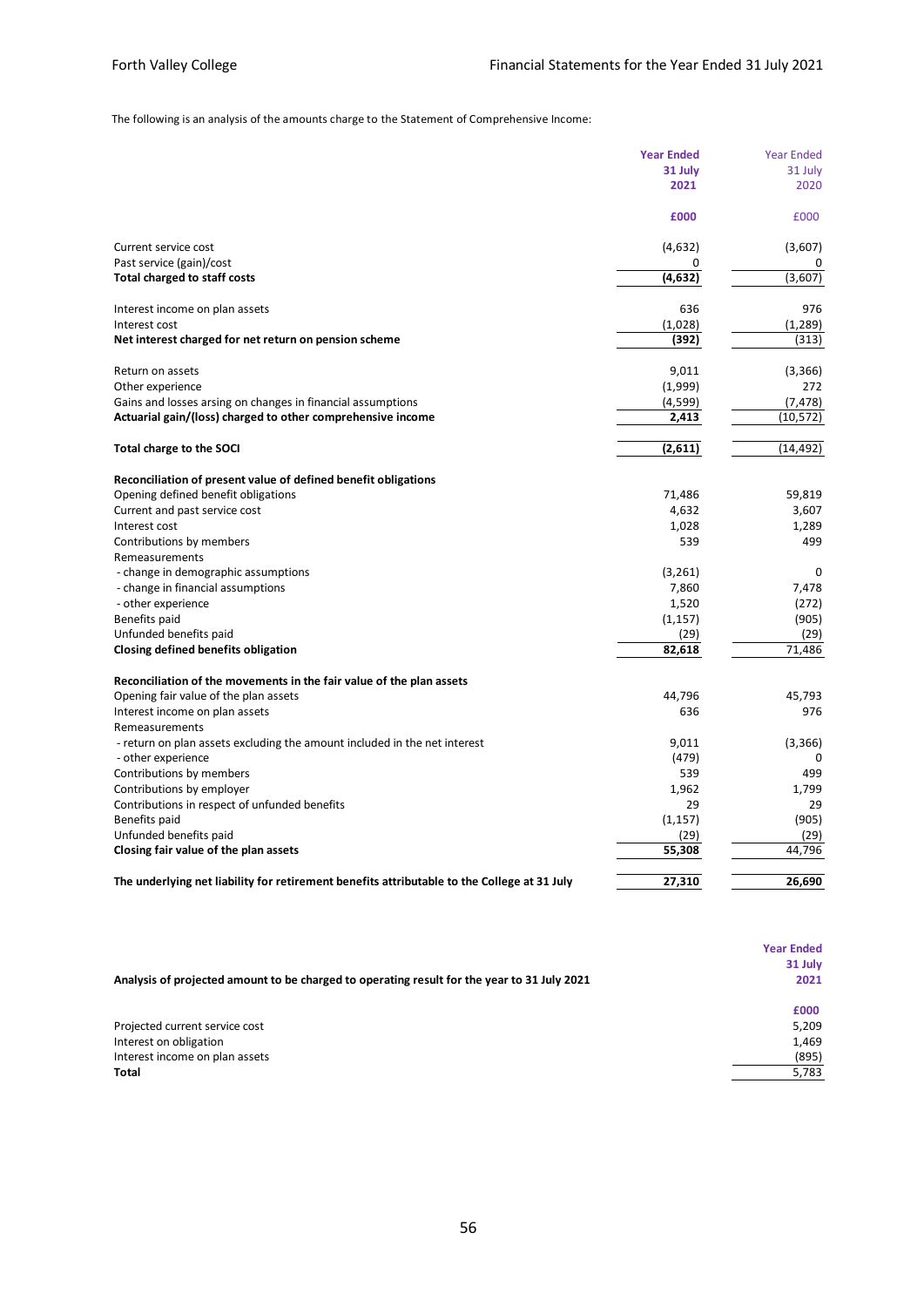The following is an analysis of the amounts charge to the Statement of Comprehensive Income:

| | **Year Ended 31 July 2021** | Year Ended 31 July 2020 |
|---|---|---|
| | **£000** | £000 |
| Current service cost | (4,632) | (3,607) |
| Past service (gain)/cost | 0 | 0 |
| **Total charged to staff costs** | **(4,632)** | (3,607) |
| | | |
| Interest income on plan assets | 636 | 976 |
| Interest cost | (1,028) | (1,289) |
| **Net interest charged for net return on pension scheme** | **(392)** | (313) |
| | | |
| Return on assets | 9,011 | (3,366) |
| Other experience | (1,999) | 272 |
| Gains and losses arsing on changes in financial assumptions | (4,599) | (7,478) |
| **Actuarial gain/(loss) charged to other comprehensive income** | **2,413** | (10,572) |
| | | |
| **Total charge to the SOCI** | **(2,611)** | (14,492) |
| | | |
| **Reconciliation of present value of defined benefit obligations** | | |
| Opening defined benefit obligations | 71,486 | 59,819 |
| Current and past service cost | 4,632 | 3,607 |
| Interest cost | 1,028 | 1,289 |
| Contributions by members | 539 | 499 |
| Remeasurements | | |
| - change in demographic assumptions | (3,261) | 0 |
| - change in financial assumptions | 7,860 | 7,478 |
| - other experience | 1,520 | (272) |
| Benefits paid | (1,157) | (905) |
| Unfunded benefits paid | (29) | (29) |
| **Closing defined benefits obligation** | **82,618** | 71,486 |
| | | |
| **Reconciliation of the movements in the fair value of the plan assets** | | |
| Opening fair value of the plan assets | 44,796 | 45,793 |
| Interest income on plan assets | 636 | 976 |
| Remeasurements | | |
| - return on plan assets excluding the amount included in the net interest | 9,011 | (3,366) |
| - other experience | (479) | 0 |
| Contributions by members | 539 | 499 |
| Contributions by employer | 1,962 | 1,799 |
| Contributions in respect of unfunded benefits | 29 | 29 |
| Benefits paid | (1,157) | (905) |
| Unfunded benefits paid | (29) | (29) |
| **Closing fair value of the plan assets** | **55,308** | 44,796 |
| | | |
| **The underlying net liability for retirement benefits attributable to the College at 31 July** | **27,310** | **26,690** |

| **Analysis of projected amount to be charged to operating result for the year to 31 July 2021** | **Year Ended 31 July 2021** |
|---|---|
| | **£000** |
| Projected current service cost | 5,209 |
| Interest on obligation | 1,469 |
| Interest income on plan assets | (895) |
| **Total** | 5,783 |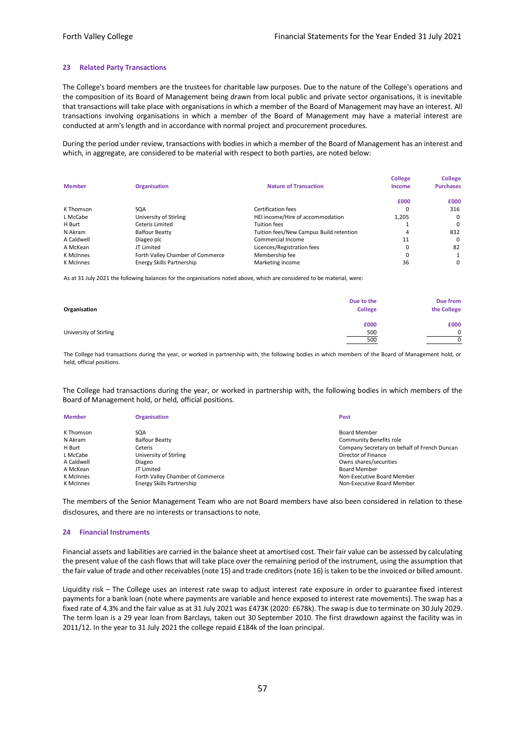## 23 Related Party Transactions

The College's board members are the trustees for charitable law purposes. Due to the nature of the College's operations and the composition of its Board of Management being drawn from local public and private sector organisations, it is inevitable that transactions will take place with organisations in which a member of the Board of Management may have an interest. All transactions involving organisations in which a member of the Board of Management may have a material interest are conducted at arm's length and in accordance with normal project and procurement procedures.

During the period under review, transactions with bodies in which a member of the Board of Management has an interest and which, in aggregate, are considered to be material with respect to both parties, are noted below:

| Member | Organisation | Nature of Transaction | College Income | College Purchases |
|---|---|---|---|---|
| | | | £000 | £000 |
| K Thomson | SQA | Certification fees | 0 | 316 |
| L McCabe | University of Stirling | HEI income/Hire of accommodation | 1,205 | 0 |
| H Burt | Ceteris Limited | Tuition fees | 1 | 0 |
| N Akram | Balfour Beatty | Tuition fees/New Campus Build retention | 4 | 832 |
| A Caldwell | Diageo plc | Commercial Income | 11 | 0 |
| A McKean | JT Limited | Licences/Registration fees | 0 | 82 |
| K McInnes | Forth Valley Chamber of Commerce | Membership fee | 0 | 1 |
| K McInnes | Energy Skills Partnership | Marketing income | 36 | 0 |

As at 31 July 2021 the following balances for the organisations noted above, which are considered to be material, were:

| Organisation | Due to the College | Due from the College |
|---|---|---|
| | £000 | £000 |
| University of Stirling | 500 | 0 |
| | 500 | 0 |

The College had transactions during the year, or worked in partnership with, the following bodies in which members of the Board of Management hold, or held, official positions.

The College had transactions during the year, or worked in partnership with, the following bodies in which members of the Board of Management hold, or held, official positions.

| Member | Organisation | Post |
|---|---|---|
| K Thomson | SQA | Board Member |
| N Akram | Balfour Beatty | Community Benefits role |
| H Burt | Ceteris | Company Secretary on behalf of French Duncan |
| L McCabe | University of Stirling | Director of Finance |
| A Caldwell | Diageo | Owns shares/securities |
| A McKean | JT Limited | Board Member |
| K McInnes | Forth Valley Chamber of Commerce | Non-Executive Board Member |
| K McInnes | Energy Skills Partnership | Non-Executive Board Member |

The members of the Senior Management Team who are not Board members have also been considered in relation to these disclosures, and there are no interests or transactions to note.

## 24 Financial Instruments

Financial assets and liabilities are carried in the balance sheet at amortised cost. Their fair value can be assessed by calculating the present value of the cash flows that will take place over the remaining period of the instrument, using the assumption that the fair value of trade and other receivables (note 15) and trade creditors (note 16) is taken to be the invoiced or billed amount.

Liquidity risk – The College uses an interest rate swap to adjust interest rate exposure in order to guarantee fixed interest payments for a bank loan (note where payments are variable and hence exposed to interest rate movements). The swap has a fixed rate of 4.3% and the fair value as at 31 July 2021 was £473K (2020: £678k). The swap is due to terminate on 30 July 2029. The term loan is a 29 year loan from Barclays, taken out 30 September 2010. The first drawdown against the facility was in 2011/12. In the year to 31 July 2021 the college repaid £184k of the loan principal.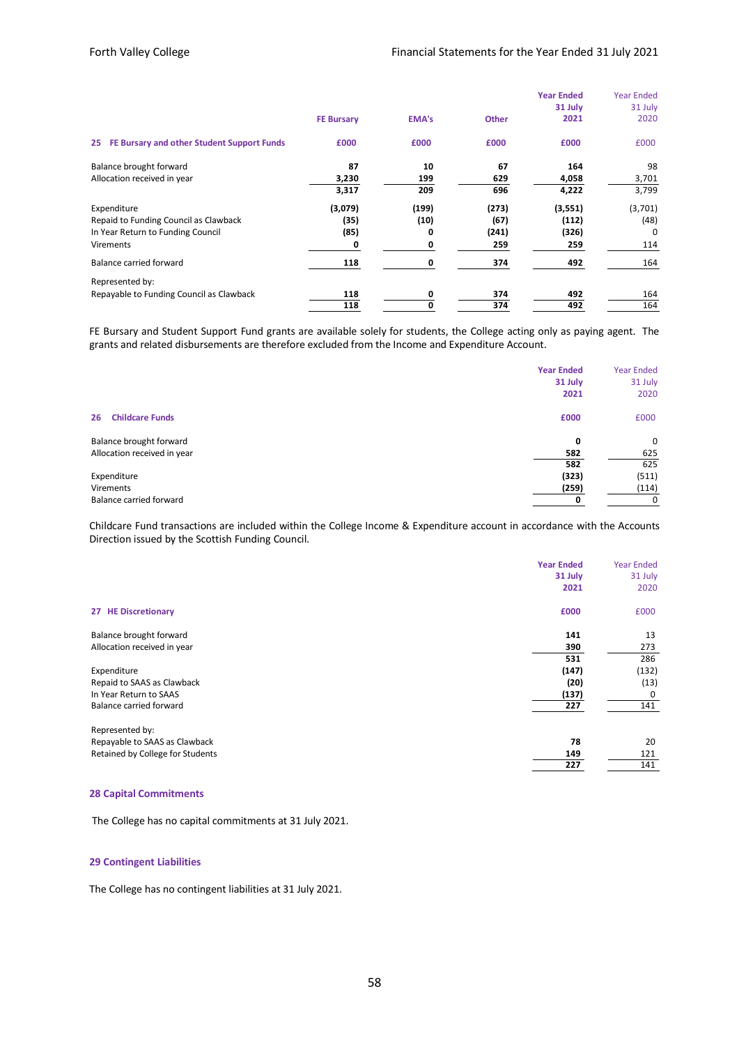| 25 FE Bursary and other Student Support Funds | FE Bursary | EMA's | Other | Year Ended 31 July 2021 | Year Ended 31 July 2020 |
|---|---|---|---|---|---|
| | £000 | £000 | £000 | £000 | £000 |
| Balance brought forward | 87 | 10 | 67 | 164 | 98 |
| Allocation received in year | 3,230 | 199 | 629 | 4,058 | 3,701 |
| | 3,317 | 209 | 696 | 4,222 | 3,799 |
| Expenditure | (3,079) | (199) | (273) | (3,551) | (3,701) |
| Repaid to Funding Council as Clawback | (35) | (10) | (67) | (112) | (48) |
| In Year Return to Funding Council | (85) | 0 | (241) | (326) | 0 |
| Virements | 0 | 0 | 259 | 259 | 114 |
| Balance carried forward | 118 | 0 | 374 | 492 | 164 |
| Represented by: | | | | | |
| Repayable to Funding Council as Clawback | 118 | 0 | 374 | 492 | 164 |
| | 118 | 0 | 374 | 492 | 164 |

FE Bursary and Student Support Fund grants are available solely for students, the College acting only as paying agent. The grants and related disbursements are therefore excluded from the Income and Expenditure Account.

| 26 Childcare Funds | Year Ended 31 July 2021 | Year Ended 31 July 2020 |
|---|---|---|
| | £000 | £000 |
| Balance brought forward | 0 | 0 |
| Allocation received in year | 582 | 625 |
| | 582 | 625 |
| Expenditure | (323) | (511) |
| Virements | (259) | (114) |
| Balance carried forward | 0 | 0 |

Childcare Fund transactions are included within the College Income & Expenditure account in accordance with the Accounts Direction issued by the Scottish Funding Council.

| 27 HE Discretionary | Year Ended 31 July 2021 | Year Ended 31 July 2020 |
|---|---|---|
| | £000 | £000 |
| Balance brought forward | 141 | 13 |
| Allocation received in year | 390 | 273 |
| | 531 | 286 |
| Expenditure | (147) | (132) |
| Repaid to SAAS as Clawback | (20) | (13) |
| In Year Return to SAAS | (137) | 0 |
| Balance carried forward | 227 | 141 |
| Represented by: | | |
| Repayable to SAAS as Clawback | 78 | 20 |
| Retained by College for Students | 149 | 121 |
| | 227 | 141 |

## 28 Capital Commitments

The College has no capital commitments at 31 July 2021.

## 29 Contingent Liabilities

The College has no contingent liabilities at 31 July 2021.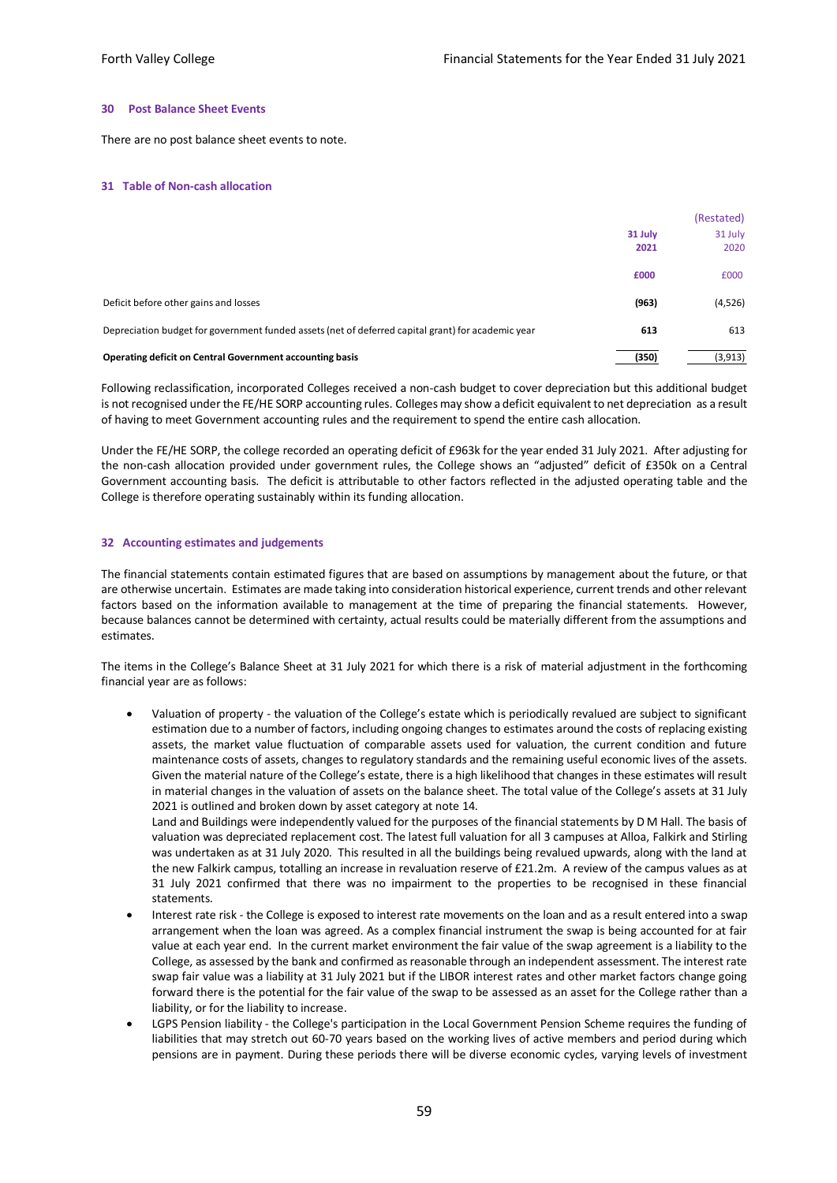## 30 Post Balance Sheet Events

There are no post balance sheet events to note.

## 31 Table of Non-cash allocation

| | 31 July 2021 | (Restated) 31 July 2020 |
|---|---|---|
| | **£000** | £000 |
| Deficit before other gains and losses | **(963)** | (4,526) |
| Depreciation budget for government funded assets (net of deferred capital grant) for academic year | **613** | 613 |
| **Operating deficit on Central Government accounting basis** | **(350)** | (3,913) |

Following reclassification, incorporated Colleges received a non-cash budget to cover depreciation but this additional budget is not recognised under the FE/HE SORP accounting rules. Colleges may show a deficit equivalent to net depreciation as a result of having to meet Government accounting rules and the requirement to spend the entire cash allocation.

Under the FE/HE SORP, the college recorded an operating deficit of £963k for the year ended 31 July 2021. After adjusting for the non-cash allocation provided under government rules, the College shows an "adjusted" deficit of £350k on a Central Government accounting basis. The deficit is attributable to other factors reflected in the adjusted operating table and the College is therefore operating sustainably within its funding allocation.

## 32 Accounting estimates and judgements

The financial statements contain estimated figures that are based on assumptions by management about the future, or that are otherwise uncertain. Estimates are made taking into consideration historical experience, current trends and other relevant factors based on the information available to management at the time of preparing the financial statements. However, because balances cannot be determined with certainty, actual results could be materially different from the assumptions and estimates.

The items in the College's Balance Sheet at 31 July 2021 for which there is a risk of material adjustment in the forthcoming financial year are as follows:

- Valuation of property - the valuation of the College's estate which is periodically revalued are subject to significant estimation due to a number of factors, including ongoing changes to estimates around the costs of replacing existing assets, the market value fluctuation of comparable assets used for valuation, the current condition and future maintenance costs of assets, changes to regulatory standards and the remaining useful economic lives of the assets. Given the material nature of the College's estate, there is a high likelihood that changes in these estimates will result in material changes in the valuation of assets on the balance sheet. The total value of the College's assets at 31 July 2021 is outlined and broken down by asset category at note 14.
  Land and Buildings were independently valued for the purposes of the financial statements by D M Hall. The basis of valuation was depreciated replacement cost. The latest full valuation for all 3 campuses at Alloa, Falkirk and Stirling was undertaken as at 31 July 2020. This resulted in all the buildings being revalued upwards, along with the land at the new Falkirk campus, totalling an increase in revaluation reserve of £21.2m. A review of the campus values as at 31 July 2021 confirmed that there was no impairment to the properties to be recognised in these financial statements.
- Interest rate risk - the College is exposed to interest rate movements on the loan and as a result entered into a swap arrangement when the loan was agreed. As a complex financial instrument the swap is being accounted for at fair value at each year end. In the current market environment the fair value of the swap agreement is a liability to the College, as assessed by the bank and confirmed as reasonable through an independent assessment. The interest rate swap fair value was a liability at 31 July 2021 but if the LIBOR interest rates and other market factors change going forward there is the potential for the fair value of the swap to be assessed as an asset for the College rather than a liability, or for the liability to increase.
- LGPS Pension liability - the College's participation in the Local Government Pension Scheme requires the funding of liabilities that may stretch out 60-70 years based on the working lives of active members and period during which pensions are in payment. During these periods there will be diverse economic cycles, varying levels of investment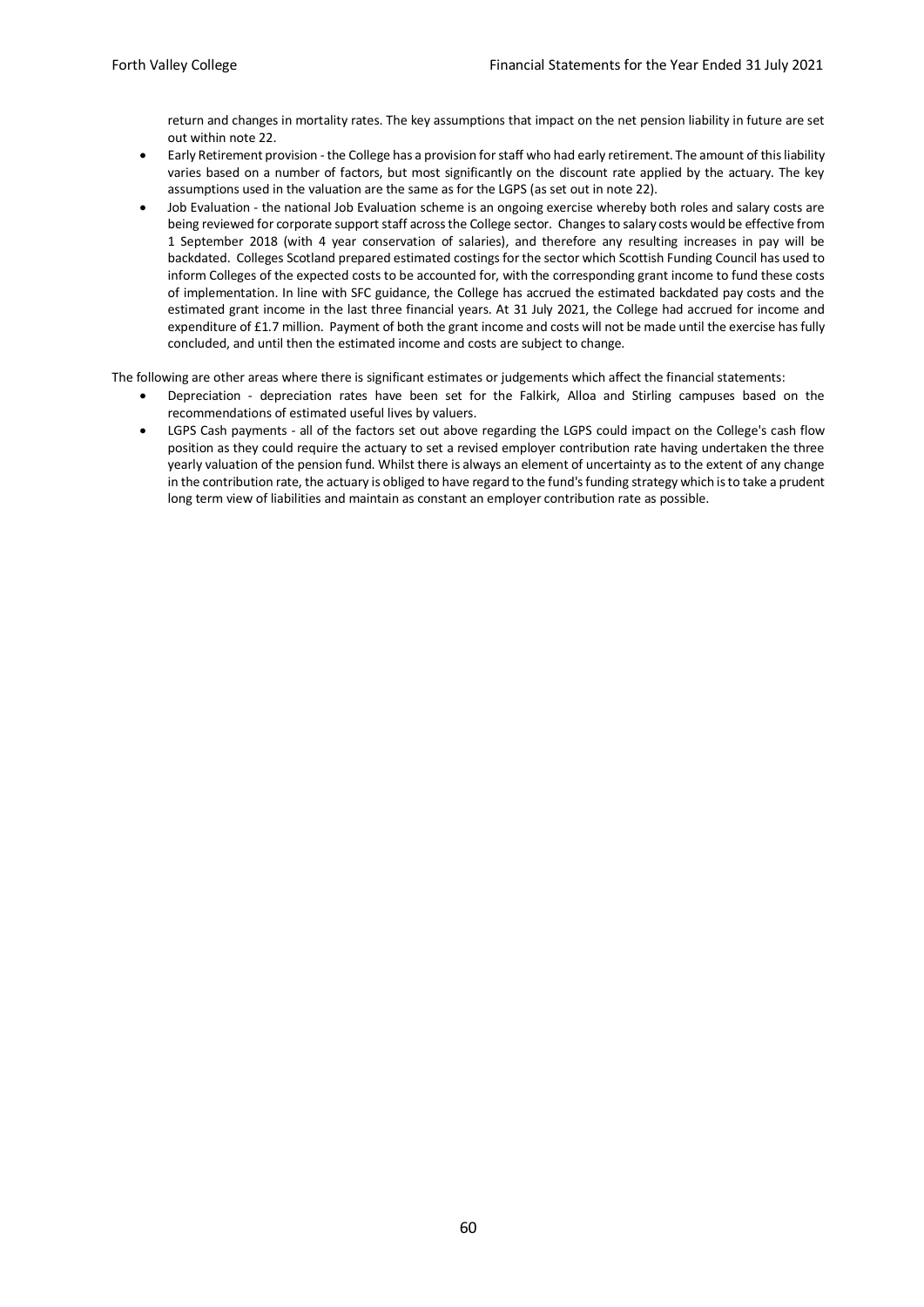return and changes in mortality rates. The key assumptions that impact on the net pension liability in future are set out within note 22.

- Early Retirement provision - the College has a provision for staff who had early retirement. The amount of this liability varies based on a number of factors, but most significantly on the discount rate applied by the actuary. The key assumptions used in the valuation are the same as for the LGPS (as set out in note 22).
- Job Evaluation - the national Job Evaluation scheme is an ongoing exercise whereby both roles and salary costs are being reviewed for corporate support staff across the College sector. Changes to salary costs would be effective from 1 September 2018 (with 4 year conservation of salaries), and therefore any resulting increases in pay will be backdated. Colleges Scotland prepared estimated costings for the sector which Scottish Funding Council has used to inform Colleges of the expected costs to be accounted for, with the corresponding grant income to fund these costs of implementation. In line with SFC guidance, the College has accrued the estimated backdated pay costs and the estimated grant income in the last three financial years. At 31 July 2021, the College had accrued for income and expenditure of £1.7 million. Payment of both the grant income and costs will not be made until the exercise has fully concluded, and until then the estimated income and costs are subject to change.

The following are other areas where there is significant estimates or judgements which affect the financial statements:

- Depreciation - depreciation rates have been set for the Falkirk, Alloa and Stirling campuses based on the recommendations of estimated useful lives by valuers.
- LGPS Cash payments - all of the factors set out above regarding the LGPS could impact on the College's cash flow position as they could require the actuary to set a revised employer contribution rate having undertaken the three yearly valuation of the pension fund. Whilst there is always an element of uncertainty as to the extent of any change in the contribution rate, the actuary is obliged to have regard to the fund's funding strategy which is to take a prudent long term view of liabilities and maintain as constant an employer contribution rate as possible.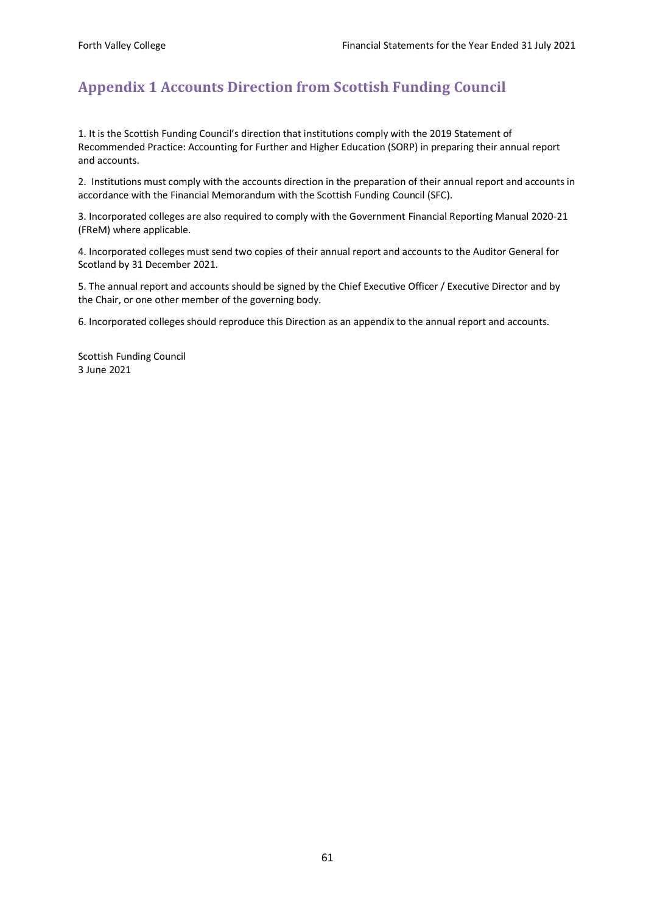## Appendix 1 Accounts Direction from Scottish Funding Council

1. It is the Scottish Funding Council's direction that institutions comply with the 2019 Statement of Recommended Practice: Accounting for Further and Higher Education (SORP) in preparing their annual report and accounts.

2. Institutions must comply with the accounts direction in the preparation of their annual report and accounts in accordance with the Financial Memorandum with the Scottish Funding Council (SFC).

3. Incorporated colleges are also required to comply with the Government Financial Reporting Manual 2020-21 (FReM) where applicable.

4. Incorporated colleges must send two copies of their annual report and accounts to the Auditor General for Scotland by 31 December 2021.

5. The annual report and accounts should be signed by the Chief Executive Officer / Executive Director and by the Chair, or one other member of the governing body.

6. Incorporated colleges should reproduce this Direction as an appendix to the annual report and accounts.

Scottish Funding Council
3 June 2021